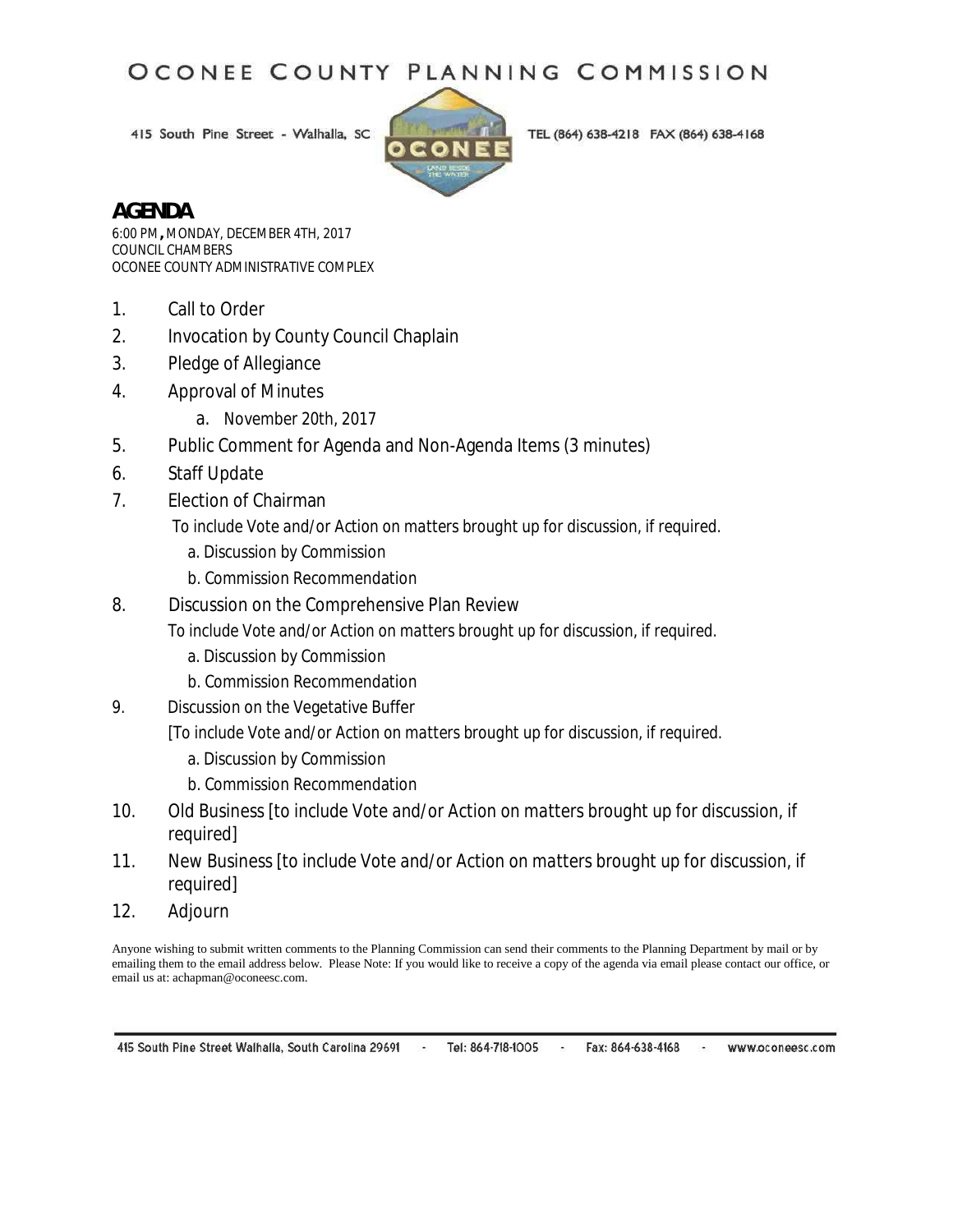# OCONEE COUNTY PLANNING COMMISSION

415 South Pine Street - Walhalla, SC TEL (864) 638-4218 FAX (864) 638-4168

## AGENDA

6:00 PM, MONDAY, DECEMBER 4TH, 2017
COUNCIL CHAMBERS
OCONEE COUNTY ADMINISTRATIVE COMPLEX

1. Call to Order
2. Invocation by County Council Chaplain
3. Pledge of Allegiance
4. Approval of Minutes
   a. November 20th, 2017
5. Public Comment for Agenda and Non-Agenda Items (3 minutes)
6. Staff Update
7. Election of Chairman
   To include Vote and/or Action on matters brought up for discussion, if required.
   a. Discussion by Commission
   b. Commission Recommendation
8. Discussion on the Comprehensive Plan Review
   To include Vote and/or Action on matters brought up for discussion, if required.
   a. Discussion by Commission
   b. Commission Recommendation
9. Discussion on the Vegetative Buffer
   [To include Vote and/or Action on matters brought up for discussion, if required.
   a. Discussion by Commission
   b. Commission Recommendation
10. Old Business [to include Vote and/or Action on matters brought up for discussion, if required]
11. New Business [to include Vote and/or Action on matters brought up for discussion, if required]
12. Adjourn

Anyone wishing to submit written comments to the Planning Commission can send their comments to the Planning Department by mail or by emailing them to the email address below. Please Note: If you would like to receive a copy of the agenda via email please contact our office, or email us at: achapman@oconeesc.com.

415 South Pine Street Walhalla, South Carolina 29691 - Tel: 864-718-1005 - Fax: 864-638-4168 - www.oconeesc.com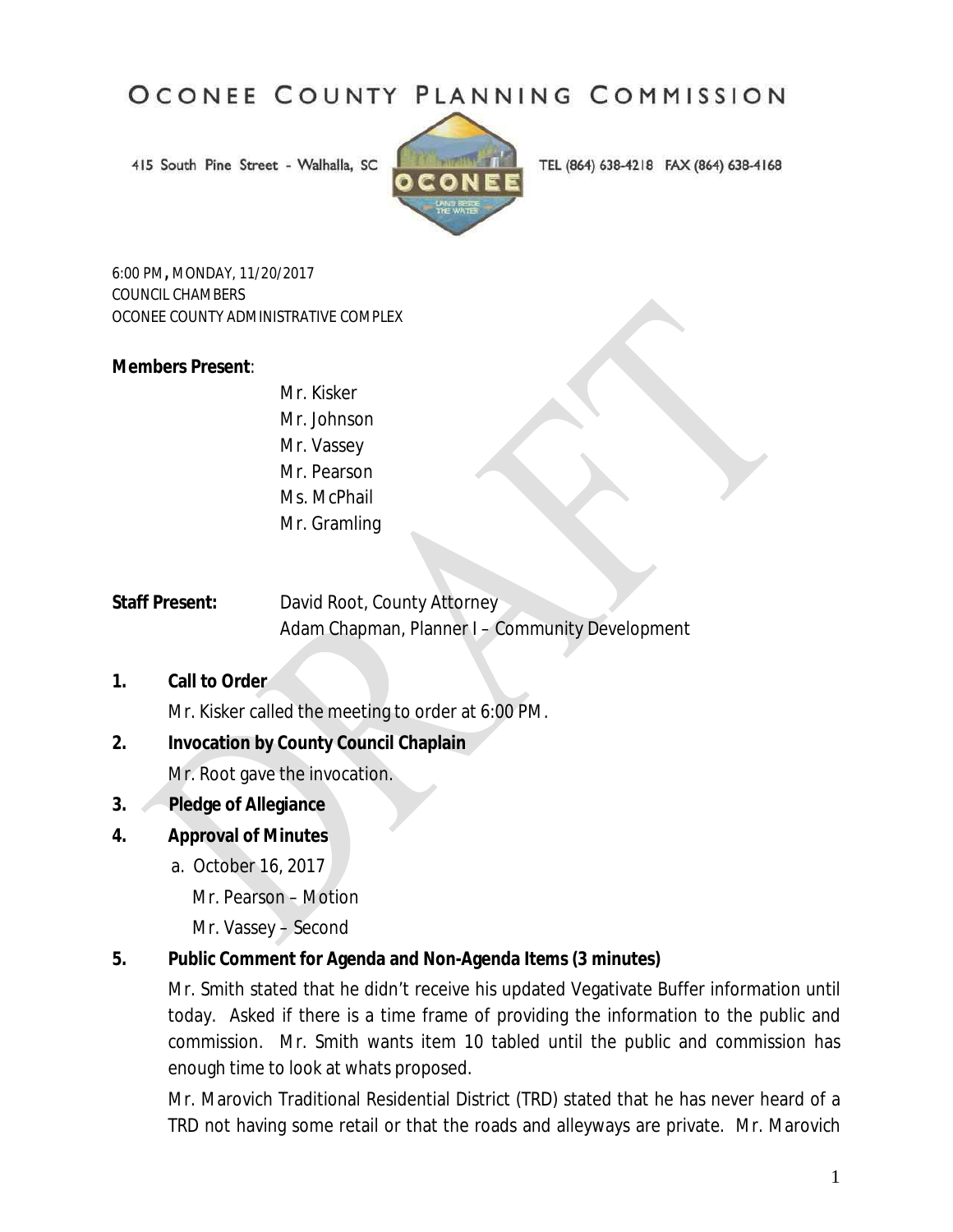# OCONEE COUNTY PLANNING COMMISSION

415 South Pine Street - Walhalla, SC

TEL (864) 638-4218 FAX (864) 638-4168

6:00 PM**,** MONDAY, 11/20/2017
COUNCIL CHAMBERS
OCONEE COUNTY ADMINISTRATIVE COMPLEX

**Members Present**:

Mr. Kisker
Mr. Johnson
Mr. Vassey
Mr. Pearson
Ms. McPhail
Mr. Gramling

**Staff Present:** David Root, County Attorney
Adam Chapman, Planner I – Community Development

**1. Call to Order**

Mr. Kisker called the meeting to order at 6:00 PM.

**2. Invocation by County Council Chaplain**

Mr. Root gave the invocation.

**3. Pledge of Allegiance**

**4. Approval of Minutes**

a. October 16, 2017

Mr. Pearson – Motion

Mr. Vassey – Second

**5. Public Comment for Agenda and Non-Agenda Items (3 minutes)**

Mr. Smith stated that he didn't receive his updated Vegatative Buffer information until today. Asked if there is a time frame of providing the information to the public and commission. Mr. Smith wants item 10 tabled until the public and commission has enough time to look at whats proposed.

Mr. Marovich Traditional Residential District (TRD) stated that he has never heard of a TRD not having some retail or that the roads and alleyways are private. Mr. Marovich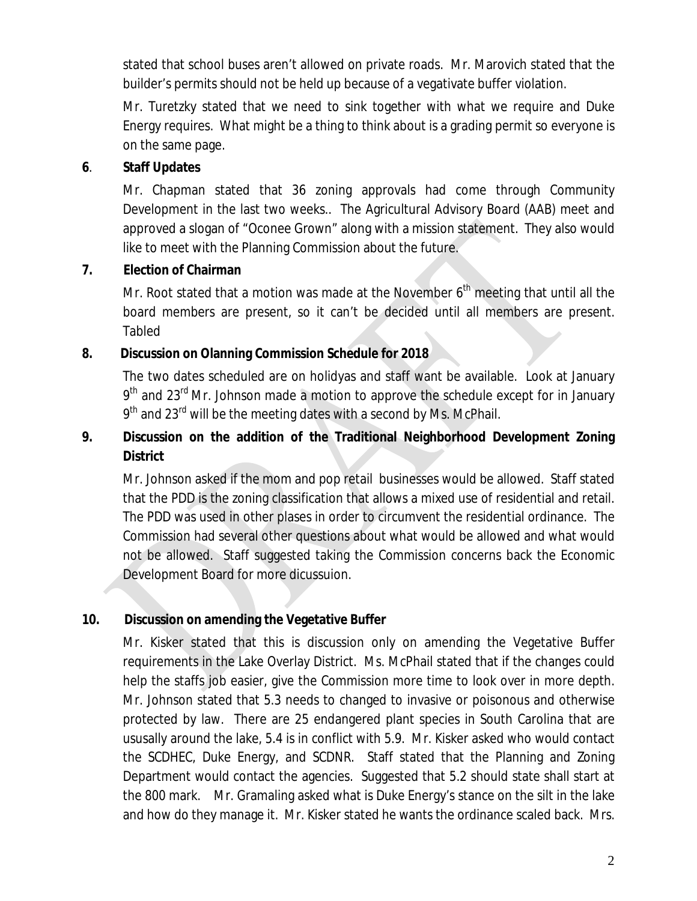stated that school buses aren't allowed on private roads. Mr. Marovich stated that the builder's permits should not be held up because of a vegativate buffer violation.

Mr. Turetzky stated that we need to sink together with what we require and Duke Energy requires. What might be a thing to think about is a grading permit so everyone is on the same page.

**6**. **Staff Updates**

Mr. Chapman stated that 36 zoning approvals had come through Community Development in the last two weeks.. The Agricultural Advisory Board (AAB) meet and approved a slogan of "Oconee Grown" along with a mission statement. They also would like to meet with the Planning Commission about the future.

**7. Election of Chairman**

Mr. Root stated that a motion was made at the November 6th meeting that until all the board members are present, so it can't be decided until all members are present. Tabled

**8. Discussion on Olanning Commission Schedule for 2018**

The two dates scheduled are on holidyas and staff want be available. Look at January 9th and 23rd Mr. Johnson made a motion to approve the schedule except for in January 9th and 23rd will be the meeting dates with a second by Ms. McPhail.

**9. Discussion on the addition of the Traditional Neighborhood Development Zoning District**

Mr. Johnson asked if the mom and pop retail businesses would be allowed. Staff stated that the PDD is the zoning classification that allows a mixed use of residential and retail. The PDD was used in other plases in order to circumvent the residential ordinance. The Commission had several other questions about what would be allowed and what would not be allowed. Staff suggested taking the Commission concerns back the Economic Development Board for more dicussuion.

**10. Discussion on amending the Vegetative Buffer**

Mr. Kisker stated that this is discussion only on amending the Vegetative Buffer requirements in the Lake Overlay District. Ms. McPhail stated that if the changes could help the staffs job easier, give the Commission more time to look over in more depth. Mr. Johnson stated that 5.3 needs to changed to invasive or poisonous and otherwise protected by law. There are 25 endangered plant species in South Carolina that are ususally around the lake, 5.4 is in conflict with 5.9. Mr. Kisker asked who would contact the SCDHEC, Duke Energy, and SCDNR. Staff stated that the Planning and Zoning Department would contact the agencies. Suggested that 5.2 should state shall start at the 800 mark. Mr. Gramaling asked what is Duke Energy's stance on the silt in the lake and how do they manage it. Mr. Kisker stated he wants the ordinance scaled back. Mrs.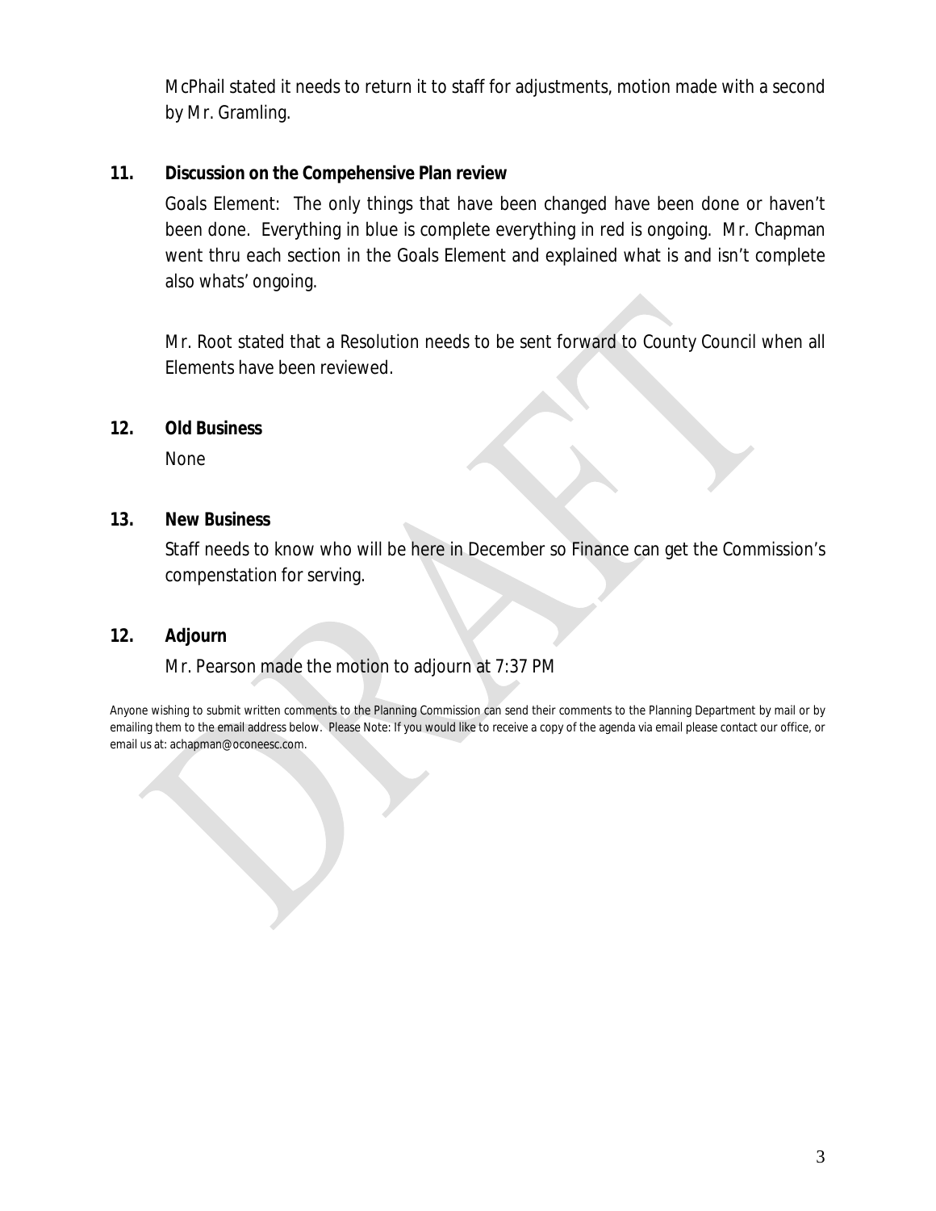McPhail stated it needs to return it to staff for adjustments, motion made with a second by Mr. Gramling.

**11. Discussion on the Compehensive Plan review**

Goals Element: The only things that have been changed have been done or haven't been done. Everything in blue is complete everything in red is ongoing. Mr. Chapman went thru each section in the Goals Element and explained what is and isn't complete also whats' ongoing.

Mr. Root stated that a Resolution needs to be sent forward to County Council when all Elements have been reviewed.

**12. Old Business**

None

**13. New Business**

Staff needs to know who will be here in December so Finance can get the Commission's compenstation for serving.

**12. Adjourn**

Mr. Pearson made the motion to adjourn at 7:37 PM

Anyone wishing to submit written comments to the Planning Commission can send their comments to the Planning Department by mail or by emailing them to the email address below. Please Note: If you would like to receive a copy of the agenda via email please contact our office, or email us at: achapman@oconeesc.com.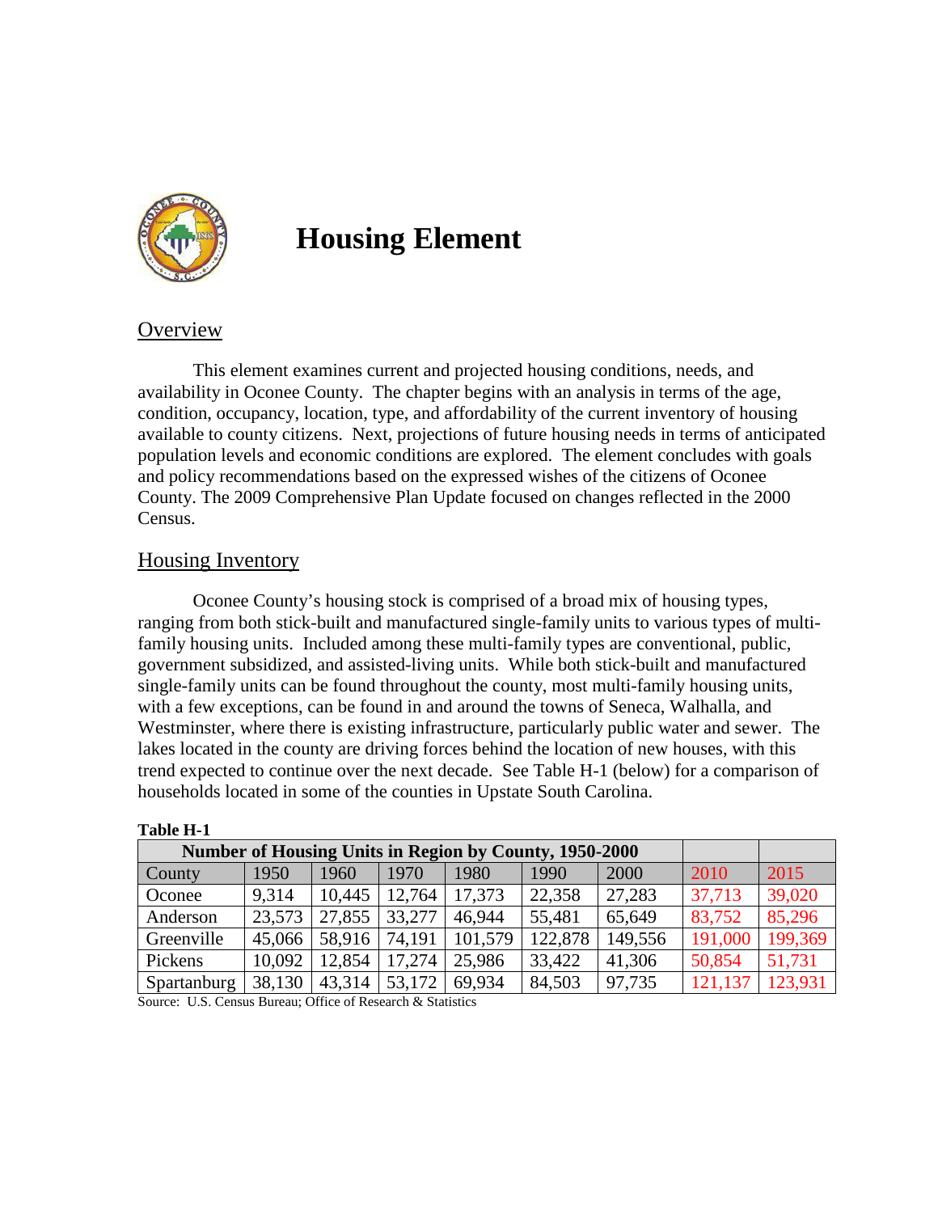# Housing Element

## Overview

This element examines current and projected housing conditions, needs, and availability in Oconee County. The chapter begins with an analysis in terms of the age, condition, occupancy, location, type, and affordability of the current inventory of housing available to county citizens. Next, projections of future housing needs in terms of anticipated population levels and economic conditions are explored. The element concludes with goals and policy recommendations based on the expressed wishes of the citizens of Oconee County. The 2009 Comprehensive Plan Update focused on changes reflected in the 2000 Census.

## Housing Inventory

Oconee County's housing stock is comprised of a broad mix of housing types, ranging from both stick-built and manufactured single-family units to various types of multi-family housing units. Included among these multi-family types are conventional, public, government subsidized, and assisted-living units. While both stick-built and manufactured single-family units can be found throughout the county, most multi-family housing units, with a few exceptions, can be found in and around the towns of Seneca, Walhalla, and Westminster, where there is existing infrastructure, particularly public water and sewer. The lakes located in the county are driving forces behind the location of new houses, with this trend expected to continue over the next decade. See Table H-1 (below) for a comparison of households located in some of the counties in Upstate South Carolina.

**Table H-1**

| Number of Housing Units in Region by County, 1950-2000 | | | | | | | | |
|---|---|---|---|---|---|---|---|---|
| County | 1950 | 1960 | 1970 | 1980 | 1990 | 2000 | 2010 | 2015 |
| Oconee | 9,314 | 10,445 | 12,764 | 17,373 | 22,358 | 27,283 | 37,713 | 39,020 |
| Anderson | 23,573 | 27,855 | 33,277 | 46,944 | 55,481 | 65,649 | 83,752 | 85,296 |
| Greenville | 45,066 | 58,916 | 74,191 | 101,579 | 122,878 | 149,556 | 191,000 | 199,369 |
| Pickens | 10,092 | 12,854 | 17,274 | 25,986 | 33,422 | 41,306 | 50,854 | 51,731 |
| Spartanburg | 38,130 | 43,314 | 53,172 | 69,934 | 84,503 | 97,735 | 121,137 | 123,931 |

Source: U.S. Census Bureau; Office of Research & Statistics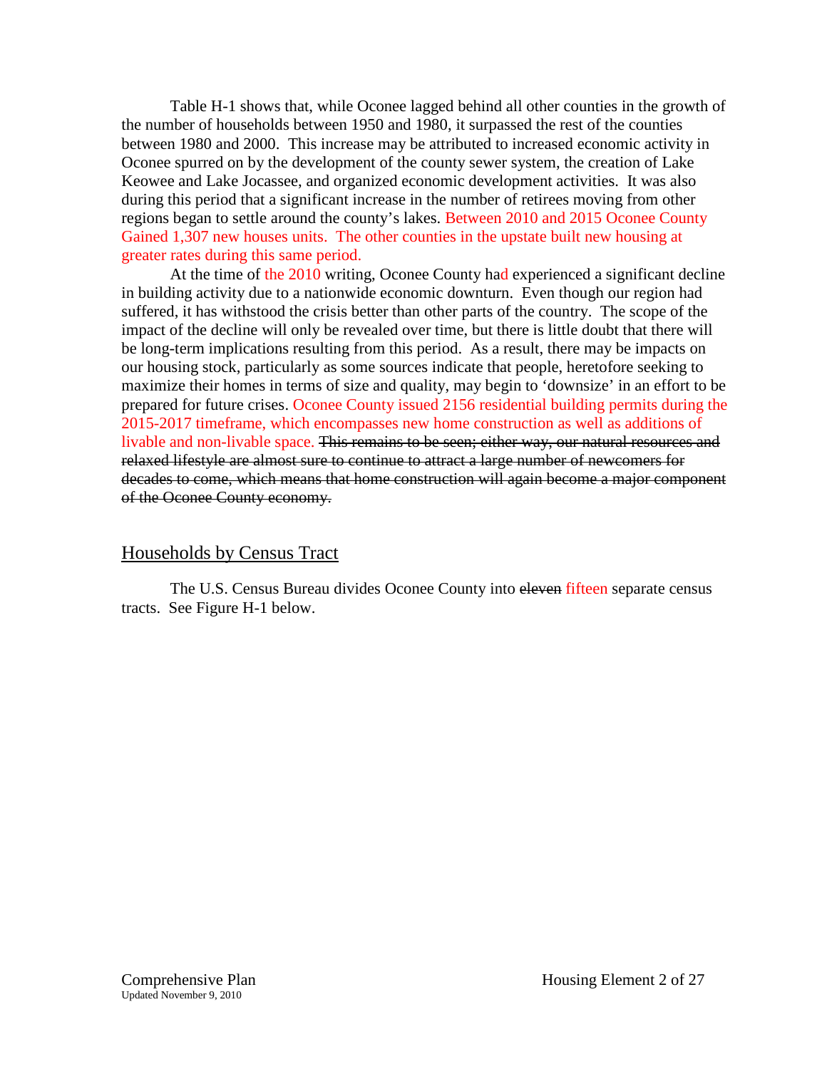Table H-1 shows that, while Oconee lagged behind all other counties in the growth of the number of households between 1950 and 1980, it surpassed the rest of the counties between 1980 and 2000. This increase may be attributed to increased economic activity in Oconee spurred on by the development of the county sewer system, the creation of Lake Keowee and Lake Jocassee, and organized economic development activities. It was also during this period that a significant increase in the number of retirees moving from other regions began to settle around the county's lakes. Between 2010 and 2015 Oconee County Gained 1,307 new houses units. The other counties in the upstate built new housing at greater rates during this same period.

At the time of the 2010 writing, Oconee County had experienced a significant decline in building activity due to a nationwide economic downturn. Even though our region had suffered, it has withstood the crisis better than other parts of the country. The scope of the impact of the decline will only be revealed over time, but there is little doubt that there will be long-term implications resulting from this period. As a result, there may be impacts on our housing stock, particularly as some sources indicate that people, heretofore seeking to maximize their homes in terms of size and quality, may begin to 'downsize' in an effort to be prepared for future crises. Oconee County issued 2156 residential building permits during the 2015-2017 timeframe, which encompasses new home construction as well as additions of livable and non-livable space. ~~This remains to be seen; either way, our natural resources and relaxed lifestyle are almost sure to continue to attract a large number of newcomers for decades to come, which means that home construction will again become a major component of the Oconee County economy.~~

## Households by Census Tract

The U.S. Census Bureau divides Oconee County into ~~eleven~~ fifteen separate census tracts. See Figure H-1 below.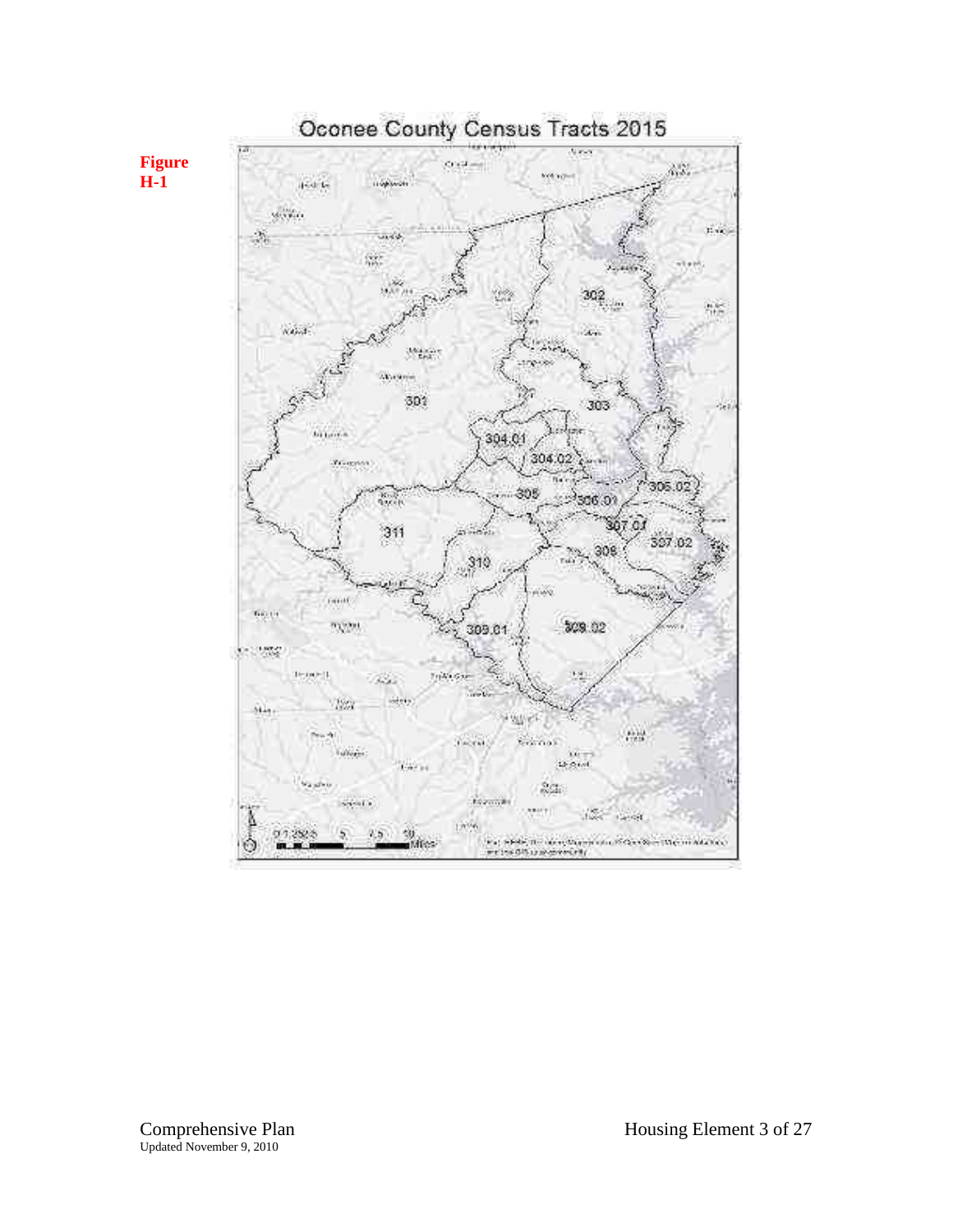**Figure H-1**

Oconee County Census Tracts 2015

302

303

301

304.01

304.02

305

306.01

306.02

307.01

307.02

308

311

310

309.01

309.02

0 1.25 2.5 5 7.5 10 Miles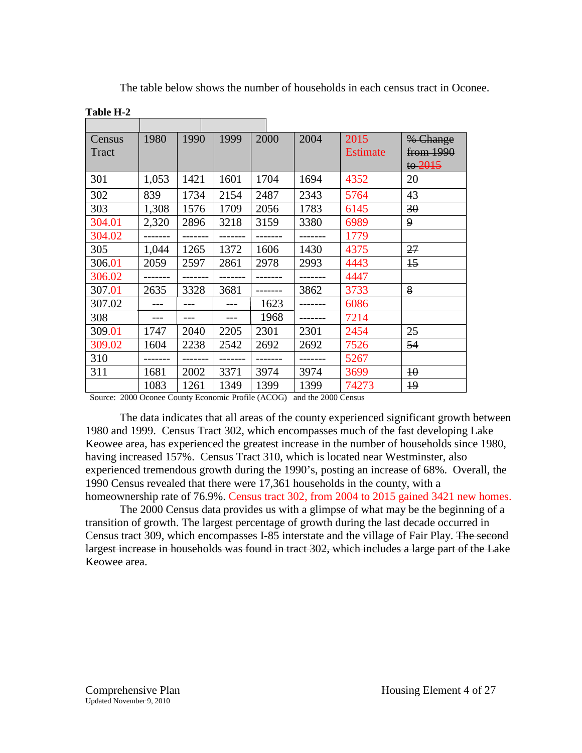The table below shows the number of households in each census tract in Oconee.

**Table H-2**

| Census Tract | 1980 | 1990 | 1999 | 2000 | 2004 | 2015 Estimate | ~~% Change from 1990 to~~ 2015 |
|---|---|---|---|---|---|---|---|
| 301 | 1,053 | 1421 | 1601 | 1704 | 1694 | 4352 | ~~20~~ |
| 302 | 839 | 1734 | 2154 | 2487 | 2343 | 5764 | ~~43~~ |
| 303 | 1,308 | 1576 | 1709 | 2056 | 1783 | 6145 | ~~30~~ |
| 304.01 | 2,320 | 2896 | 3218 | 3159 | 3380 | 6989 | ~~9~~ |
| 304.02 | ------- | ------- | ------- | ------- | ------- | 1779 | |
| 305 | 1,044 | 1265 | 1372 | 1606 | 1430 | 4375 | ~~27~~ |
| 306.01 | 2059 | 2597 | 2861 | 2978 | 2993 | 4443 | ~~15~~ |
| 306.02 | ------- | ------- | ------- | ------- | ------- | 4447 | |
| 307.01 | 2635 | 3328 | 3681 | ------- | 3862 | 3733 | ~~8~~ |
| 307.02 | --- | --- | --- | 1623 | ------- | 6086 | |
| 308 | --- | --- | --- | 1968 | ------- | 7214 | |
| 309.01 | 1747 | 2040 | 2205 | 2301 | 2301 | 2454 | ~~25~~ |
| 309.02 | 1604 | 2238 | 2542 | 2692 | 2692 | 7526 | ~~54~~ |
| 310 | ------- | ------- | ------- | ------- | ------- | 5267 | |
| 311 | 1681 | 2002 | 3371 | 3974 | 3974 | 3699 | ~~10~~ |
| | 1083 | 1261 | 1349 | 1399 | 1399 | 74273 | ~~19~~ |

Source: 2000 Oconee County Economic Profile (ACOG) and the 2000 Census

The data indicates that all areas of the county experienced significant growth between 1980 and 1999. Census Tract 302, which encompasses much of the fast developing Lake Keowee area, has experienced the greatest increase in the number of households since 1980, having increased 157%. Census Tract 310, which is located near Westminster, also experienced tremendous growth during the 1990's, posting an increase of 68%. Overall, the 1990 Census revealed that there were 17,361 households in the county, with a homeownership rate of 76.9%. Census tract 302, from 2004 to 2015 gained 3421 new homes.

The 2000 Census data provides us with a glimpse of what may be the beginning of a transition of growth. The largest percentage of growth during the last decade occurred in Census tract 309, which encompasses I-85 interstate and the village of Fair Play. ~~The second largest increase in households was found in tract 302, which includes a large part of the Lake Keowee area.~~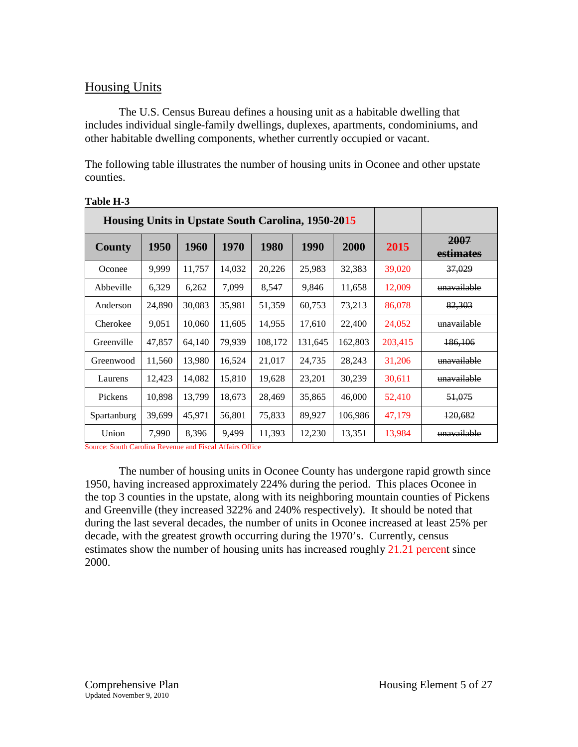## Housing Units

The U.S. Census Bureau defines a housing unit as a habitable dwelling that includes individual single-family dwellings, duplexes, apartments, condominiums, and other habitable dwelling components, whether currently occupied or vacant.

The following table illustrates the number of housing units in Oconee and other upstate counties.

**Table H-3**

| Housing Units in Upstate South Carolina, 1950-2015 | | | | | | | | |
|---|---|---|---|---|---|---|---|---|
| **County** | **1950** | **1960** | **1970** | **1980** | **1990** | **2000** | **2015** | ~~**2007 estimates**~~ |
| Oconee | 9,999 | 11,757 | 14,032 | 20,226 | 25,983 | 32,383 | 39,020 | ~~37,029~~ |
| Abbeville | 6,329 | 6,262 | 7,099 | 8,547 | 9,846 | 11,658 | 12,009 | ~~unavailable~~ |
| Anderson | 24,890 | 30,083 | 35,981 | 51,359 | 60,753 | 73,213 | 86,078 | ~~82,303~~ |
| Cherokee | 9,051 | 10,060 | 11,605 | 14,955 | 17,610 | 22,400 | 24,052 | ~~unavailable~~ |
| Greenville | 47,857 | 64,140 | 79,939 | 108,172 | 131,645 | 162,803 | 203,415 | ~~186,106~~ |
| Greenwood | 11,560 | 13,980 | 16,524 | 21,017 | 24,735 | 28,243 | 31,206 | ~~unavailable~~ |
| Laurens | 12,423 | 14,082 | 15,810 | 19,628 | 23,201 | 30,239 | 30,611 | ~~unavailable~~ |
| Pickens | 10,898 | 13,799 | 18,673 | 28,469 | 35,865 | 46,000 | 52,410 | ~~51,075~~ |
| Spartanburg | 39,699 | 45,971 | 56,801 | 75,833 | 89,927 | 106,986 | 47,179 | ~~120,682~~ |
| Union | 7,990 | 8,396 | 9,499 | 11,393 | 12,230 | 13,351 | 13,984 | ~~unavailable~~ |

Source: South Carolina Revenue and Fiscal Affairs Office

The number of housing units in Oconee County has undergone rapid growth since 1950, having increased approximately 224% during the period. This places Oconee in the top 3 counties in the upstate, along with its neighboring mountain counties of Pickens and Greenville (they increased 322% and 240% respectively). It should be noted that during the last several decades, the number of units in Oconee increased at least 25% per decade, with the greatest growth occurring during the 1970's. Currently, census estimates show the number of housing units has increased roughly 21.21 percent since 2000.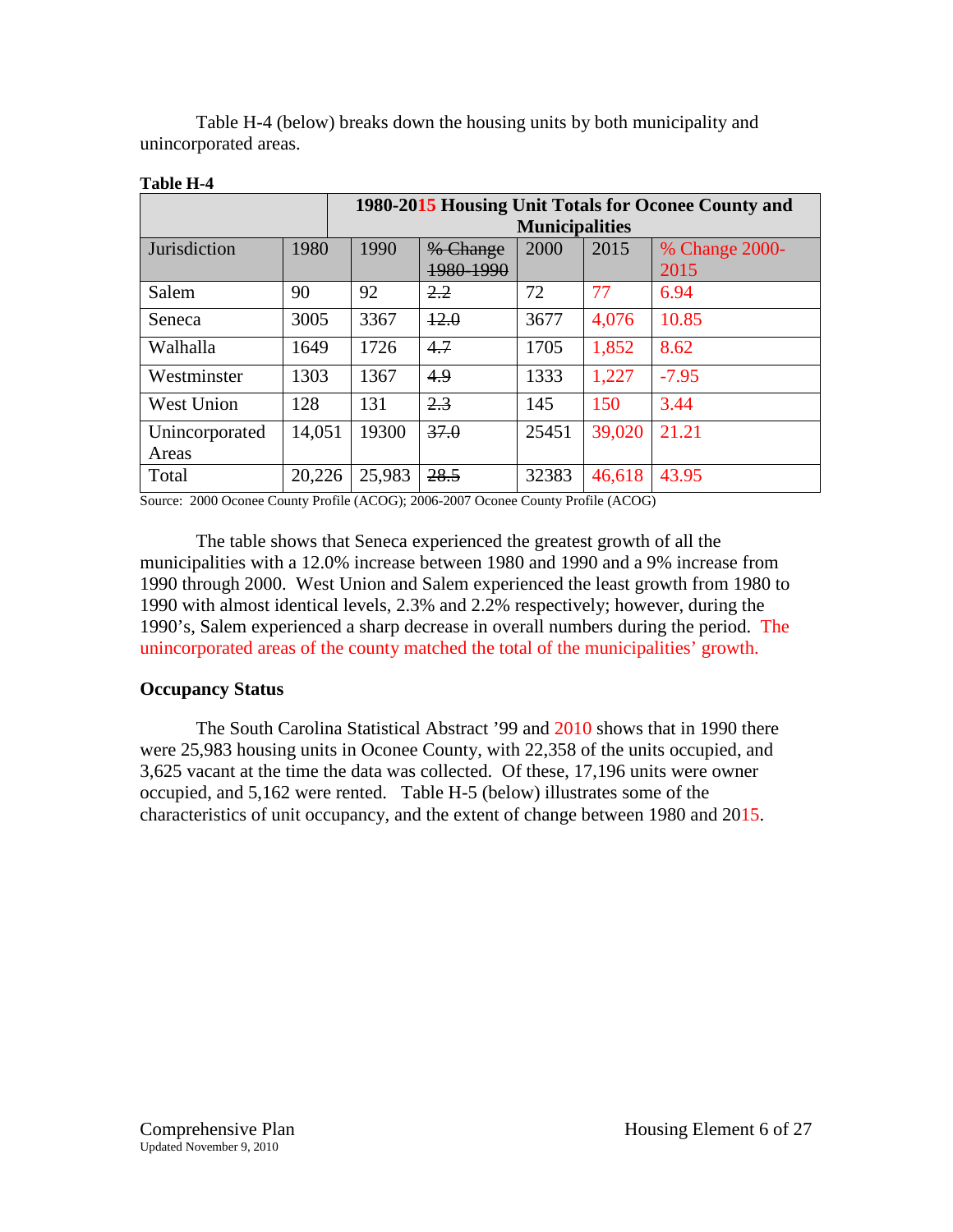Table H-4 (below) breaks down the housing units by both municipality and unincorporated areas.

**Table H-4**

| | 1980-2015 Housing Unit Totals for Oconee County and Municipalities | | | | | |
|---|---|---|---|---|---|---|
| Jurisdiction | 1980 | 1990 | ~~% Change 1980-1990~~ | 2000 | 2015 | % Change 2000-2015 |
| Salem | 90 | 92 | ~~2.2~~ | 72 | 77 | 6.94 |
| Seneca | 3005 | 3367 | ~~12.0~~ | 3677 | 4,076 | 10.85 |
| Walhalla | 1649 | 1726 | ~~4.7~~ | 1705 | 1,852 | 8.62 |
| Westminster | 1303 | 1367 | ~~4.9~~ | 1333 | 1,227 | -7.95 |
| West Union | 128 | 131 | ~~2.3~~ | 145 | 150 | 3.44 |
| Unincorporated Areas | 14,051 | 19300 | ~~37.0~~ | 25451 | 39,020 | 21.21 |
| Total | 20,226 | 25,983 | ~~28.5~~ | 32383 | 46,618 | 43.95 |

Source: 2000 Oconee County Profile (ACOG); 2006-2007 Oconee County Profile (ACOG)

The table shows that Seneca experienced the greatest growth of all the municipalities with a 12.0% increase between 1980 and 1990 and a 9% increase from 1990 through 2000. West Union and Salem experienced the least growth from 1980 to 1990 with almost identical levels, 2.3% and 2.2% respectively; however, during the 1990's, Salem experienced a sharp decrease in overall numbers during the period. The unincorporated areas of the county matched the total of the municipalities' growth.

**Occupancy Status**

The South Carolina Statistical Abstract '99 and 2010 shows that in 1990 there were 25,983 housing units in Oconee County, with 22,358 of the units occupied, and 3,625 vacant at the time the data was collected. Of these, 17,196 units were owner occupied, and 5,162 were rented. Table H-5 (below) illustrates some of the characteristics of unit occupancy, and the extent of change between 1980 and 2015.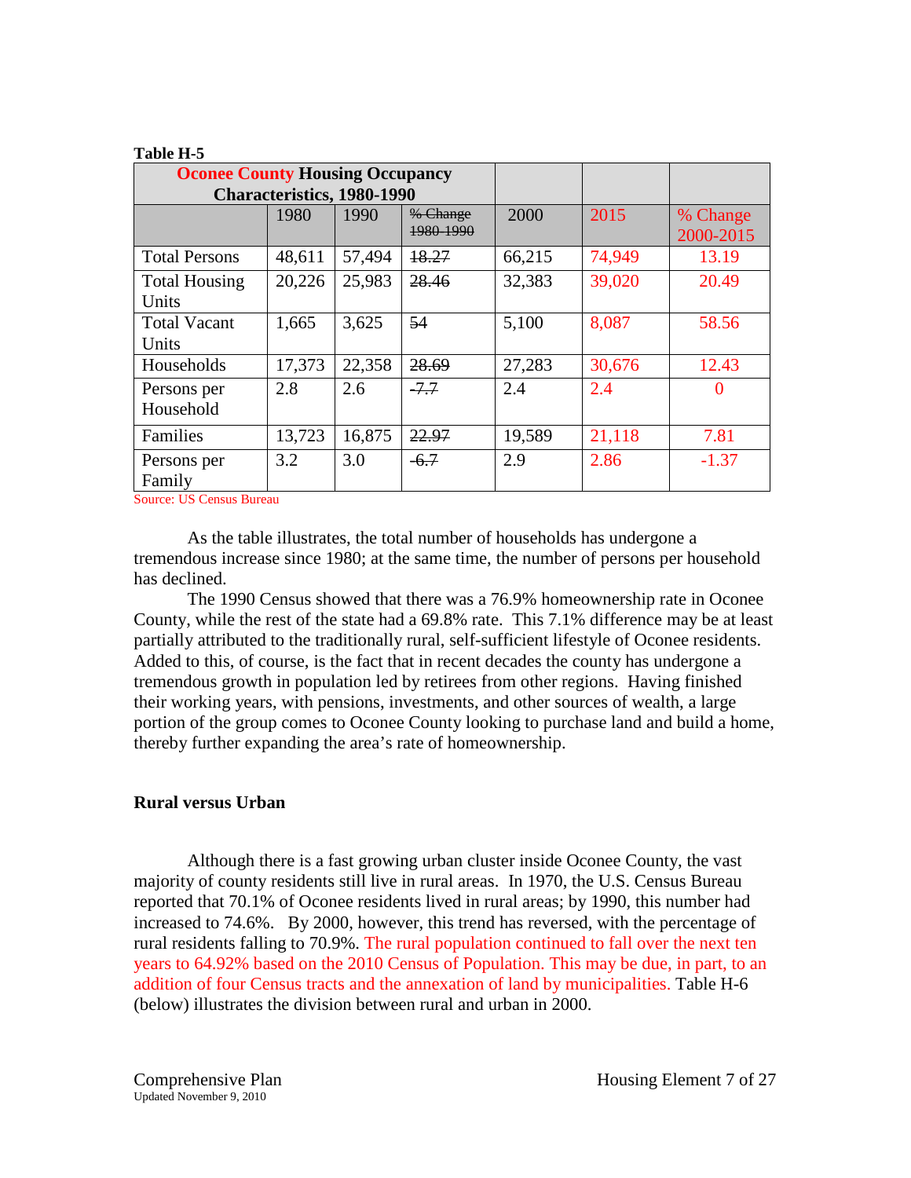**Table H-5**

| Oconee County Housing Occupancy Characteristics, 1980-1990 | | | | | | |
|---|---|---|---|---|---|---|
| | 1980 | 1990 | ~~% Change 1980-1990~~ | 2000 | 2015 | % Change 2000-2015 |
| Total Persons | 48,611 | 57,494 | ~~18.27~~ | 66,215 | 74,949 | 13.19 |
| Total Housing Units | 20,226 | 25,983 | ~~28.46~~ | 32,383 | 39,020 | 20.49 |
| Total Vacant Units | 1,665 | 3,625 | ~~54~~ | 5,100 | 8,087 | 58.56 |
| Households | 17,373 | 22,358 | ~~28.69~~ | 27,283 | 30,676 | 12.43 |
| Persons per Household | 2.8 | 2.6 | ~~-7.7~~ | 2.4 | 2.4 | 0 |
| Families | 13,723 | 16,875 | ~~22.97~~ | 19,589 | 21,118 | 7.81 |
| Persons per Family | 3.2 | 3.0 | ~~-6.7~~ | 2.9 | 2.86 | -1.37 |

Source: US Census Bureau

As the table illustrates, the total number of households has undergone a tremendous increase since 1980; at the same time, the number of persons per household has declined.

The 1990 Census showed that there was a 76.9% homeownership rate in Oconee County, while the rest of the state had a 69.8% rate. This 7.1% difference may be at least partially attributed to the traditionally rural, self-sufficient lifestyle of Oconee residents. Added to this, of course, is the fact that in recent decades the county has undergone a tremendous growth in population led by retirees from other regions. Having finished their working years, with pensions, investments, and other sources of wealth, a large portion of the group comes to Oconee County looking to purchase land and build a home, thereby further expanding the area's rate of homeownership.

## Rural versus Urban

Although there is a fast growing urban cluster inside Oconee County, the vast majority of county residents still live in rural areas. In 1970, the U.S. Census Bureau reported that 70.1% of Oconee residents lived in rural areas; by 1990, this number had increased to 74.6%. By 2000, however, this trend has reversed, with the percentage of rural residents falling to 70.9%. The rural population continued to fall over the next ten years to 64.92% based on the 2010 Census of Population. This may be due, in part, to an addition of four Census tracts and the annexation of land by municipalities. Table H-6 (below) illustrates the division between rural and urban in 2000.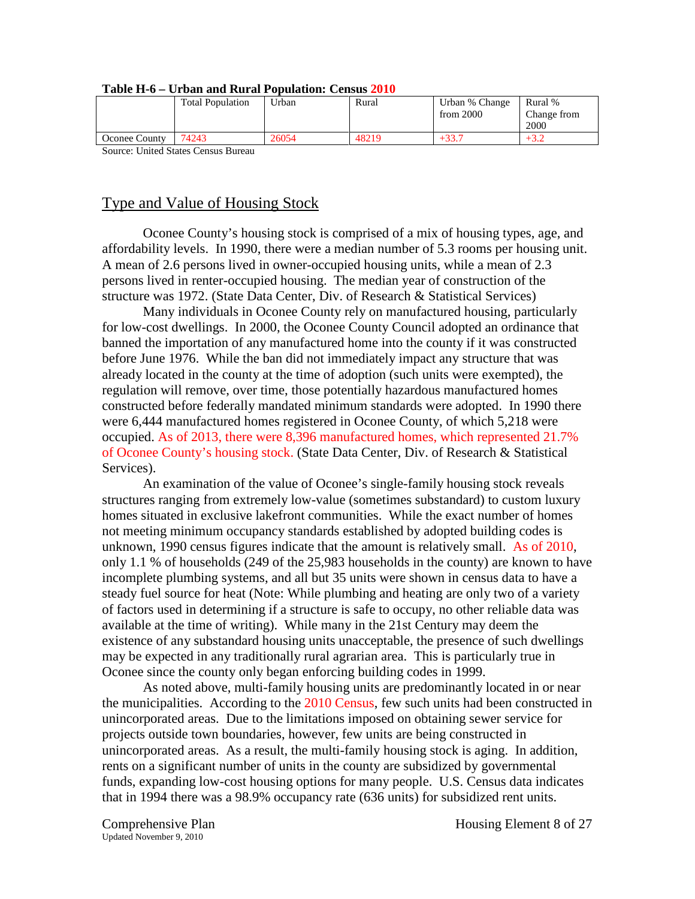**Table H-6 – Urban and Rural Population: Census 2010**

| | Total Population | Urban | Rural | Urban % Change from 2000 | Rural % Change from 2000 |
|---|---|---|---|---|---|
| Oconee County | 74243 | 26054 | 48219 | +33.7 | +3.2 |

Source: United States Census Bureau

## Type and Value of Housing Stock

Oconee County's housing stock is comprised of a mix of housing types, age, and affordability levels. In 1990, there were a median number of 5.3 rooms per housing unit. A mean of 2.6 persons lived in owner-occupied housing units, while a mean of 2.3 persons lived in renter-occupied housing. The median year of construction of the structure was 1972. (State Data Center, Div. of Research & Statistical Services)

Many individuals in Oconee County rely on manufactured housing, particularly for low-cost dwellings. In 2000, the Oconee County Council adopted an ordinance that banned the importation of any manufactured home into the county if it was constructed before June 1976. While the ban did not immediately impact any structure that was already located in the county at the time of adoption (such units were exempted), the regulation will remove, over time, those potentially hazardous manufactured homes constructed before federally mandated minimum standards were adopted. In 1990 there were 6,444 manufactured homes registered in Oconee County, of which 5,218 were occupied. As of 2013, there were 8,396 manufactured homes, which represented 21.7% of Oconee County's housing stock. (State Data Center, Div. of Research & Statistical Services).

An examination of the value of Oconee's single-family housing stock reveals structures ranging from extremely low-value (sometimes substandard) to custom luxury homes situated in exclusive lakefront communities. While the exact number of homes not meeting minimum occupancy standards established by adopted building codes is unknown, 1990 census figures indicate that the amount is relatively small. As of 2010, only 1.1 % of households (249 of the 25,983 households in the county) are known to have incomplete plumbing systems, and all but 35 units were shown in census data to have a steady fuel source for heat (Note: While plumbing and heating are only two of a variety of factors used in determining if a structure is safe to occupy, no other reliable data was available at the time of writing). While many in the 21st Century may deem the existence of any substandard housing units unacceptable, the presence of such dwellings may be expected in any traditionally rural agrarian area. This is particularly true in Oconee since the county only began enforcing building codes in 1999.

As noted above, multi-family housing units are predominantly located in or near the municipalities. According to the 2010 Census, few such units had been constructed in unincorporated areas. Due to the limitations imposed on obtaining sewer service for projects outside town boundaries, however, few units are being constructed in unincorporated areas. As a result, the multi-family housing stock is aging. In addition, rents on a significant number of units in the county are subsidized by governmental funds, expanding low-cost housing options for many people. U.S. Census data indicates that in 1994 there was a 98.9% occupancy rate (636 units) for subsidized rent units.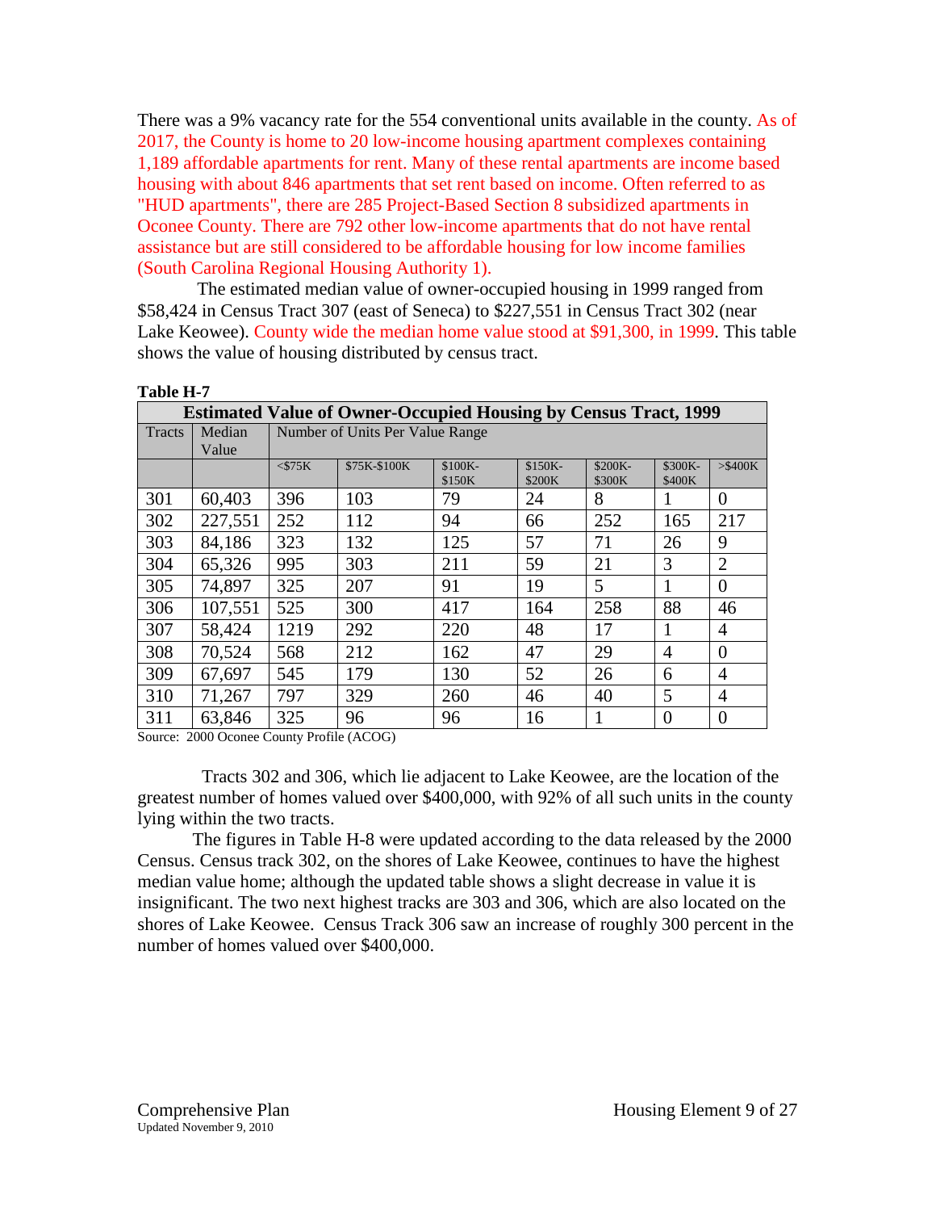There was a 9% vacancy rate for the 554 conventional units available in the county. As of 2017, the County is home to 20 low-income housing apartment complexes containing 1,189 affordable apartments for rent. Many of these rental apartments are income based housing with about 846 apartments that set rent based on income. Often referred to as "HUD apartments", there are 285 Project-Based Section 8 subsidized apartments in Oconee County. There are 792 other low-income apartments that do not have rental assistance but are still considered to be affordable housing for low income families (South Carolina Regional Housing Authority 1).

The estimated median value of owner-occupied housing in 1999 ranged from $58,424 in Census Tract 307 (east of Seneca) to $227,551 in Census Tract 302 (near Lake Keowee). County wide the median home value stood at $91,300, in 1999. This table shows the value of housing distributed by census tract.

**Table H-7**

**Estimated Value of Owner-Occupied Housing by Census Tract, 1999**

| Tracts | Median Value | Number of Units Per Value Range | | | | | | |
|---|---|---|---|---|---|---|---|---|
| | | <$75K | $75K-$100K | $100K-$150K | $150K-$200K | $200K-$300K | $300K-$400K | >$400K |
| 301 | 60,403 | 396 | 103 | 79 | 24 | 8 | 1 | 0 |
| 302 | 227,551 | 252 | 112 | 94 | 66 | 252 | 165 | 217 |
| 303 | 84,186 | 323 | 132 | 125 | 57 | 71 | 26 | 9 |
| 304 | 65,326 | 995 | 303 | 211 | 59 | 21 | 3 | 2 |
| 305 | 74,897 | 325 | 207 | 91 | 19 | 5 | 1 | 0 |
| 306 | 107,551 | 525 | 300 | 417 | 164 | 258 | 88 | 46 |
| 307 | 58,424 | 1219 | 292 | 220 | 48 | 17 | 1 | 4 |
| 308 | 70,524 | 568 | 212 | 162 | 47 | 29 | 4 | 0 |
| 309 | 67,697 | 545 | 179 | 130 | 52 | 26 | 6 | 4 |
| 310 | 71,267 | 797 | 329 | 260 | 46 | 40 | 5 | 4 |
| 311 | 63,846 | 325 | 96 | 96 | 16 | 1 | 0 | 0 |

Source: 2000 Oconee County Profile (ACOG)

Tracts 302 and 306, which lie adjacent to Lake Keowee, are the location of the greatest number of homes valued over $400,000, with 92% of all such units in the county lying within the two tracts.

The figures in Table H-8 were updated according to the data released by the 2000 Census. Census track 302, on the shores of Lake Keowee, continues to have the highest median value home; although the updated table shows a slight decrease in value it is insignificant. The two next highest tracks are 303 and 306, which are also located on the shores of Lake Keowee. Census Track 306 saw an increase of roughly 300 percent in the number of homes valued over $400,000.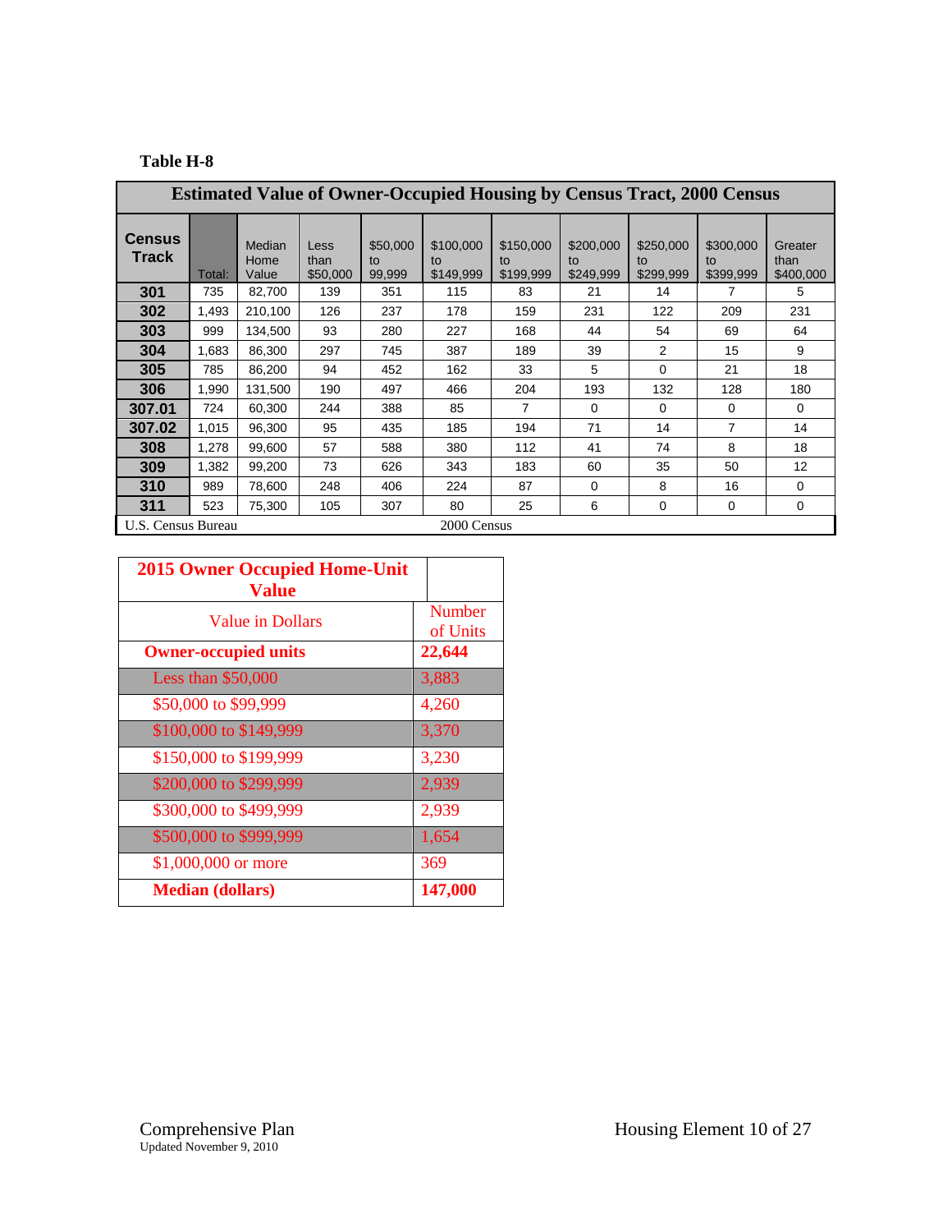**Table H-8**

| Estimated Value of Owner-Occupied Housing by Census Tract, 2000 Census | | | | | | | | | | |
|---|---|---|---|---|---|---|---|---|---|---|
| Census Track | Total: | Median Home Value | Less than $50,000 | $50,000 to 99,999 | $100,000 to $149,999 | $150,000 to $199,999 | $200,000 to $249,999 | $250,000 to $299,999 | $300,000 to $399,999 | Greater than $400,000 |
| 301 | 735 | 82,700 | 139 | 351 | 115 | 83 | 21 | 14 | 7 | 5 |
| 302 | 1,493 | 210,100 | 126 | 237 | 178 | 159 | 231 | 122 | 209 | 231 |
| 303 | 999 | 134,500 | 93 | 280 | 227 | 168 | 44 | 54 | 69 | 64 |
| 304 | 1,683 | 86,300 | 297 | 745 | 387 | 189 | 39 | 2 | 15 | 9 |
| 305 | 785 | 86,200 | 94 | 452 | 162 | 33 | 5 | 0 | 21 | 18 |
| 306 | 1,990 | 131,500 | 190 | 497 | 466 | 204 | 193 | 132 | 128 | 180 |
| 307.01 | 724 | 60,300 | 244 | 388 | 85 | 7 | 0 | 0 | 0 | 0 |
| 307.02 | 1,015 | 96,300 | 95 | 435 | 185 | 194 | 71 | 14 | 7 | 14 |
| 308 | 1,278 | 99,600 | 57 | 588 | 380 | 112 | 41 | 74 | 8 | 18 |
| 309 | 1,382 | 99,200 | 73 | 626 | 343 | 183 | 60 | 35 | 50 | 12 |
| 310 | 989 | 78,600 | 248 | 406 | 224 | 87 | 0 | 8 | 16 | 0 |
| 311 | 523 | 75,300 | 105 | 307 | 80 | 25 | 6 | 0 | 0 | 0 |

U.S. Census Bureau 2000 Census

| 2015 Owner Occupied Home-Unit Value | |
|---|---|
| Value in Dollars | Number of Units |
| **Owner-occupied units** | **22,644** |
| Less than $50,000 | 3,883 |
| $50,000 to $99,999 | 4,260 |
| $100,000 to $149,999 | 3,370 |
| $150,000 to $199,999 | 3,230 |
| $200,000 to $299,999 | 2,939 |
| $300,000 to $499,999 | 2,939 |
| $500,000 to $999,999 | 1,654 |
| $1,000,000 or more | 369 |
| **Median (dollars)** | **147,000** |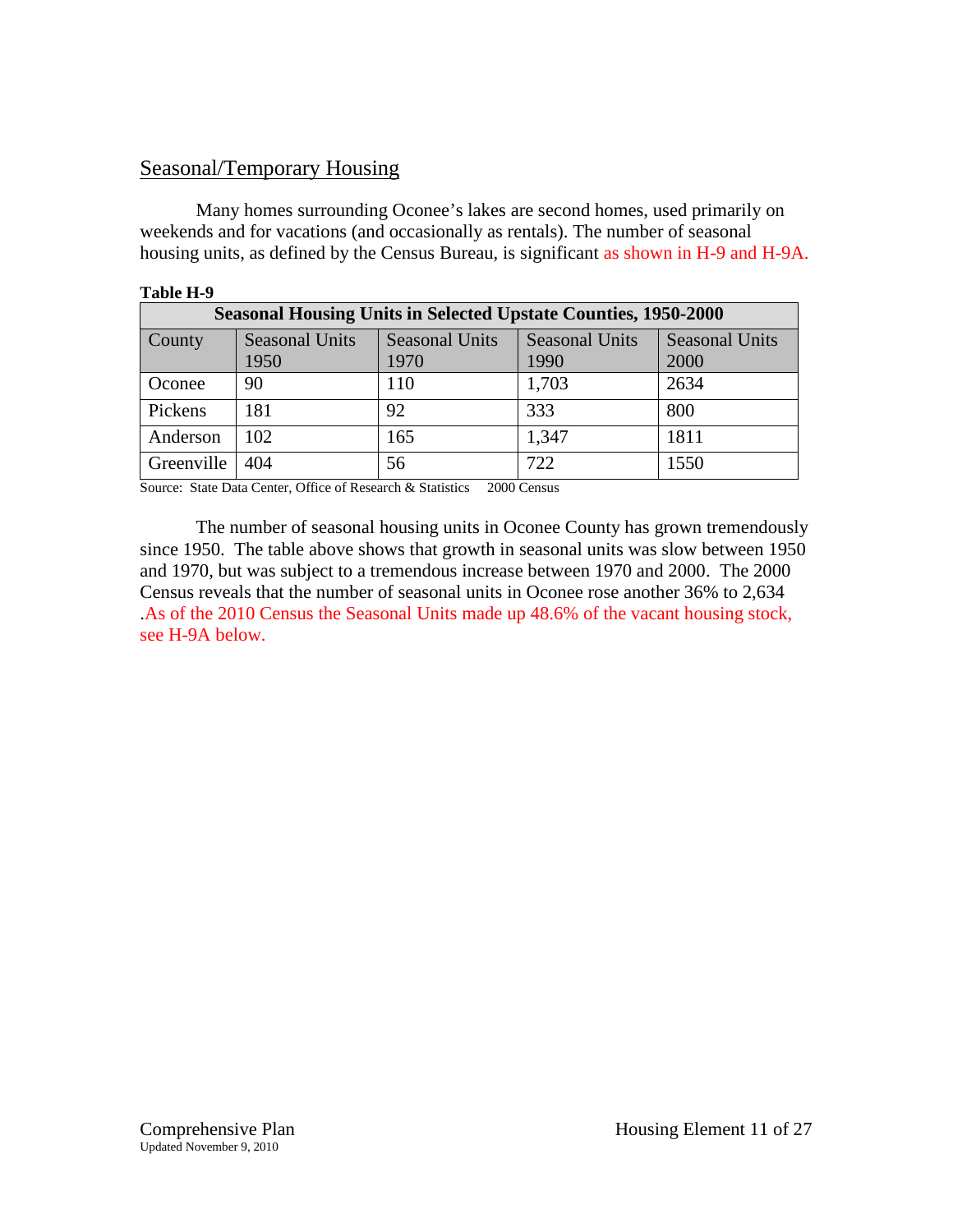## Seasonal/Temporary Housing

Many homes surrounding Oconee's lakes are second homes, used primarily on weekends and for vacations (and occasionally as rentals). The number of seasonal housing units, as defined by the Census Bureau, is significant as shown in H-9 and H-9A.

**Table H-9**

| Seasonal Housing Units in Selected Upstate Counties, 1950-2000 | | | | |
|---|---|---|---|---|
| County | Seasonal Units 1950 | Seasonal Units 1970 | Seasonal Units 1990 | Seasonal Units 2000 |
| Oconee | 90 | 110 | 1,703 | 2634 |
| Pickens | 181 | 92 | 333 | 800 |
| Anderson | 102 | 165 | 1,347 | 1811 |
| Greenville | 404 | 56 | 722 | 1550 |

Source: State Data Center, Office of Research & Statistics 2000 Census

The number of seasonal housing units in Oconee County has grown tremendously since 1950. The table above shows that growth in seasonal units was slow between 1950 and 1970, but was subject to a tremendous increase between 1970 and 2000. The 2000 Census reveals that the number of seasonal units in Oconee rose another 36% to 2,634 .As of the 2010 Census the Seasonal Units made up 48.6% of the vacant housing stock, see H-9A below.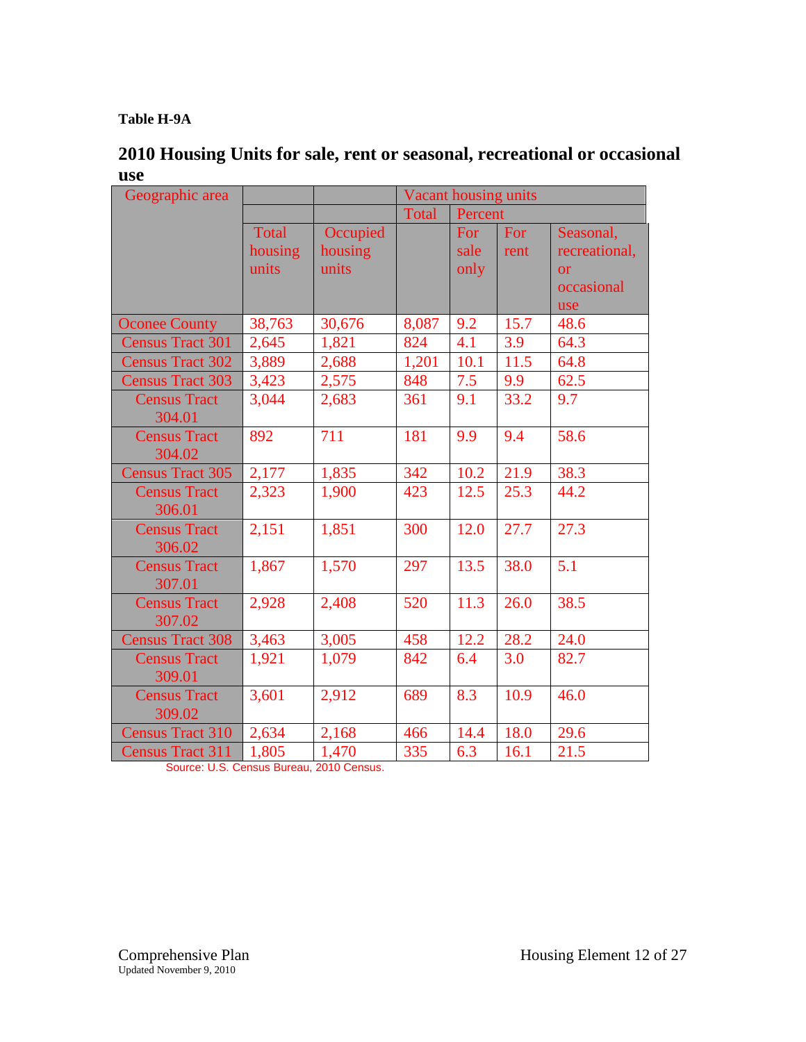**Table H-9A**

## 2010 Housing Units for sale, rent or seasonal, recreational or occasional use

| Geographic area | | | Vacant housing units | | | |
|---|---|---|---|---|---|---|
| | | | Total | Percent | | |
| | Total housing units | Occupied housing units | | For sale only | For rent | Seasonal, recreational, or occasional use |
| Oconee County | 38,763 | 30,676 | 8,087 | 9.2 | 15.7 | 48.6 |
| Census Tract 301 | 2,645 | 1,821 | 824 | 4.1 | 3.9 | 64.3 |
| Census Tract 302 | 3,889 | 2,688 | 1,201 | 10.1 | 11.5 | 64.8 |
| Census Tract 303 | 3,423 | 2,575 | 848 | 7.5 | 9.9 | 62.5 |
| Census Tract 304.01 | 3,044 | 2,683 | 361 | 9.1 | 33.2 | 9.7 |
| Census Tract 304.02 | 892 | 711 | 181 | 9.9 | 9.4 | 58.6 |
| Census Tract 305 | 2,177 | 1,835 | 342 | 10.2 | 21.9 | 38.3 |
| Census Tract 306.01 | 2,323 | 1,900 | 423 | 12.5 | 25.3 | 44.2 |
| Census Tract 306.02 | 2,151 | 1,851 | 300 | 12.0 | 27.7 | 27.3 |
| Census Tract 307.01 | 1,867 | 1,570 | 297 | 13.5 | 38.0 | 5.1 |
| Census Tract 307.02 | 2,928 | 2,408 | 520 | 11.3 | 26.0 | 38.5 |
| Census Tract 308 | 3,463 | 3,005 | 458 | 12.2 | 28.2 | 24.0 |
| Census Tract 309.01 | 1,921 | 1,079 | 842 | 6.4 | 3.0 | 82.7 |
| Census Tract 309.02 | 3,601 | 2,912 | 689 | 8.3 | 10.9 | 46.0 |
| Census Tract 310 | 2,634 | 2,168 | 466 | 14.4 | 18.0 | 29.6 |
| Census Tract 311 | 1,805 | 1,470 | 335 | 6.3 | 16.1 | 21.5 |

Source: U.S. Census Bureau, 2010 Census.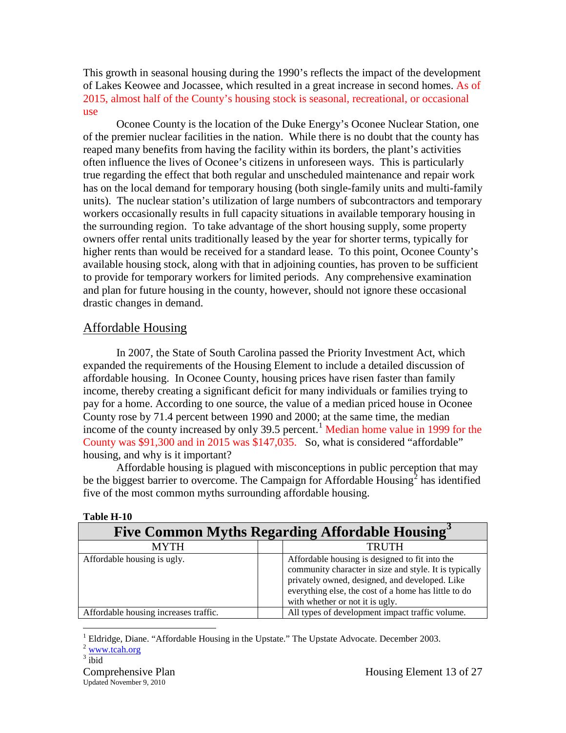This growth in seasonal housing during the 1990's reflects the impact of the development of Lakes Keowee and Jocassee, which resulted in a great increase in second homes. As of 2015, almost half of the County's housing stock is seasonal, recreational, or occasional use

Oconee County is the location of the Duke Energy's Oconee Nuclear Station, one of the premier nuclear facilities in the nation. While there is no doubt that the county has reaped many benefits from having the facility within its borders, the plant's activities often influence the lives of Oconee's citizens in unforeseen ways. This is particularly true regarding the effect that both regular and unscheduled maintenance and repair work has on the local demand for temporary housing (both single-family units and multi-family units). The nuclear station's utilization of large numbers of subcontractors and temporary workers occasionally results in full capacity situations in available temporary housing in the surrounding region. To take advantage of the short housing supply, some property owners offer rental units traditionally leased by the year for shorter terms, typically for higher rents than would be received for a standard lease. To this point, Oconee County's available housing stock, along with that in adjoining counties, has proven to be sufficient to provide for temporary workers for limited periods. Any comprehensive examination and plan for future housing in the county, however, should not ignore these occasional drastic changes in demand.

## Affordable Housing

In 2007, the State of South Carolina passed the Priority Investment Act, which expanded the requirements of the Housing Element to include a detailed discussion of affordable housing. In Oconee County, housing prices have risen faster than family income, thereby creating a significant deficit for many individuals or families trying to pay for a home. According to one source, the value of a median priced house in Oconee County rose by 71.4 percent between 1990 and 2000; at the same time, the median income of the county increased by only 39.5 percent.[1] Median home value in 1999 for the County was $91,300 and in 2015 was $147,035. So, what is considered "affordable" housing, and why is it important?

Affordable housing is plagued with misconceptions in public perception that may be the biggest barrier to overcome. The Campaign for Affordable Housing[2] has identified five of the most common myths surrounding affordable housing.

**Table H-10**

**Five Common Myths Regarding Affordable Housing**[3]

| MYTH | | TRUTH |
|---|---|---|
| Affordable housing is ugly. | | Affordable housing is designed to fit into the community character in size and style. It is typically privately owned, designed, and developed. Like everything else, the cost of a home has little to do with whether or not it is ugly. |
| Affordable housing increases traffic. | | All types of development impact traffic volume. |

[1] Eldridge, Diane. "Affordable Housing in the Upstate." The Upstate Advocate. December 2003.

[2] www.tcah.org

[3] ibid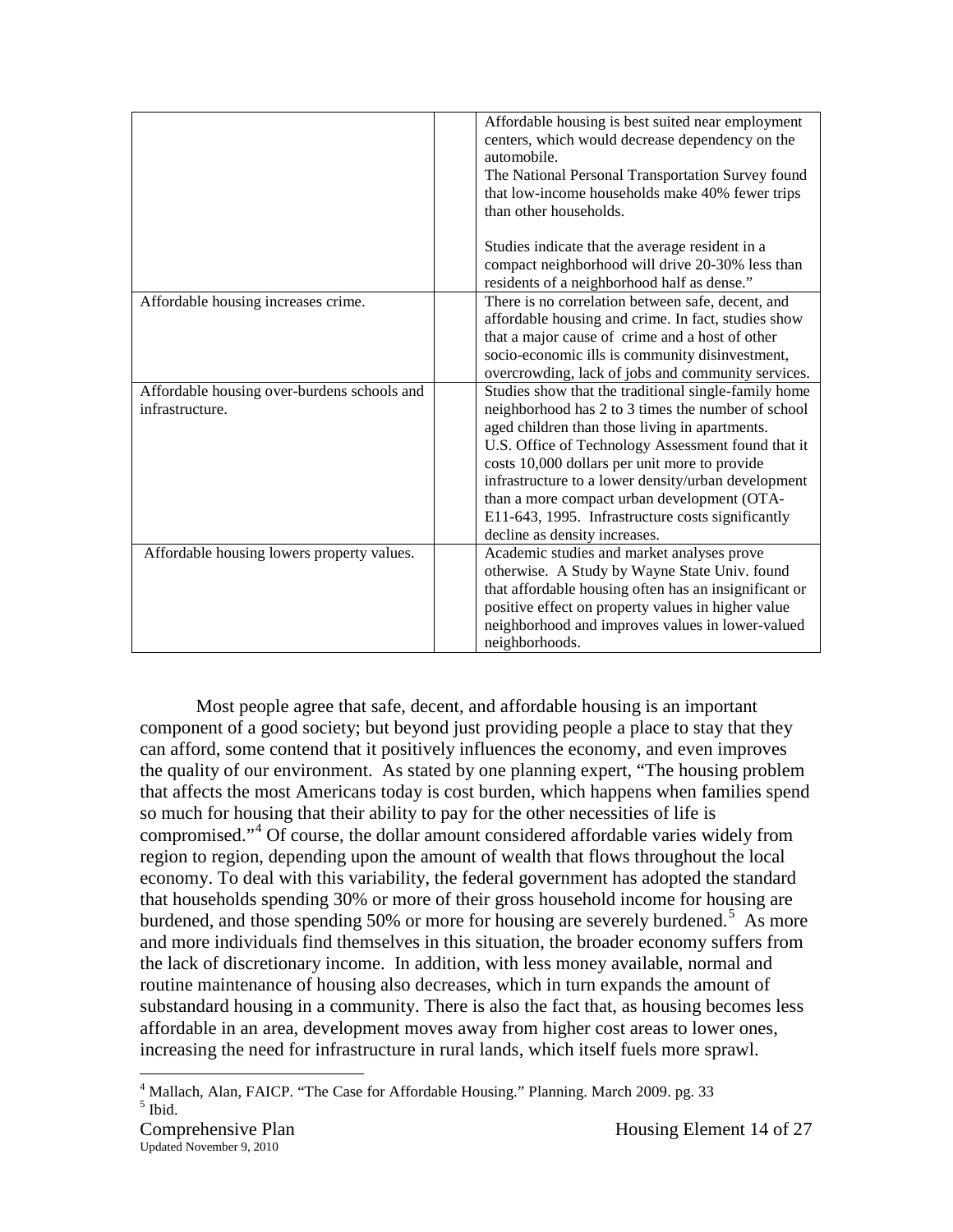| | | |
|---|---|---|
| | | Affordable housing is best suited near employment centers, which would decrease dependency on the automobile.<br>The National Personal Transportation Survey found that low-income households make 40% fewer trips than other households.<br><br>Studies indicate that the average resident in a compact neighborhood will drive 20-30% less than residents of a neighborhood half as dense." |
| Affordable housing increases crime. | | There is no correlation between safe, decent, and affordable housing and crime. In fact, studies show that a major cause of crime and a host of other socio-economic ills is community disinvestment, overcrowding, lack of jobs and community services. |
| Affordable housing over-burdens schools and infrastructure. | | Studies show that the traditional single-family home neighborhood has 2 to 3 times the number of school aged children than those living in apartments.<br>U.S. Office of Technology Assessment found that it costs 10,000 dollars per unit more to provide infrastructure to a lower density/urban development than a more compact urban development (OTA-E11-643, 1995. Infrastructure costs significantly decline as density increases. |
| Affordable housing lowers property values. | | Academic studies and market analyses prove otherwise. A Study by Wayne State Univ. found that affordable housing often has an insignificant or positive effect on property values in higher value neighborhood and improves values in lower-valued neighborhoods. |

Most people agree that safe, decent, and affordable housing is an important component of a good society; but beyond just providing people a place to stay that they can afford, some contend that it positively influences the economy, and even improves the quality of our environment. As stated by one planning expert, "The housing problem that affects the most Americans today is cost burden, which happens when families spend so much for housing that their ability to pay for the other necessities of life is compromised."[4] Of course, the dollar amount considered affordable varies widely from region to region, depending upon the amount of wealth that flows throughout the local economy. To deal with this variability, the federal government has adopted the standard that households spending 30% or more of their gross household income for housing are burdened, and those spending 50% or more for housing are severely burdened.[5] As more and more individuals find themselves in this situation, the broader economy suffers from the lack of discretionary income. In addition, with less money available, normal and routine maintenance of housing also decreases, which in turn expands the amount of substandard housing in a community. There is also the fact that, as housing becomes less affordable in an area, development moves away from higher cost areas to lower ones, increasing the need for infrastructure in rural lands, which itself fuels more sprawl.

[4] Mallach, Alan, FAICP. "The Case for Affordable Housing." Planning. March 2009. pg. 33

[5] Ibid.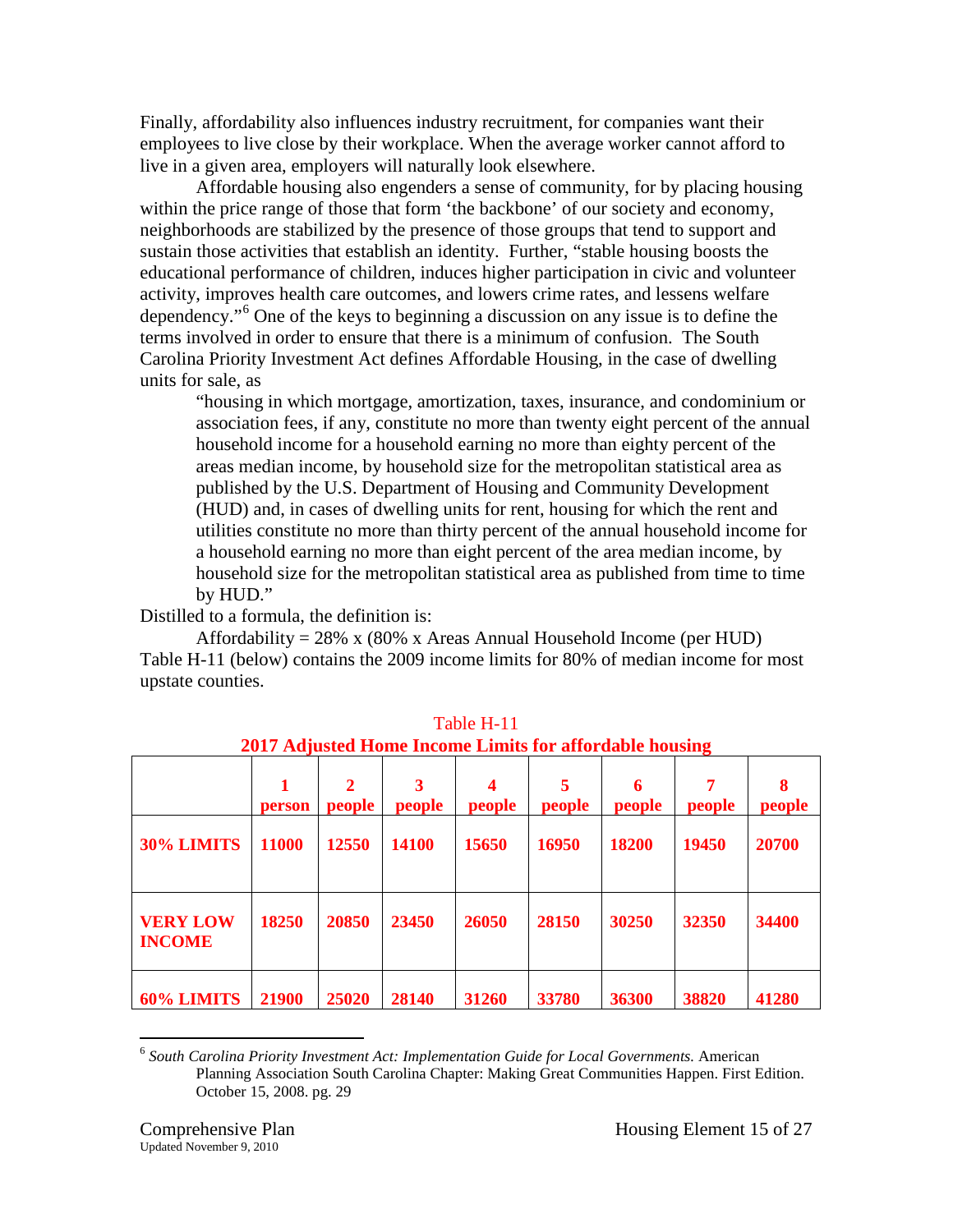Finally, affordability also influences industry recruitment, for companies want their employees to live close by their workplace. When the average worker cannot afford to live in a given area, employers will naturally look elsewhere.

Affordable housing also engenders a sense of community, for by placing housing within the price range of those that form 'the backbone' of our society and economy, neighborhoods are stabilized by the presence of those groups that tend to support and sustain those activities that establish an identity. Further, "stable housing boosts the educational performance of children, induces higher participation in civic and volunteer activity, improves health care outcomes, and lowers crime rates, and lessens welfare dependency."[6] One of the keys to beginning a discussion on any issue is to define the terms involved in order to ensure that there is a minimum of confusion. The South Carolina Priority Investment Act defines Affordable Housing, in the case of dwelling units for sale, as

> "housing in which mortgage, amortization, taxes, insurance, and condominium or association fees, if any, constitute no more than twenty eight percent of the annual household income for a household earning no more than eighty percent of the areas median income, by household size for the metropolitan statistical area as published by the U.S. Department of Housing and Community Development (HUD) and, in cases of dwelling units for rent, housing for which the rent and utilities constitute no more than thirty percent of the annual household income for a household earning no more than eight percent of the area median income, by household size for the metropolitan statistical area as published from time to time by HUD."

Distilled to a formula, the definition is:

Affordability = 28% x (80% x Areas Annual Household Income (per HUD)

Table H-11 (below) contains the 2009 income limits for 80% of median income for most upstate counties.

Table H-11

**2017 Adjusted Home Income Limits for affordable housing**

| | **1 person** | **2 people** | **3 people** | **4 people** | **5 people** | **6 people** | **7 people** | **8 people** |
|---|---|---|---|---|---|---|---|---|
| **30% LIMITS** | **11000** | **12550** | **14100** | **15650** | **16950** | **18200** | **19450** | **20700** |
| **VERY LOW INCOME** | **18250** | **20850** | **23450** | **26050** | **28150** | **30250** | **32350** | **34400** |
| **60% LIMITS** | **21900** | **25020** | **28140** | **31260** | **33780** | **36300** | **38820** | **41280** |

[6] *South Carolina Priority Investment Act: Implementation Guide for Local Governments.* American Planning Association South Carolina Chapter: Making Great Communities Happen. First Edition. October 15, 2008. pg. 29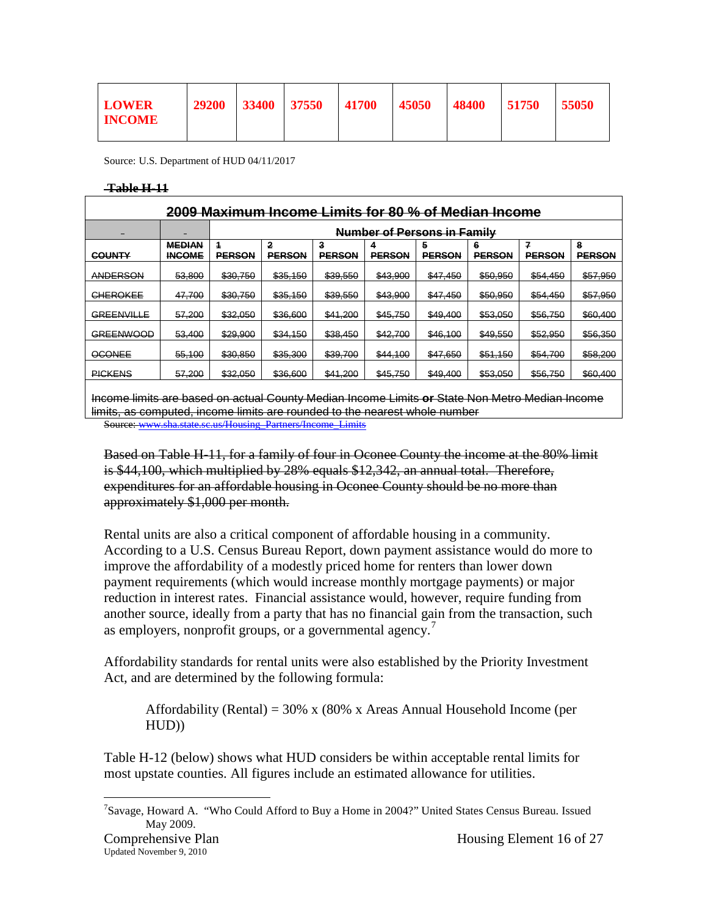| LOWER INCOME | 29200 | 33400 | 37550 | 41700 | 45050 | 48400 | 51750 | 55050 |
|---|---|---|---|---|---|---|---|---|

Source: U.S. Department of HUD 04/11/2017

~~Table H-11~~

| ~~2009 Maximum Income Limits for 80 % of Median Income~~ | | | | | | | | | |
|---|---|---|---|---|---|---|---|---|---|
| | | ~~Number of Persons in Family~~ | | | | | | | |
| ~~COUNTY~~ | ~~MEDIAN INCOME~~ | ~~1 PERSON~~ | ~~2 PERSON~~ | ~~3 PERSON~~ | ~~4 PERSON~~ | ~~5 PERSON~~ | ~~6 PERSON~~ | ~~7 PERSON~~ | ~~8 PERSON~~ |
| ~~ANDERSON~~ | ~~53,800~~ | ~~$30,750~~ | ~~$35,150~~ | ~~$39,550~~ | ~~$43,900~~ | ~~$47,450~~ | ~~$50,950~~ | ~~$54,450~~ | ~~$57,950~~ |
| ~~CHEROKEE~~ | ~~47,700~~ | ~~$30,750~~ | ~~$35,150~~ | ~~$39,550~~ | ~~$43,900~~ | ~~$47,450~~ | ~~$50,950~~ | ~~$54,450~~ | ~~$57,950~~ |
| ~~GREENVILLE~~ | ~~57,200~~ | ~~$32,050~~ | ~~$36,600~~ | ~~$41,200~~ | ~~$45,750~~ | ~~$49,400~~ | ~~$53,050~~ | ~~$56,750~~ | ~~$60,400~~ |
| ~~GREENWOOD~~ | ~~53,400~~ | ~~$29,900~~ | ~~$34,150~~ | ~~$38,450~~ | ~~$42,700~~ | ~~$46,100~~ | ~~$49,550~~ | ~~$52,950~~ | ~~$56,350~~ |
| ~~OCONEE~~ | ~~55,100~~ | ~~$30,850~~ | ~~$35,300~~ | ~~$39,700~~ | ~~$44,100~~ | ~~$47,650~~ | ~~$51,150~~ | ~~$54,700~~ | ~~$58,200~~ |
| ~~PICKENS~~ | ~~57,200~~ | ~~$32,050~~ | ~~$36,600~~ | ~~$41,200~~ | ~~$45,750~~ | ~~$49,400~~ | ~~$53,050~~ | ~~$56,750~~ | ~~$60,400~~ |

~~Income limits are based on actual County Median Income Limits **or** State Non Metro Median Income limits, as computed, income limits are rounded to the nearest whole number~~

~~Source: www.sha.state.sc.us/Housing_Partners/Income_Limits~~

~~Based on Table H-11, for a family of four in Oconee County the income at the 80% limit is $44,100, which multiplied by 28% equals $12,342, an annual total. Therefore, expenditures for an affordable housing in Oconee County should be no more than approximately $1,000 per month.~~

Rental units are also a critical component of affordable housing in a community. According to a U.S. Census Bureau Report, down payment assistance would do more to improve the affordability of a modestly priced home for renters than lower down payment requirements (which would increase monthly mortgage payments) or major reduction in interest rates. Financial assistance would, however, require funding from another source, ideally from a party that has no financial gain from the transaction, such as employers, nonprofit groups, or a governmental agency.[7]

Affordability standards for rental units were also established by the Priority Investment Act, and are determined by the following formula:

> Affordability (Rental) = 30% x (80% x Areas Annual Household Income (per HUD))

Table H-12 (below) shows what HUD considers be within acceptable rental limits for most upstate counties. All figures include an estimated allowance for utilities.

[7] Savage, Howard A. "Who Could Afford to Buy a Home in 2004?" United States Census Bureau. Issued May 2009.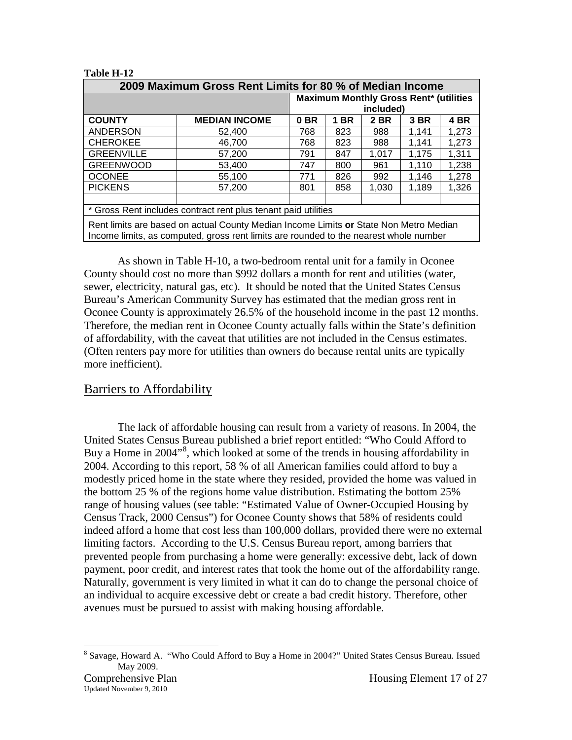**Table H-12**

| 2009 Maximum Gross Rent Limits for 80 % of Median Income | | | | | | |
|---|---|---|---|---|---|---|
| | | Maximum Monthly Gross Rent* (utilities included) | | | | |
| **COUNTY** | **MEDIAN INCOME** | **0 BR** | **1 BR** | **2 BR** | **3 BR** | **4 BR** |
| ANDERSON | 52,400 | 768 | 823 | 988 | 1,141 | 1,273 |
| CHEROKEE | 46,700 | 768 | 823 | 988 | 1,141 | 1,273 |
| GREENVILLE | 57,200 | 791 | 847 | 1,017 | 1,175 | 1,311 |
| GREENWOOD | 53,400 | 747 | 800 | 961 | 1,110 | 1,238 |
| OCONEE | 55,100 | 771 | 826 | 992 | 1,146 | 1,278 |
| PICKENS | 57,200 | 801 | 858 | 1,030 | 1,189 | 1,326 |
| | | | | | | |
| * Gross Rent includes contract rent plus tenant paid utilities | | | | | | |
| Rent limits are based on actual County Median Income Limits **or** State Non Metro Median Income limits, as computed, gross rent limits are rounded to the nearest whole number | | | | | | |

As shown in Table H-10, a two-bedroom rental unit for a family in Oconee County should cost no more than $992 dollars a month for rent and utilities (water, sewer, electricity, natural gas, etc). It should be noted that the United States Census Bureau's American Community Survey has estimated that the median gross rent in Oconee County is approximately 26.5% of the household income in the past 12 months. Therefore, the median rent in Oconee County actually falls within the State's definition of affordability, with the caveat that utilities are not included in the Census estimates. (Often renters pay more for utilities than owners do because rental units are typically more inefficient).

## Barriers to Affordability

The lack of affordable housing can result from a variety of reasons. In 2004, the United States Census Bureau published a brief report entitled: "Who Could Afford to Buy a Home in 2004"[8], which looked at some of the trends in housing affordability in 2004. According to this report, 58 % of all American families could afford to buy a modestly priced home in the state where they resided, provided the home was valued in the bottom 25 % of the regions home value distribution. Estimating the bottom 25% range of housing values (see table: "Estimated Value of Owner-Occupied Housing by Census Track, 2000 Census") for Oconee County shows that 58% of residents could indeed afford a home that cost less than 100,000 dollars, provided there were no external limiting factors. According to the U.S. Census Bureau report, among barriers that prevented people from purchasing a home were generally: excessive debt, lack of down payment, poor credit, and interest rates that took the home out of the affordability range. Naturally, government is very limited in what it can do to change the personal choice of an individual to acquire excessive debt or create a bad credit history. Therefore, other avenues must be pursued to assist with making housing affordable.

[8] Savage, Howard A. "Who Could Afford to Buy a Home in 2004?" United States Census Bureau. Issued May 2009.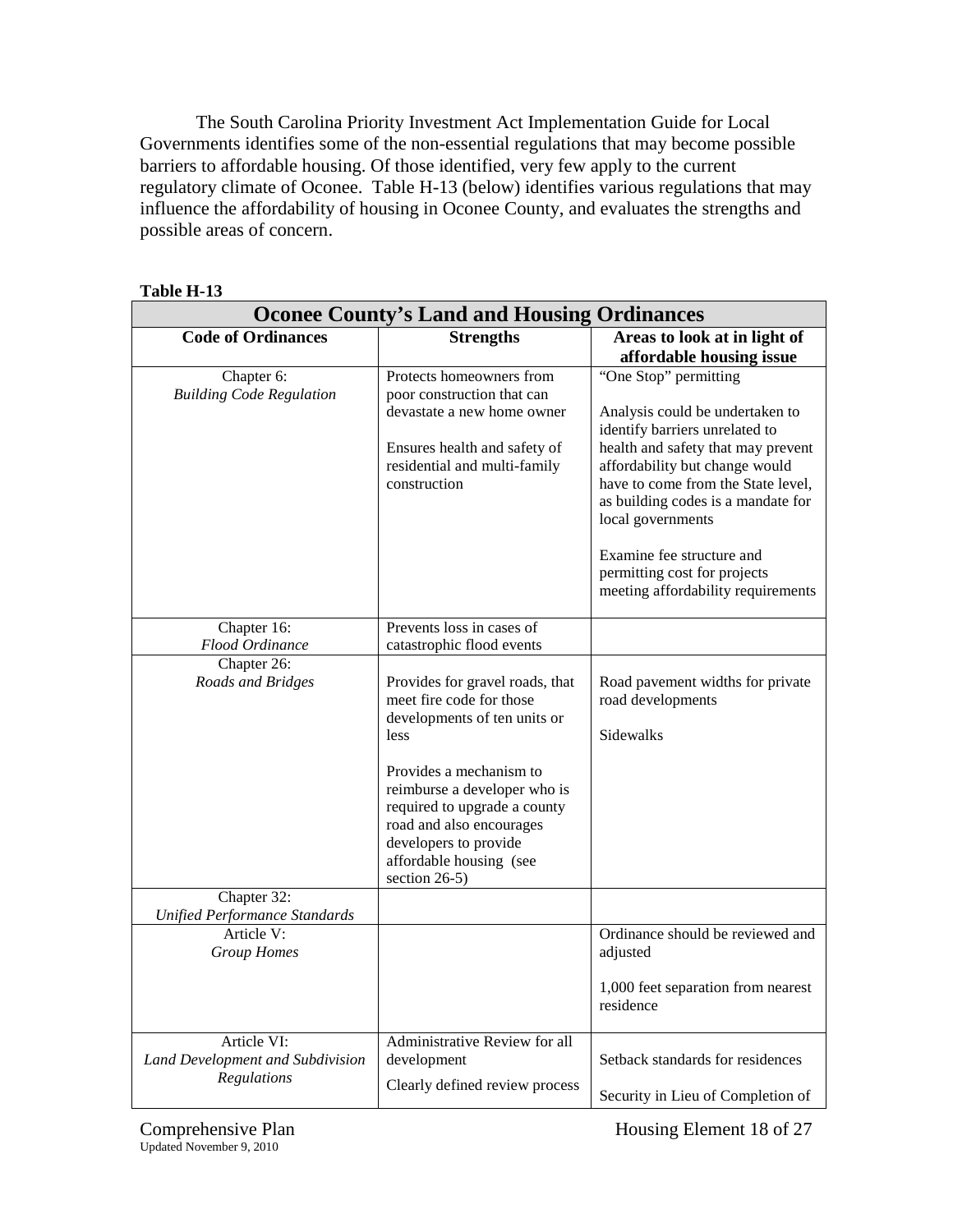The South Carolina Priority Investment Act Implementation Guide for Local Governments identifies some of the non-essential regulations that may become possible barriers to affordable housing. Of those identified, very few apply to the current regulatory climate of Oconee. Table H-13 (below) identifies various regulations that may influence the affordability of housing in Oconee County, and evaluates the strengths and possible areas of concern.

**Table H-13**

| Oconee County's Land and Housing Ordinances | | |
|---|---|---|
| **Code of Ordinances** | **Strengths** | **Areas to look at in light of affordable housing issue** |
| Chapter 6:<br>*Building Code Regulation* | Protects homeowners from poor construction that can devastate a new home owner<br><br>Ensures health and safety of residential and multi-family construction | "One Stop" permitting<br><br>Analysis could be undertaken to identify barriers unrelated to health and safety that may prevent affordability but change would have to come from the State level, as building codes is a mandate for local governments<br><br>Examine fee structure and permitting cost for projects meeting affordability requirements |
| Chapter 16:<br>*Flood Ordinance* | Prevents loss in cases of catastrophic flood events | |
| Chapter 26:<br>*Roads and Bridges* | Provides for gravel roads, that meet fire code for those developments of ten units or less<br><br>Provides a mechanism to reimburse a developer who is required to upgrade a county road and also encourages developers to provide affordable housing (see section 26-5) | Road pavement widths for private road developments<br><br>Sidewalks |
| Chapter 32:<br>*Unified Performance Standards* | | |
| Article V:<br>*Group Homes* | | Ordinance should be reviewed and adjusted<br><br>1,000 feet separation from nearest residence |
| Article VI:<br>*Land Development and Subdivision Regulations* | Administrative Review for all development<br><br>Clearly defined review process | Setback standards for residences<br><br>Security in Lieu of Completion of |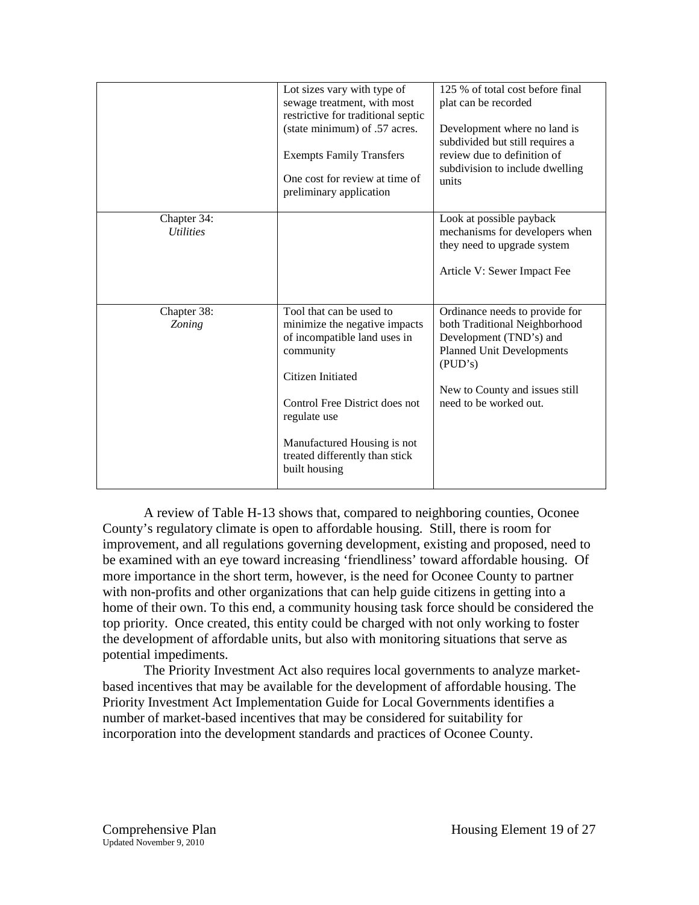| | | |
|---|---|---|
| | Lot sizes vary with type of sewage treatment, with most restrictive for traditional septic (state minimum) of .57 acres.<br><br>Exempts Family Transfers<br><br>One cost for review at time of preliminary application | 125 % of total cost before final plat can be recorded<br><br>Development where no land is subdivided but still requires a review due to definition of subdivision to include dwelling units |
| Chapter 34:<br>*Utilities* | | Look at possible payback mechanisms for developers when they need to upgrade system<br><br>Article V: Sewer Impact Fee |
| Chapter 38:<br>*Zoning* | Tool that can be used to minimize the negative impacts of incompatible land uses in community<br><br>Citizen Initiated<br><br>Control Free District does not regulate use<br><br>Manufactured Housing is not treated differently than stick built housing | Ordinance needs to provide for both Traditional Neighborhood Development (TND's) and Planned Unit Developments (PUD's)<br><br>New to County and issues still need to be worked out. |

A review of Table H-13 shows that, compared to neighboring counties, Oconee County's regulatory climate is open to affordable housing. Still, there is room for improvement, and all regulations governing development, existing and proposed, need to be examined with an eye toward increasing 'friendliness' toward affordable housing. Of more importance in the short term, however, is the need for Oconee County to partner with non-profits and other organizations that can help guide citizens in getting into a home of their own. To this end, a community housing task force should be considered the top priority. Once created, this entity could be charged with not only working to foster the development of affordable units, but also with monitoring situations that serve as potential impediments.

The Priority Investment Act also requires local governments to analyze market-based incentives that may be available for the development of affordable housing. The Priority Investment Act Implementation Guide for Local Governments identifies a number of market-based incentives that may be considered for suitability for incorporation into the development standards and practices of Oconee County.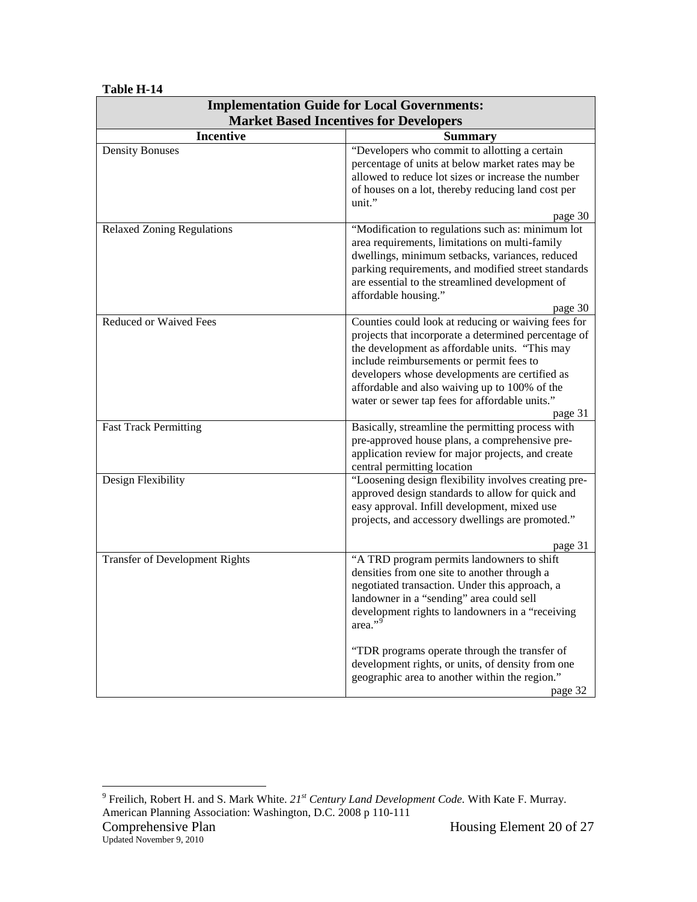**Table H-14**

| Implementation Guide for Local Governments: Market Based Incentives for Developers | |
|---|---|
| **Incentive** | **Summary** |
| Density Bonuses | "Developers who commit to allotting a certain percentage of units at below market rates may be allowed to reduce lot sizes or increase the number of houses on a lot, thereby reducing land cost per unit." page 30 |
| Relaxed Zoning Regulations | "Modification to regulations such as: minimum lot area requirements, limitations on multi-family dwellings, minimum setbacks, variances, reduced parking requirements, and modified street standards are essential to the streamlined development of affordable housing." page 30 |
| Reduced or Waived Fees | Counties could look at reducing or waiving fees for projects that incorporate a determined percentage of the development as affordable units. "This may include reimbursements or permit fees to developers whose developments are certified as affordable and also waiving up to 100% of the water or sewer tap fees for affordable units." page 31 |
| Fast Track Permitting | Basically, streamline the permitting process with pre-approved house plans, a comprehensive pre-application review for major projects, and create central permitting location |
| Design Flexibility | "Loosening design flexibility involves creating pre-approved design standards to allow for quick and easy approval. Infill development, mixed use projects, and accessory dwellings are promoted." page 31 |
| Transfer of Development Rights | "A TRD program permits landowners to shift densities from one site to another through a negotiated transaction. Under this approach, a landowner in a "sending" area could sell development rights to landowners in a "receiving area."[9] "TDR programs operate through the transfer of development rights, or units, of density from one geographic area to another within the region." page 32 |

[9] Freilich, Robert H. and S. Mark White. *21st Century Land Development Code.* With Kate F. Murray. American Planning Association: Washington, D.C. 2008 p 110-111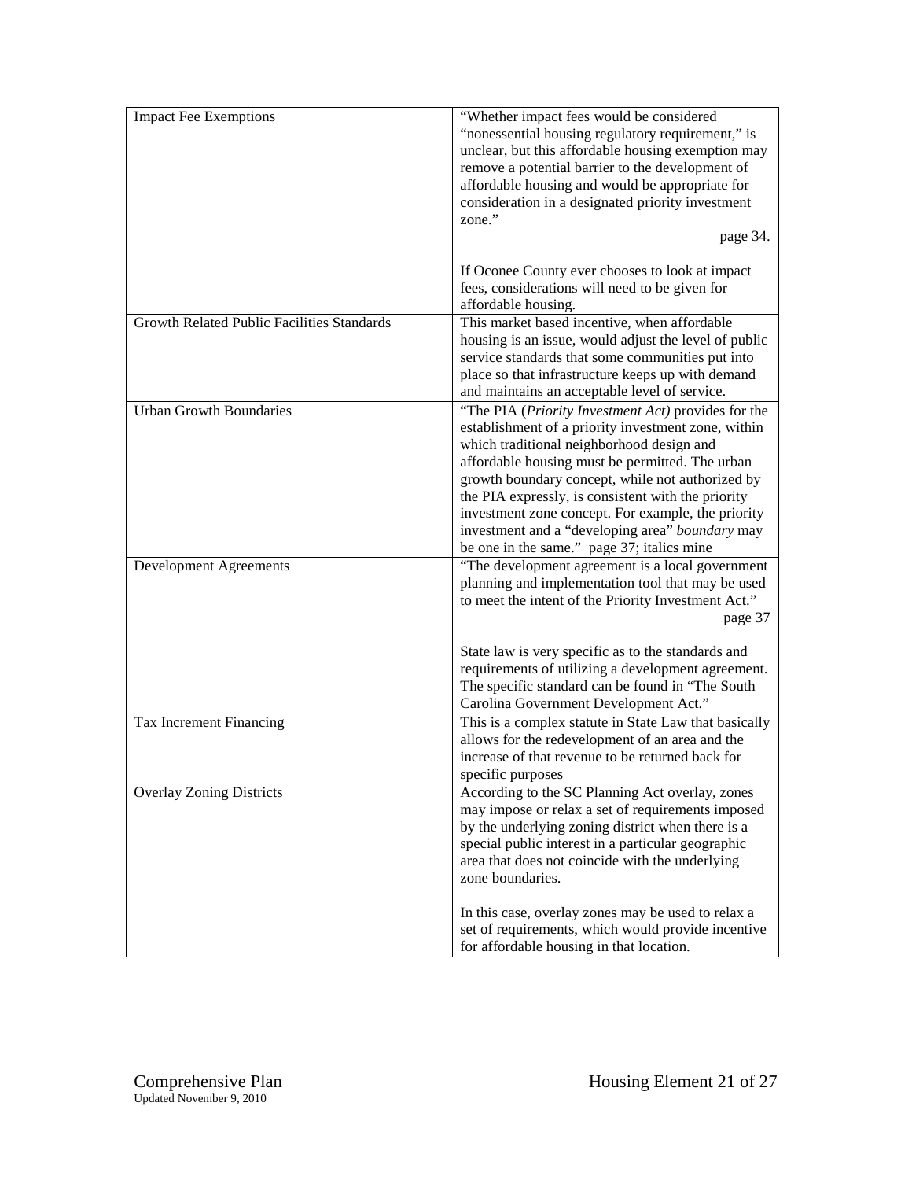| | |
|---|---|
| Impact Fee Exemptions | "Whether impact fees would be considered "nonessential housing regulatory requirement," is unclear, but this affordable housing exemption may remove a potential barrier to the development of affordable housing and would be appropriate for consideration in a designated priority investment zone." page 34.<br><br>If Oconee County ever chooses to look at impact fees, considerations will need to be given for affordable housing. |
| Growth Related Public Facilities Standards | This market based incentive, when affordable housing is an issue, would adjust the level of public service standards that some communities put into place so that infrastructure keeps up with demand and maintains an acceptable level of service. |
| Urban Growth Boundaries | "The PIA (*Priority Investment Act)* provides for the establishment of a priority investment zone, within which traditional neighborhood design and affordable housing must be permitted. The urban growth boundary concept, while not authorized by the PIA expressly, is consistent with the priority investment zone concept. For example, the priority investment and a "developing area" *boundary* may be one in the same." page 37; italics mine |
| Development Agreements | "The development agreement is a local government planning and implementation tool that may be used to meet the intent of the Priority Investment Act." page 37<br><br>State law is very specific as to the standards and requirements of utilizing a development agreement. The specific standard can be found in "The South Carolina Government Development Act." |
| Tax Increment Financing | This is a complex statute in State Law that basically allows for the redevelopment of an area and the increase of that revenue to be returned back for specific purposes |
| Overlay Zoning Districts | According to the SC Planning Act overlay, zones may impose or relax a set of requirements imposed by the underlying zoning district when there is a special public interest in a particular geographic area that does not coincide with the underlying zone boundaries.<br><br>In this case, overlay zones may be used to relax a set of requirements, which would provide incentive for affordable housing in that location. |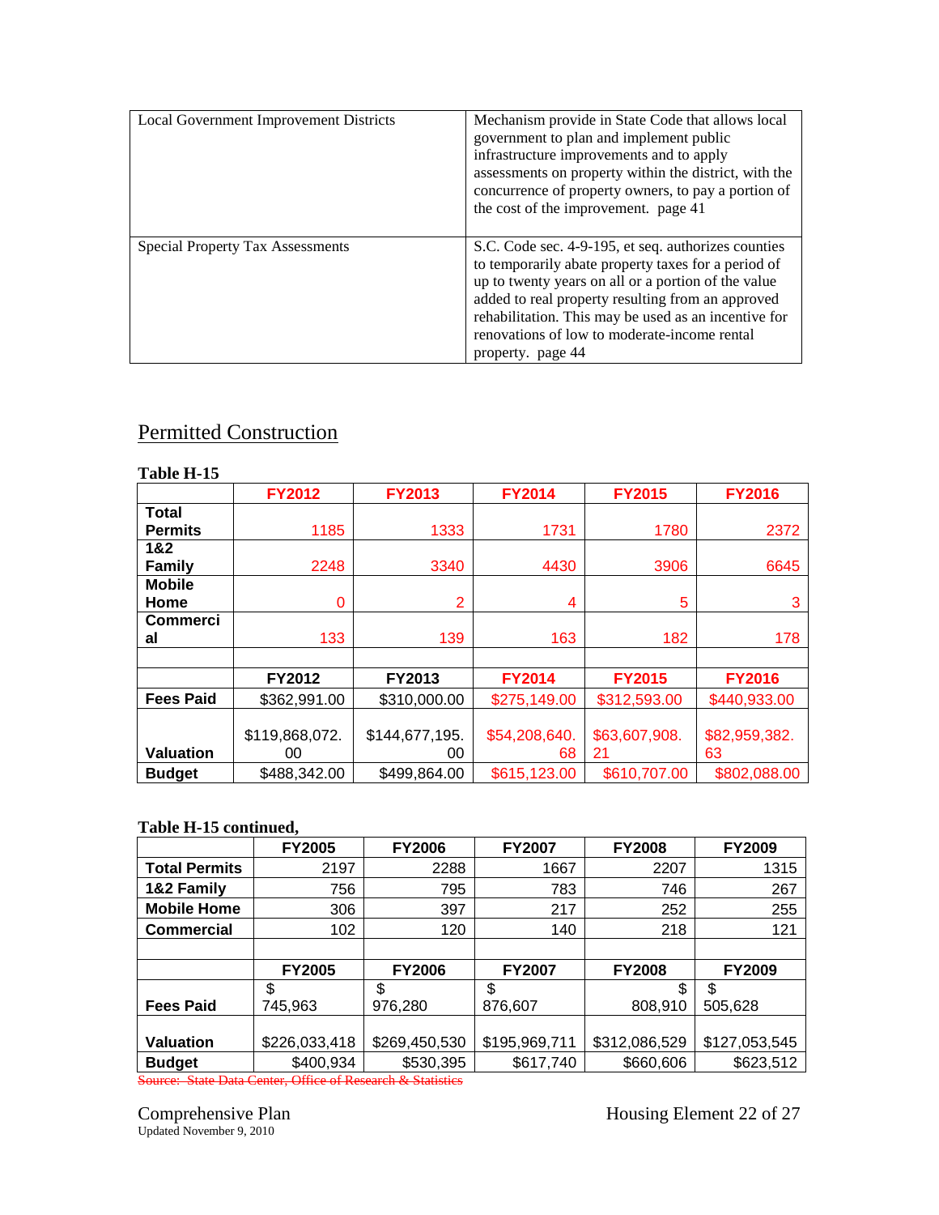| | |
|---|---|
| Local Government Improvement Districts | Mechanism provide in State Code that allows local government to plan and implement public infrastructure improvements and to apply assessments on property within the district, with the concurrence of property owners, to pay a portion of the cost of the improvement. page 41 |
| Special Property Tax Assessments | S.C. Code sec. 4-9-195, et seq. authorizes counties to temporarily abate property taxes for a period of up to twenty years on all or a portion of the value added to real property resulting from an approved rehabilitation. This may be used as an incentive for renovations of low to moderate-income rental property. page 44 |

## Permitted Construction

**Table H-15**

| | FY2012 | FY2013 | FY2014 | FY2015 | FY2016 |
|---|---|---|---|---|---|
| **Total Permits** | 1185 | 1333 | 1731 | 1780 | 2372 |
| **1&2 Family** | 2248 | 3340 | 4430 | 3906 | 6645 |
| **Mobile Home** | 0 | 2 | 4 | 5 | 3 |
| **Commercial** | 133 | 139 | 163 | 182 | 178 |
| | | | | | |
| | **FY2012** | **FY2013** | **FY2014** | **FY2015** | **FY2016** |
| **Fees Paid** | $362,991.00 | $310,000.00 | $275,149.00 | $312,593.00 | $440,933.00 |
| **Valuation** | $119,868,072.00 | $144,677,195.00 | $54,208,640.68 | $63,607,908.21 | $82,959,382.63 |
| **Budget** | $488,342.00 | $499,864.00 | $615,123.00 | $610,707.00 | $802,088.00 |

**Table H-15 continued,**

| | FY2005 | FY2006 | FY2007 | FY2008 | FY2009 |
|---|---|---|---|---|---|
| **Total Permits** | 2197 | 2288 | 1667 | 2207 | 1315 |
| **1&2 Family** | 756 | 795 | 783 | 746 | 267 |
| **Mobile Home** | 306 | 397 | 217 | 252 | 255 |
| **Commercial** | 102 | 120 | 140 | 218 | 121 |
| | | | | | |
| | **FY2005** | **FY2006** | **FY2007** | **FY2008** | **FY2009** |
| **Fees Paid** | $ 745,963 | $ 976,280 | $ 876,607 | $ 808,910 | $ 505,628 |
| **Valuation** | $226,033,418 | $269,450,530 | $195,969,711 | $312,086,529 | $127,053,545 |
| **Budget** | $400,934 | $530,395 | $617,740 | $660,606 | $623,512 |

~~Source: State Data Center, Office of Research & Statistics~~

Comprehensive Plan
Updated November 9, 2010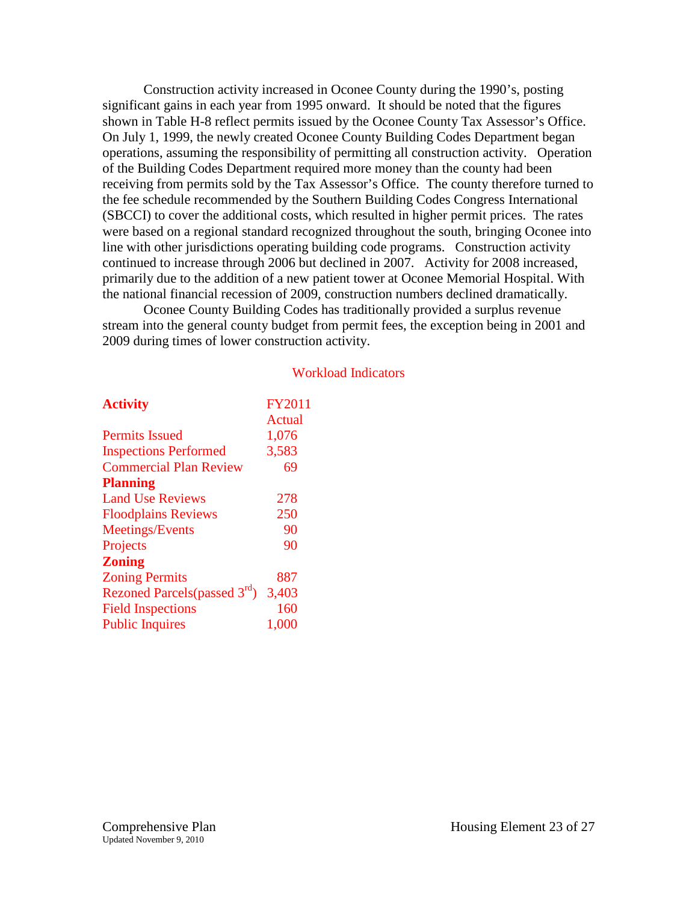Construction activity increased in Oconee County during the 1990's, posting significant gains in each year from 1995 onward. It should be noted that the figures shown in Table H-8 reflect permits issued by the Oconee County Tax Assessor's Office. On July 1, 1999, the newly created Oconee County Building Codes Department began operations, assuming the responsibility of permitting all construction activity. Operation of the Building Codes Department required more money than the county had been receiving from permits sold by the Tax Assessor's Office. The county therefore turned to the fee schedule recommended by the Southern Building Codes Congress International (SBCCI) to cover the additional costs, which resulted in higher permit prices. The rates were based on a regional standard recognized throughout the south, bringing Oconee into line with other jurisdictions operating building code programs. Construction activity continued to increase through 2006 but declined in 2007. Activity for 2008 increased, primarily due to the addition of a new patient tower at Oconee Memorial Hospital. With the national financial recession of 2009, construction numbers declined dramatically.

Oconee County Building Codes has traditionally provided a surplus revenue stream into the general county budget from permit fees, the exception being in 2001 and 2009 during times of lower construction activity.

## Workload Indicators

| **Activity** | FY2011 Actual |
|---|---|
| Permits Issued | 1,076 |
| Inspections Performed | 3,583 |
| Commercial Plan Review | 69 |
| **Planning** | |
| Land Use Reviews | 278 |
| Floodplains Reviews | 250 |
| Meetings/Events | 90 |
| Projects | 90 |
| **Zoning** | |
| Zoning Permits | 887 |
| Rezoned Parcels(passed 3rd) | 3,403 |
| Field Inspections | 160 |
| Public Inquires | 1,000 |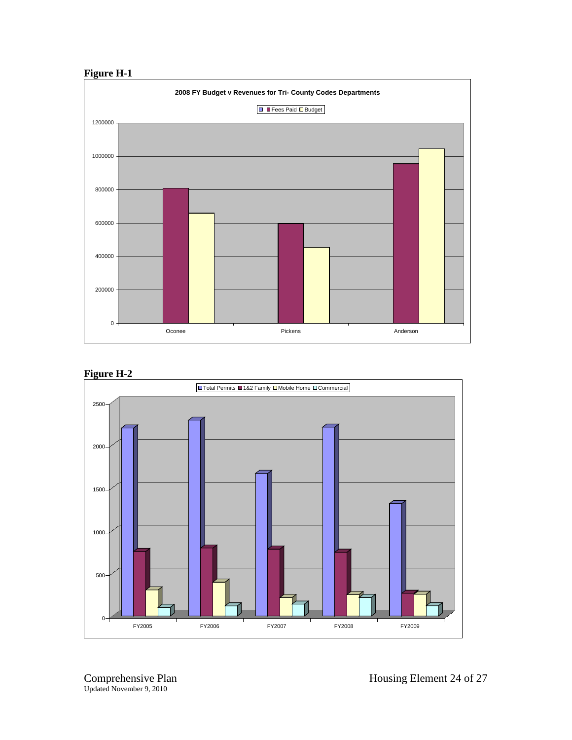**Figure H-1**

2008 FY Budget v Revenues for Tri- County Codes Departments

Fees Paid
Budget

1200000
1000000
800000
600000
400000
200000
0

Oconee
Pickens
Anderson

**Figure H-2**

Total Permits
1&2 Family
Mobile Home
Commercial

2500
2000
1500
1000
500
0

FY2005
FY2006
FY2007
FY2008
FY2009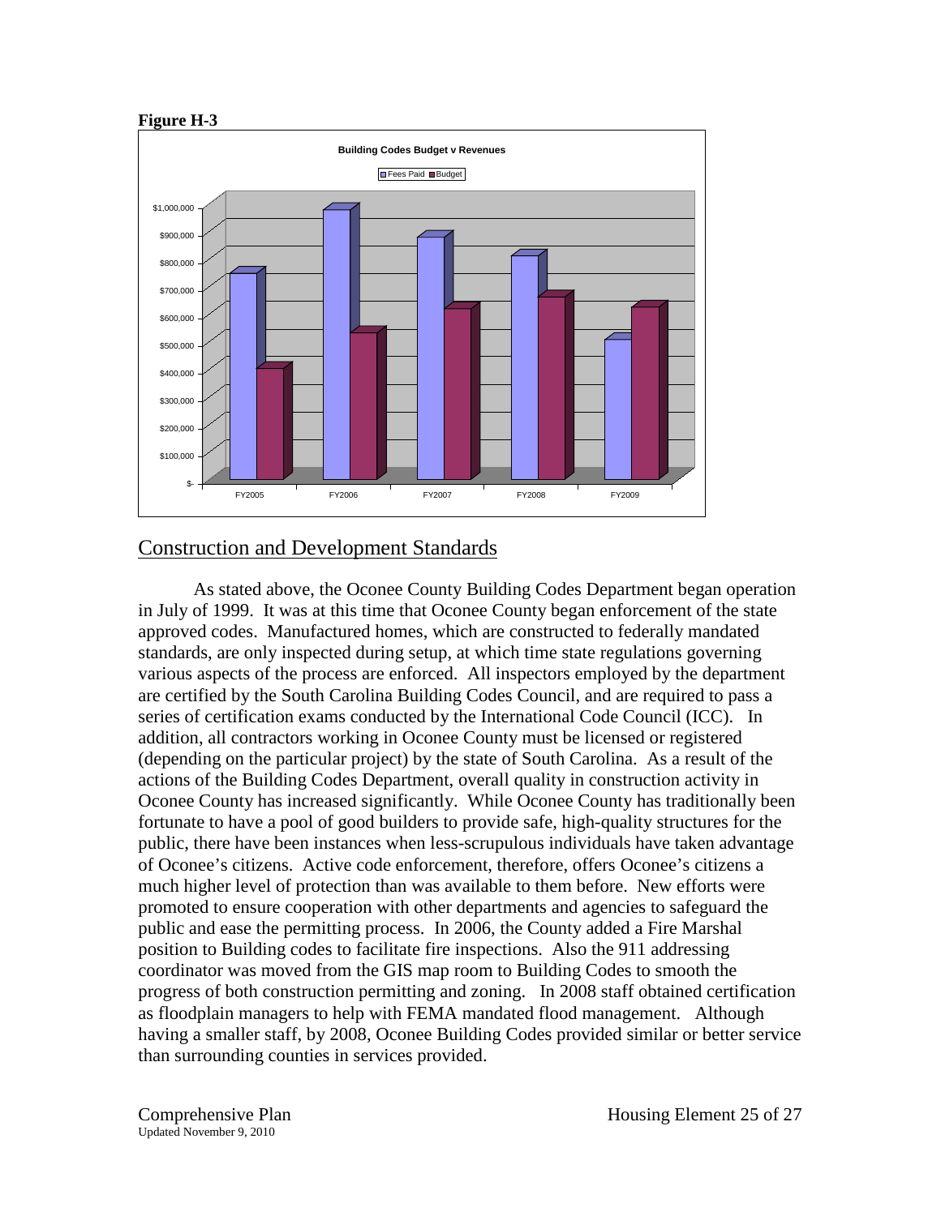**Figure H-3**

Building Codes Budget v Revenues

Fees Paid
Budget

$1,000,000
$900,000
$800,000
$700,000
$600,000
$500,000
$400,000
$300,000
$200,000
$100,000
$-

FY2005
FY2006
FY2007
FY2008
FY2009

## Construction and Development Standards

As stated above, the Oconee County Building Codes Department began operation in July of 1999. It was at this time that Oconee County began enforcement of the state approved codes. Manufactured homes, which are constructed to federally mandated standards, are only inspected during setup, at which time state regulations governing various aspects of the process are enforced. All inspectors employed by the department are certified by the South Carolina Building Codes Council, and are required to pass a series of certification exams conducted by the International Code Council (ICC). In addition, all contractors working in Oconee County must be licensed or registered (depending on the particular project) by the state of South Carolina. As a result of the actions of the Building Codes Department, overall quality in construction activity in Oconee County has increased significantly. While Oconee County has traditionally been fortunate to have a pool of good builders to provide safe, high-quality structures for the public, there have been instances when less-scrupulous individuals have taken advantage of Oconee's citizens. Active code enforcement, therefore, offers Oconee's citizens a much higher level of protection than was available to them before. New efforts were promoted to ensure cooperation with other departments and agencies to safeguard the public and ease the permitting process. In 2006, the County added a Fire Marshal position to Building codes to facilitate fire inspections. Also the 911 addressing coordinator was moved from the GIS map room to Building Codes to smooth the progress of both construction permitting and zoning. In 2008 staff obtained certification as floodplain managers to help with FEMA mandated flood management. Although having a smaller staff, by 2008, Oconee Building Codes provided similar or better service than surrounding counties in services provided.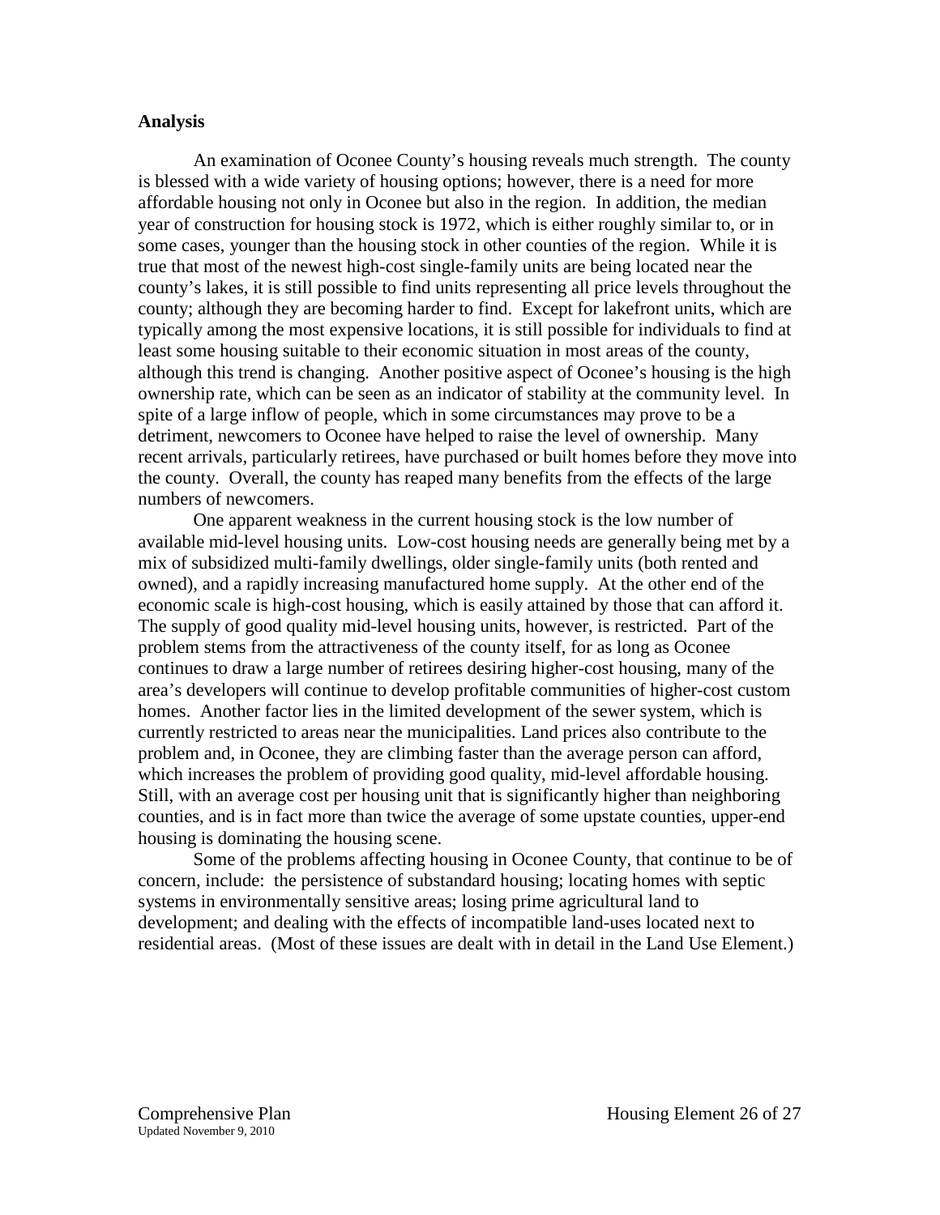**Analysis**

An examination of Oconee County's housing reveals much strength. The county is blessed with a wide variety of housing options; however, there is a need for more affordable housing not only in Oconee but also in the region. In addition, the median year of construction for housing stock is 1972, which is either roughly similar to, or in some cases, younger than the housing stock in other counties of the region. While it is true that most of the newest high-cost single-family units are being located near the county's lakes, it is still possible to find units representing all price levels throughout the county; although they are becoming harder to find. Except for lakefront units, which are typically among the most expensive locations, it is still possible for individuals to find at least some housing suitable to their economic situation in most areas of the county, although this trend is changing. Another positive aspect of Oconee's housing is the high ownership rate, which can be seen as an indicator of stability at the community level. In spite of a large inflow of people, which in some circumstances may prove to be a detriment, newcomers to Oconee have helped to raise the level of ownership. Many recent arrivals, particularly retirees, have purchased or built homes before they move into the county. Overall, the county has reaped many benefits from the effects of the large numbers of newcomers.

One apparent weakness in the current housing stock is the low number of available mid-level housing units. Low-cost housing needs are generally being met by a mix of subsidized multi-family dwellings, older single-family units (both rented and owned), and a rapidly increasing manufactured home supply. At the other end of the economic scale is high-cost housing, which is easily attained by those that can afford it. The supply of good quality mid-level housing units, however, is restricted. Part of the problem stems from the attractiveness of the county itself, for as long as Oconee continues to draw a large number of retirees desiring higher-cost housing, many of the area's developers will continue to develop profitable communities of higher-cost custom homes. Another factor lies in the limited development of the sewer system, which is currently restricted to areas near the municipalities. Land prices also contribute to the problem and, in Oconee, they are climbing faster than the average person can afford, which increases the problem of providing good quality, mid-level affordable housing. Still, with an average cost per housing unit that is significantly higher than neighboring counties, and is in fact more than twice the average of some upstate counties, upper-end housing is dominating the housing scene.

Some of the problems affecting housing in Oconee County, that continue to be of concern, include: the persistence of substandard housing; locating homes with septic systems in environmentally sensitive areas; losing prime agricultural land to development; and dealing with the effects of incompatible land-uses located next to residential areas. (Most of these issues are dealt with in detail in the Land Use Element.)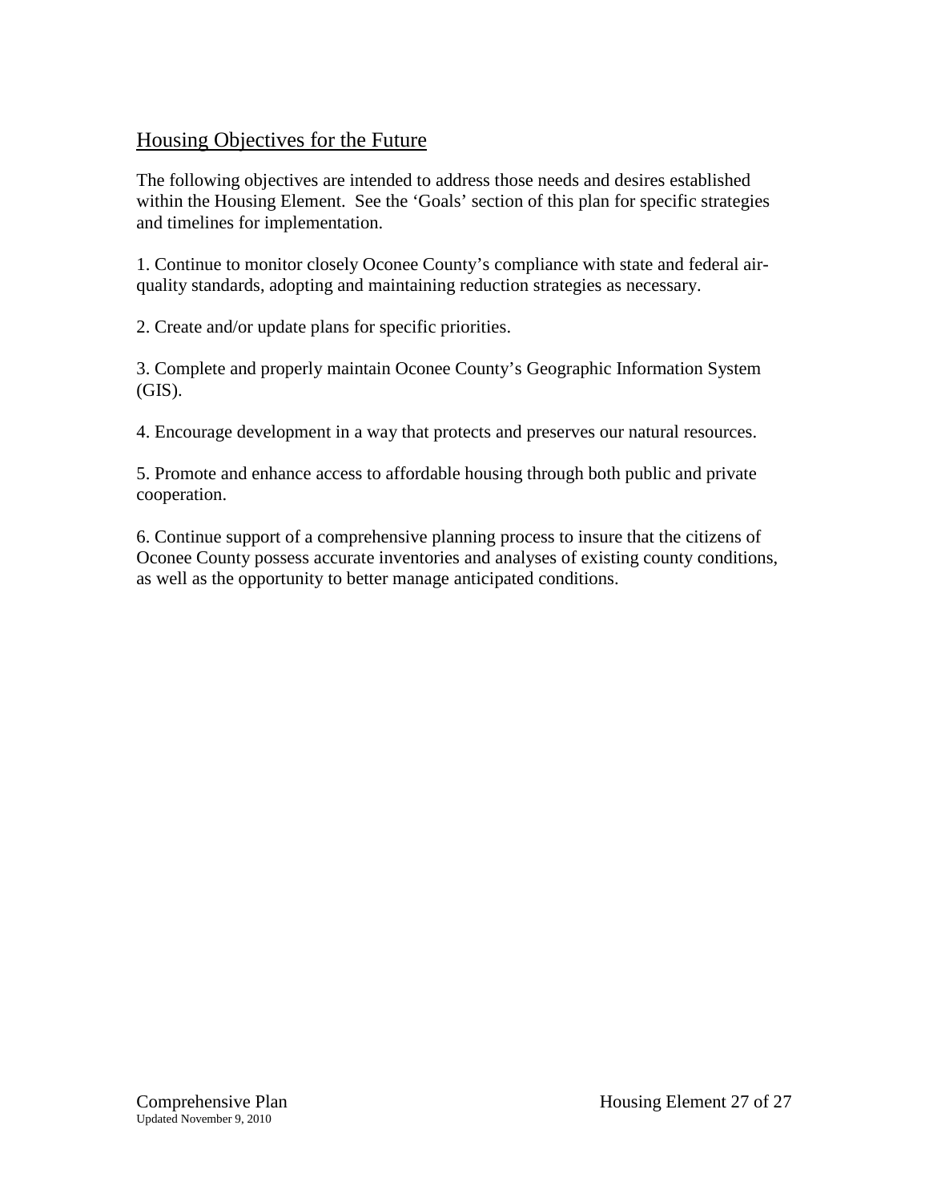## Housing Objectives for the Future

The following objectives are intended to address those needs and desires established within the Housing Element. See the 'Goals' section of this plan for specific strategies and timelines for implementation.

1. Continue to monitor closely Oconee County's compliance with state and federal air-quality standards, adopting and maintaining reduction strategies as necessary.

2. Create and/or update plans for specific priorities.

3. Complete and properly maintain Oconee County's Geographic Information System (GIS).

4. Encourage development in a way that protects and preserves our natural resources.

5. Promote and enhance access to affordable housing through both public and private cooperation.

6. Continue support of a comprehensive planning process to insure that the citizens of Oconee County possess accurate inventories and analyses of existing county conditions, as well as the opportunity to better manage anticipated conditions.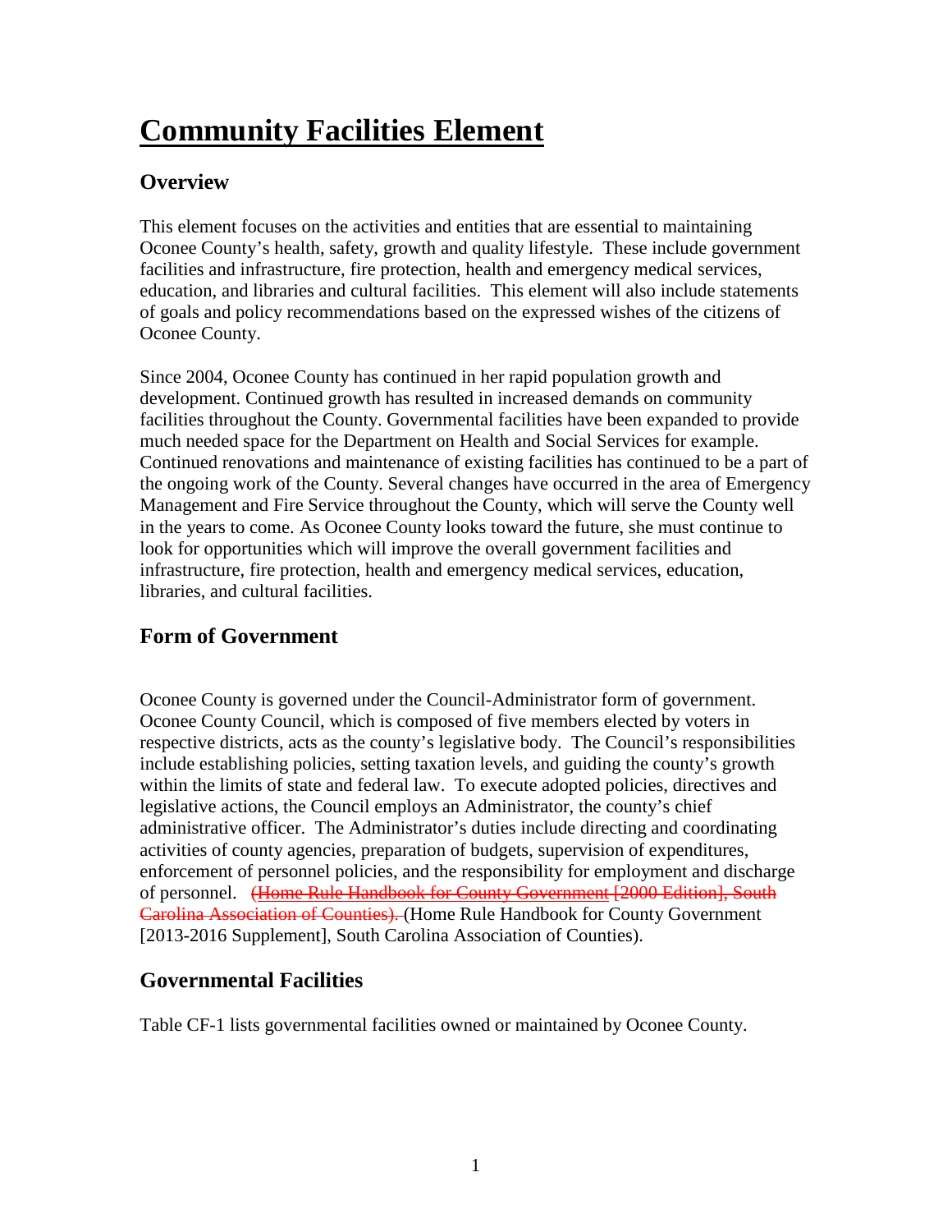# Community Facilities Element

## Overview

This element focuses on the activities and entities that are essential to maintaining Oconee County's health, safety, growth and quality lifestyle. These include government facilities and infrastructure, fire protection, health and emergency medical services, education, and libraries and cultural facilities. This element will also include statements of goals and policy recommendations based on the expressed wishes of the citizens of Oconee County.

Since 2004, Oconee County has continued in her rapid population growth and development. Continued growth has resulted in increased demands on community facilities throughout the County. Governmental facilities have been expanded to provide much needed space for the Department on Health and Social Services for example. Continued renovations and maintenance of existing facilities has continued to be a part of the ongoing work of the County. Several changes have occurred in the area of Emergency Management and Fire Service throughout the County, which will serve the County well in the years to come. As Oconee County looks toward the future, she must continue to look for opportunities which will improve the overall government facilities and infrastructure, fire protection, health and emergency medical services, education, libraries, and cultural facilities.

## Form of Government

Oconee County is governed under the Council-Administrator form of government. Oconee County Council, which is composed of five members elected by voters in respective districts, acts as the county's legislative body. The Council's responsibilities include establishing policies, setting taxation levels, and guiding the county's growth within the limits of state and federal law. To execute adopted policies, directives and legislative actions, the Council employs an Administrator, the county's chief administrative officer. The Administrator's duties include directing and coordinating activities of county agencies, preparation of budgets, supervision of expenditures, enforcement of personnel policies, and the responsibility for employment and discharge of personnel. ~~(Home Rule Handbook for County Government [2000 Edition], South Carolina Association of Counties).~~ (Home Rule Handbook for County Government [2013-2016 Supplement], South Carolina Association of Counties).

## Governmental Facilities

Table CF-1 lists governmental facilities owned or maintained by Oconee County.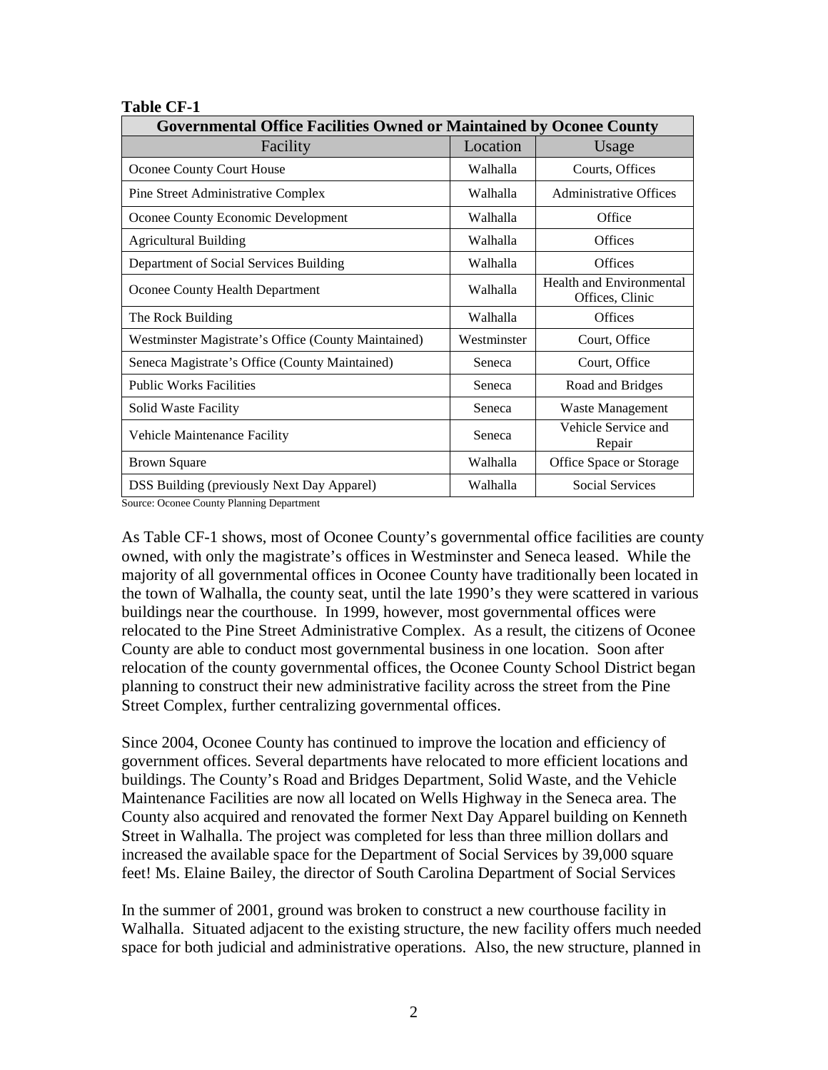**Table CF-1**

| Governmental Office Facilities Owned or Maintained by Oconee County | | |
|---|---|---|
| Facility | Location | Usage |
| Oconee County Court House | Walhalla | Courts, Offices |
| Pine Street Administrative Complex | Walhalla | Administrative Offices |
| Oconee County Economic Development | Walhalla | Office |
| Agricultural Building | Walhalla | Offices |
| Department of Social Services Building | Walhalla | Offices |
| Oconee County Health Department | Walhalla | Health and Environmental Offices, Clinic |
| The Rock Building | Walhalla | Offices |
| Westminster Magistrate's Office (County Maintained) | Westminster | Court, Office |
| Seneca Magistrate's Office (County Maintained) | Seneca | Court, Office |
| Public Works Facilities | Seneca | Road and Bridges |
| Solid Waste Facility | Seneca | Waste Management |
| Vehicle Maintenance Facility | Seneca | Vehicle Service and Repair |
| Brown Square | Walhalla | Office Space or Storage |
| DSS Building (previously Next Day Apparel) | Walhalla | Social Services |

Source: Oconee County Planning Department

As Table CF-1 shows, most of Oconee County's governmental office facilities are county owned, with only the magistrate's offices in Westminster and Seneca leased. While the majority of all governmental offices in Oconee County have traditionally been located in the town of Walhalla, the county seat, until the late 1990's they were scattered in various buildings near the courthouse. In 1999, however, most governmental offices were relocated to the Pine Street Administrative Complex. As a result, the citizens of Oconee County are able to conduct most governmental business in one location. Soon after relocation of the county governmental offices, the Oconee County School District began planning to construct their new administrative facility across the street from the Pine Street Complex, further centralizing governmental offices.

Since 2004, Oconee County has continued to improve the location and efficiency of government offices. Several departments have relocated to more efficient locations and buildings. The County's Road and Bridges Department, Solid Waste, and the Vehicle Maintenance Facilities are now all located on Wells Highway in the Seneca area. The County also acquired and renovated the former Next Day Apparel building on Kenneth Street in Walhalla. The project was completed for less than three million dollars and increased the available space for the Department of Social Services by 39,000 square feet! Ms. Elaine Bailey, the director of South Carolina Department of Social Services

In the summer of 2001, ground was broken to construct a new courthouse facility in Walhalla. Situated adjacent to the existing structure, the new facility offers much needed space for both judicial and administrative operations. Also, the new structure, planned in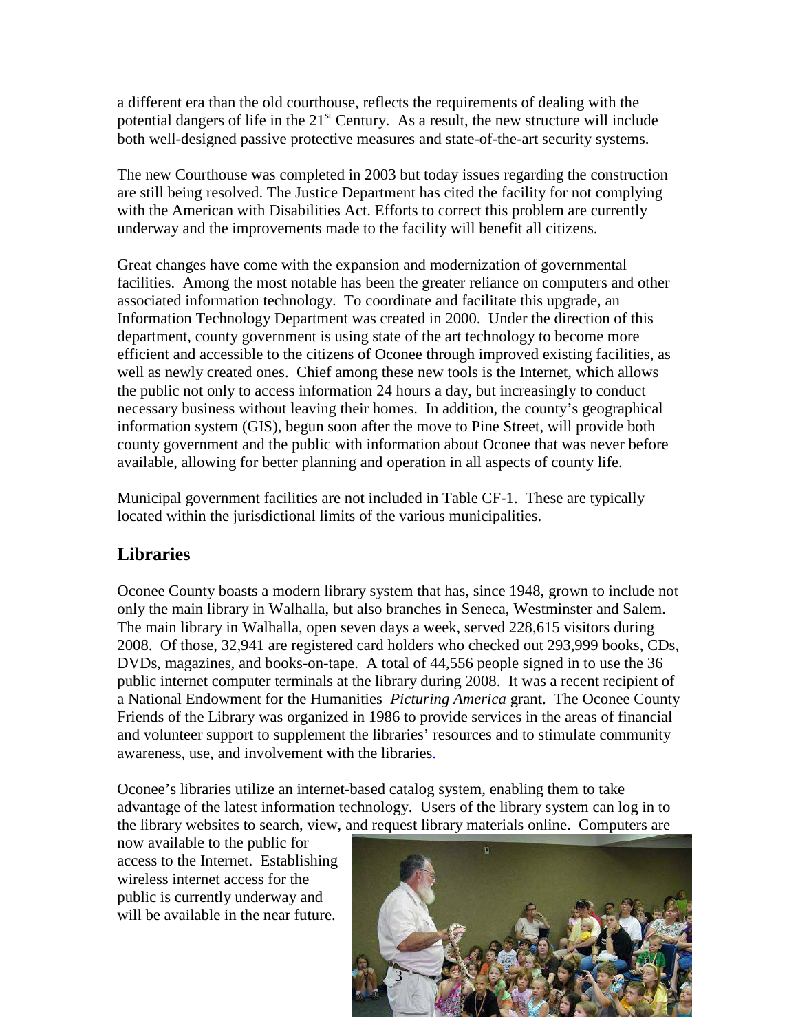a different era than the old courthouse, reflects the requirements of dealing with the potential dangers of life in the 21st Century. As a result, the new structure will include both well-designed passive protective measures and state-of-the-art security systems.

The new Courthouse was completed in 2003 but today issues regarding the construction are still being resolved. The Justice Department has cited the facility for not complying with the American with Disabilities Act. Efforts to correct this problem are currently underway and the improvements made to the facility will benefit all citizens.

Great changes have come with the expansion and modernization of governmental facilities. Among the most notable has been the greater reliance on computers and other associated information technology. To coordinate and facilitate this upgrade, an Information Technology Department was created in 2000. Under the direction of this department, county government is using state of the art technology to become more efficient and accessible to the citizens of Oconee through improved existing facilities, as well as newly created ones. Chief among these new tools is the Internet, which allows the public not only to access information 24 hours a day, but increasingly to conduct necessary business without leaving their homes. In addition, the county's geographical information system (GIS), begun soon after the move to Pine Street, will provide both county government and the public with information about Oconee that was never before available, allowing for better planning and operation in all aspects of county life.

Municipal government facilities are not included in Table CF-1. These are typically located within the jurisdictional limits of the various municipalities.

## Libraries

Oconee County boasts a modern library system that has, since 1948, grown to include not only the main library in Walhalla, but also branches in Seneca, Westminster and Salem. The main library in Walhalla, open seven days a week, served 228,615 visitors during 2008. Of those, 32,941 are registered card holders who checked out 293,999 books, CDs, DVDs, magazines, and books-on-tape. A total of 44,556 people signed in to use the 36 public internet computer terminals at the library during 2008. It was a recent recipient of a National Endowment for the Humanities *Picturing America* grant. The Oconee County Friends of the Library was organized in 1986 to provide services in the areas of financial and volunteer support to supplement the libraries' resources and to stimulate community awareness, use, and involvement with the libraries.

Oconee's libraries utilize an internet-based catalog system, enabling them to take advantage of the latest information technology. Users of the library system can log in to the library websites to search, view, and request library materials online. Computers are now available to the public for access to the Internet. Establishing wireless internet access for the public is currently underway and will be available in the near future.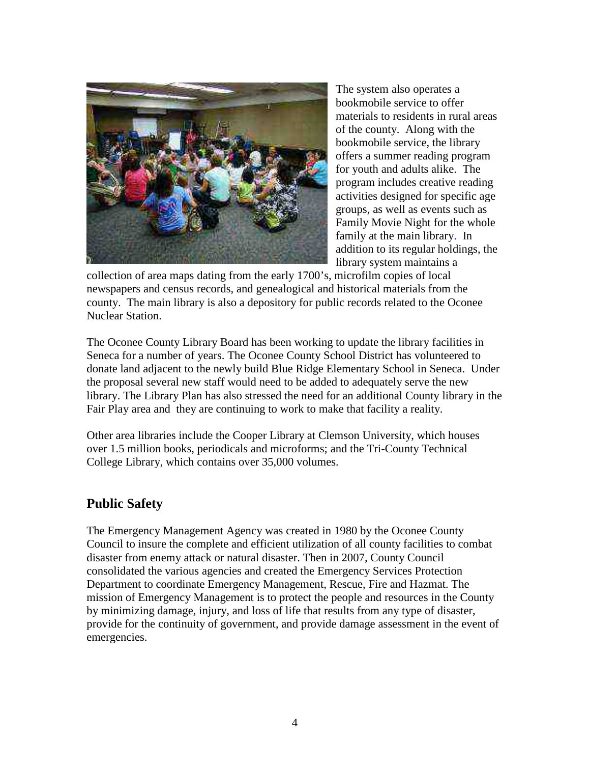The system also operates a bookmobile service to offer materials to residents in rural areas of the county. Along with the bookmobile service, the library offers a summer reading program for youth and adults alike. The program includes creative reading activities designed for specific age groups, as well as events such as Family Movie Night for the whole family at the main library. In addition to its regular holdings, the library system maintains a collection of area maps dating from the early 1700's, microfilm copies of local newspapers and census records, and genealogical and historical materials from the county. The main library is also a depository for public records related to the Oconee Nuclear Station.

The Oconee County Library Board has been working to update the library facilities in Seneca for a number of years. The Oconee County School District has volunteered to donate land adjacent to the newly build Blue Ridge Elementary School in Seneca. Under the proposal several new staff would need to be added to adequately serve the new library. The Library Plan has also stressed the need for an additional County library in the Fair Play area and they are continuing to work to make that facility a reality.

Other area libraries include the Cooper Library at Clemson University, which houses over 1.5 million books, periodicals and microforms; and the Tri-County Technical College Library, which contains over 35,000 volumes.

## Public Safety

The Emergency Management Agency was created in 1980 by the Oconee County Council to insure the complete and efficient utilization of all county facilities to combat disaster from enemy attack or natural disaster. Then in 2007, County Council consolidated the various agencies and created the Emergency Services Protection Department to coordinate Emergency Management, Rescue, Fire and Hazmat. The mission of Emergency Management is to protect the people and resources in the County by minimizing damage, injury, and loss of life that results from any type of disaster, provide for the continuity of government, and provide damage assessment in the event of emergencies.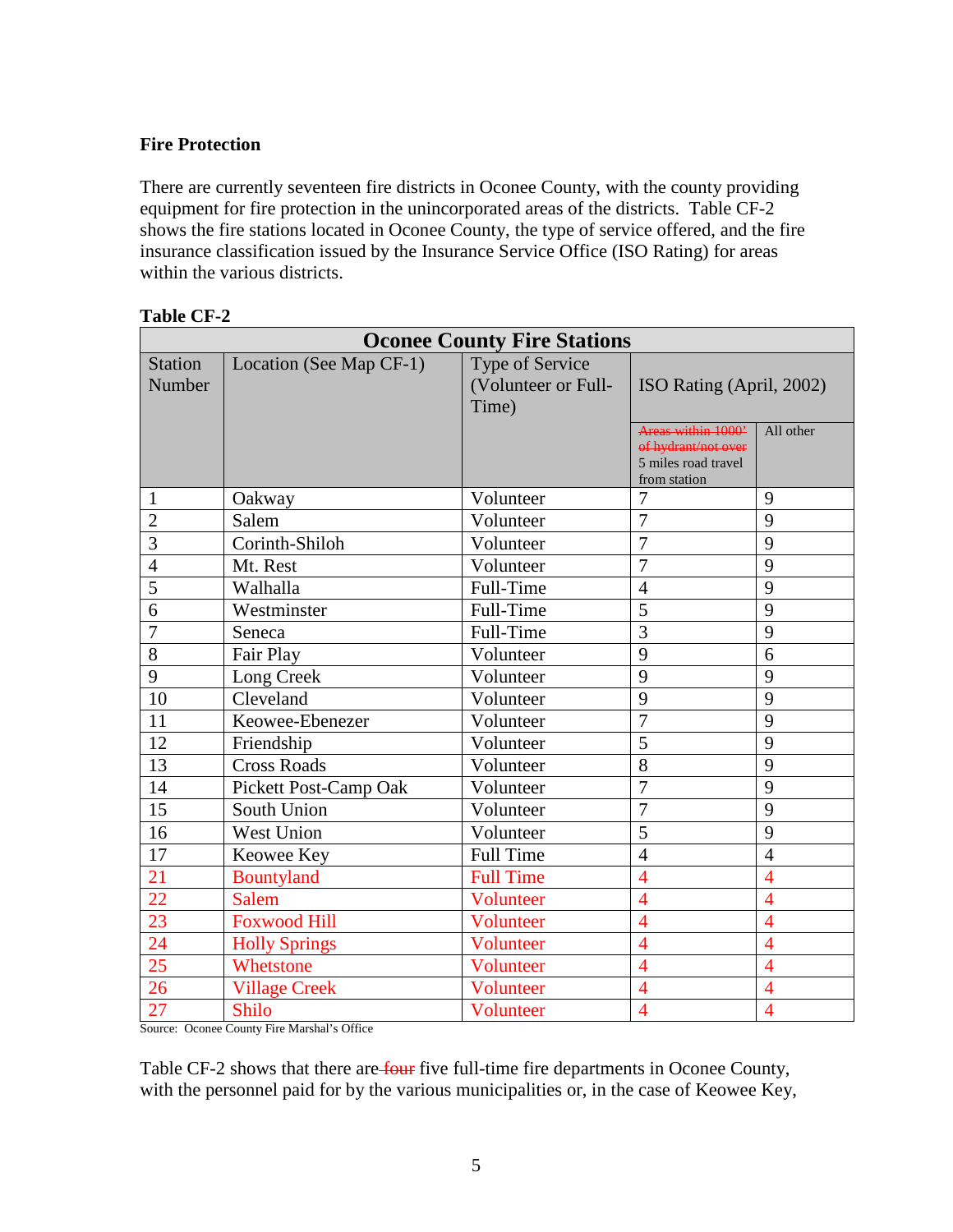**Fire Protection**

There are currently seventeen fire districts in Oconee County, with the county providing equipment for fire protection in the unincorporated areas of the districts. Table CF-2 shows the fire stations located in Oconee County, the type of service offered, and the fire insurance classification issued by the Insurance Service Office (ISO Rating) for areas within the various districts.

**Table CF-2**

| Oconee County Fire Stations | | | | |
|---|---|---|---|---|
| Station Number | Location (See Map CF-1) | Type of Service (Volunteer or Full-Time) | ISO Rating (April, 2002) | |
| | | | ~~Areas within 1000' of hydrant/not over~~ 5 miles road travel from station | All other |
| 1 | Oakway | Volunteer | 7 | 9 |
| 2 | Salem | Volunteer | 7 | 9 |
| 3 | Corinth-Shiloh | Volunteer | 7 | 9 |
| 4 | Mt. Rest | Volunteer | 7 | 9 |
| 5 | Walhalla | Full-Time | 4 | 9 |
| 6 | Westminster | Full-Time | 5 | 9 |
| 7 | Seneca | Full-Time | 3 | 9 |
| 8 | Fair Play | Volunteer | 9 | 6 |
| 9 | Long Creek | Volunteer | 9 | 9 |
| 10 | Cleveland | Volunteer | 9 | 9 |
| 11 | Keowee-Ebenezer | Volunteer | 7 | 9 |
| 12 | Friendship | Volunteer | 5 | 9 |
| 13 | Cross Roads | Volunteer | 8 | 9 |
| 14 | Pickett Post-Camp Oak | Volunteer | 7 | 9 |
| 15 | South Union | Volunteer | 7 | 9 |
| 16 | West Union | Volunteer | 5 | 9 |
| 17 | Keowee Key | Full Time | 4 | 4 |
| 21 | Bountyland | Full Time | 4 | 4 |
| 22 | Salem | Volunteer | 4 | 4 |
| 23 | Foxwood Hill | Volunteer | 4 | 4 |
| 24 | Holly Springs | Volunteer | 4 | 4 |
| 25 | Whetstone | Volunteer | 4 | 4 |
| 26 | Village Creek | Volunteer | 4 | 4 |
| 27 | Shilo | Volunteer | 4 | 4 |

Source: Oconee County Fire Marshal's Office

Table CF-2 shows that there are ~~four~~ five full-time fire departments in Oconee County, with the personnel paid for by the various municipalities or, in the case of Keowee Key,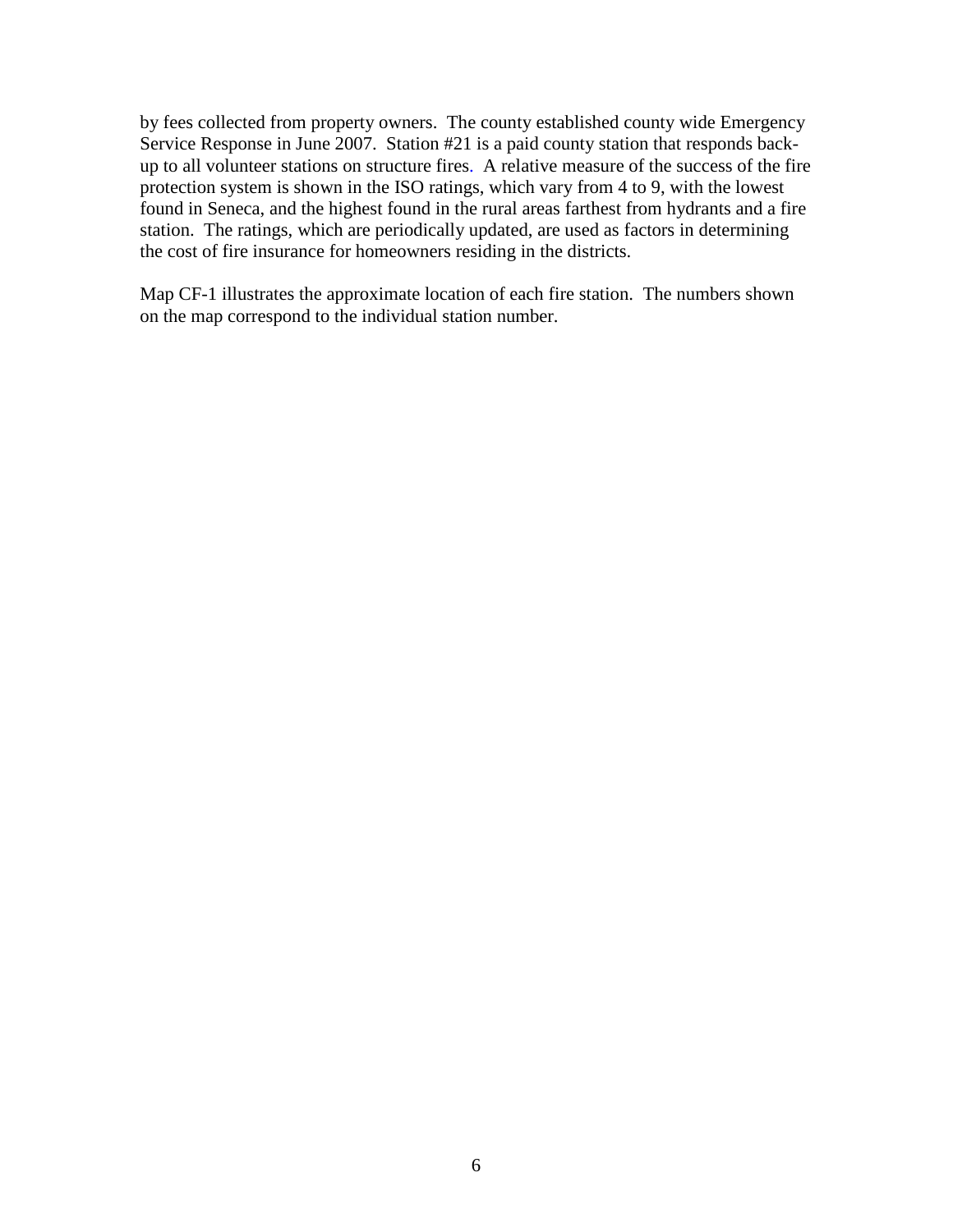by fees collected from property owners. The county established county wide Emergency Service Response in June 2007. Station #21 is a paid county station that responds back-up to all volunteer stations on structure fires. A relative measure of the success of the fire protection system is shown in the ISO ratings, which vary from 4 to 9, with the lowest found in Seneca, and the highest found in the rural areas farthest from hydrants and a fire station. The ratings, which are periodically updated, are used as factors in determining the cost of fire insurance for homeowners residing in the districts.

Map CF-1 illustrates the approximate location of each fire station. The numbers shown on the map correspond to the individual station number.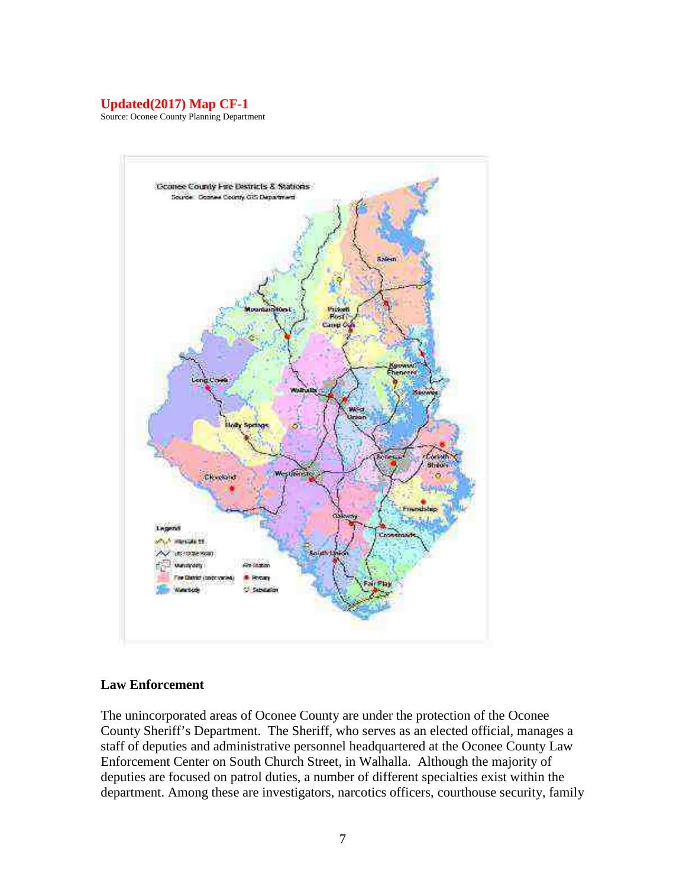**Updated(2017) Map CF-1**

Source: Oconee County Planning Department

Oconee County Fire Districts & Stations

Source: Oconee County GIS Department

Salem

Mountain Rest

Pickett Post

Camp Oak

Keowee Ebenezer

Seneca

Long Creek

Walhalla

West Union

Holly Springs

Corinth Shiloh

Westminster

Cleveland

Friendship

Oakway

Crossroads

South Union

Fair Play

Legend

Interstate 85

US / State Road

Municipality

Fire District (color varies)

Waterbody

Fire Station

Primary

Substation

## Law Enforcement

The unincorporated areas of Oconee County are under the protection of the Oconee County Sheriff's Department. The Sheriff, who serves as an elected official, manages a staff of deputies and administrative personnel headquartered at the Oconee County Law Enforcement Center on South Church Street, in Walhalla. Although the majority of deputies are focused on patrol duties, a number of different specialties exist within the department. Among these are investigators, narcotics officers, courthouse security, family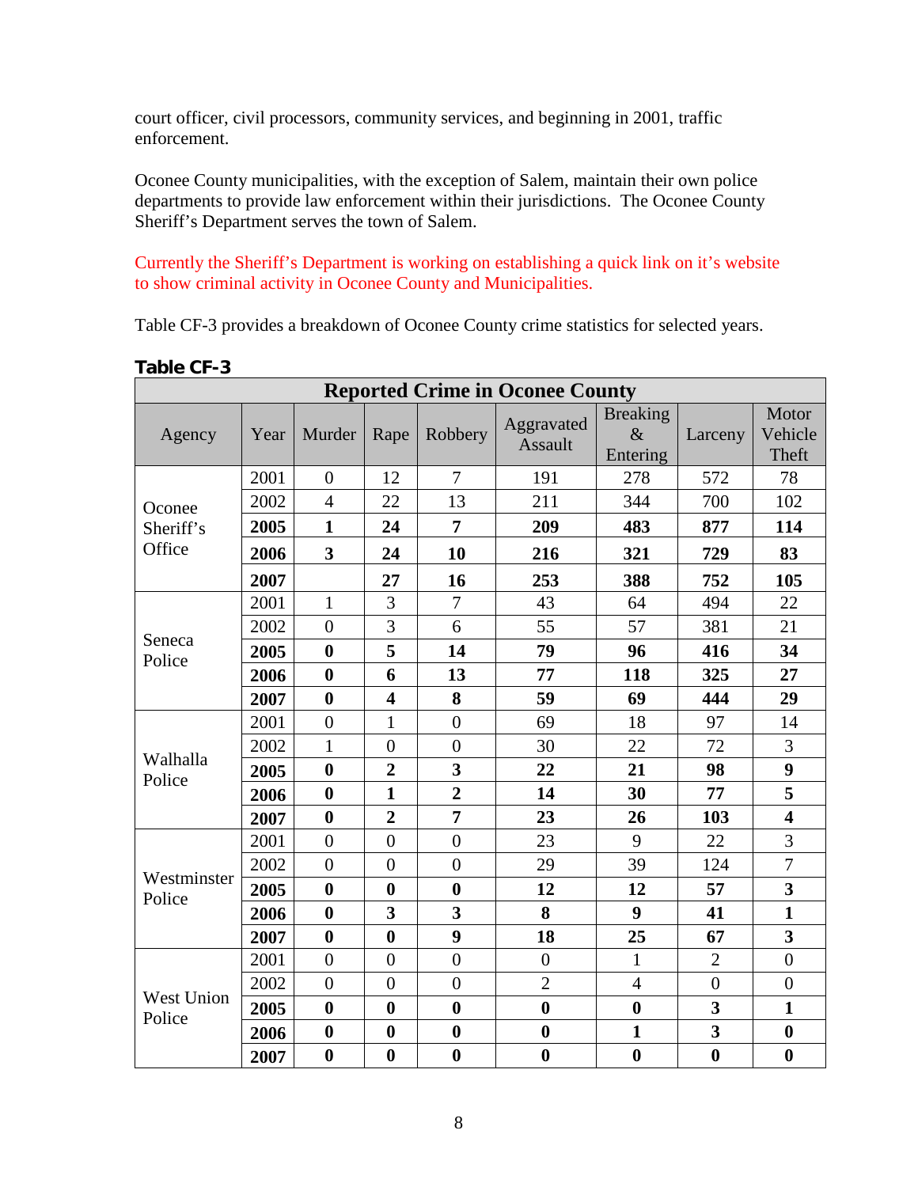court officer, civil processors, community services, and beginning in 2001, traffic enforcement.

Oconee County municipalities, with the exception of Salem, maintain their own police departments to provide law enforcement within their jurisdictions. The Oconee County Sheriff's Department serves the town of Salem.

Currently the Sheriff's Department is working on establishing a quick link on it's website to show criminal activity in Oconee County and Municipalities.

Table CF-3 provides a breakdown of Oconee County crime statistics for selected years.

**Table CF-3**

| Reported Crime in Oconee County | | | | | | | | |
|---|---|---|---|---|---|---|---|---|
| Agency | Year | Murder | Rape | Robbery | Aggravated Assault | Breaking & Entering | Larceny | Motor Vehicle Theft |
| Oconee Sheriff's Office | 2001 | 0 | 12 | 7 | 191 | 278 | 572 | 78 |
| | 2002 | 4 | 22 | 13 | 211 | 344 | 700 | 102 |
| | **2005** | **1** | **24** | **7** | **209** | **483** | **877** | **114** |
| | **2006** | **3** | **24** | **10** | **216** | **321** | **729** | **83** |
| | **2007** | | **27** | **16** | **253** | **388** | **752** | **105** |
| Seneca Police | 2001 | 1 | 3 | 7 | 43 | 64 | 494 | 22 |
| | 2002 | 0 | 3 | 6 | 55 | 57 | 381 | 21 |
| | **2005** | **0** | **5** | **14** | **79** | **96** | **416** | **34** |
| | **2006** | **0** | **6** | **13** | **77** | **118** | **325** | **27** |
| | **2007** | **0** | **4** | **8** | **59** | **69** | **444** | **29** |
| Walhalla Police | 2001 | 0 | 1 | 0 | 69 | 18 | 97 | 14 |
| | 2002 | 1 | 0 | 0 | 30 | 22 | 72 | 3 |
| | **2005** | **0** | **2** | **3** | **22** | **21** | **98** | **9** |
| | **2006** | **0** | **1** | **2** | **14** | **30** | **77** | **5** |
| | **2007** | **0** | **2** | **7** | **23** | **26** | **103** | **4** |
| Westminster Police | 2001 | 0 | 0 | 0 | 23 | 9 | 22 | 3 |
| | 2002 | 0 | 0 | 0 | 29 | 39 | 124 | 7 |
| | **2005** | **0** | **0** | **0** | **12** | **12** | **57** | **3** |
| | **2006** | **0** | **3** | **3** | **8** | **9** | **41** | **1** |
| | **2007** | **0** | **0** | **9** | **18** | **25** | **67** | **3** |
| West Union Police | 2001 | 0 | 0 | 0 | 0 | 1 | 2 | 0 |
| | 2002 | 0 | 0 | 0 | 2 | 4 | 0 | 0 |
| | **2005** | **0** | **0** | **0** | **0** | **0** | **3** | **1** |
| | **2006** | **0** | **0** | **0** | **0** | **1** | **3** | **0** |
| | **2007** | **0** | **0** | **0** | **0** | **0** | **0** | **0** |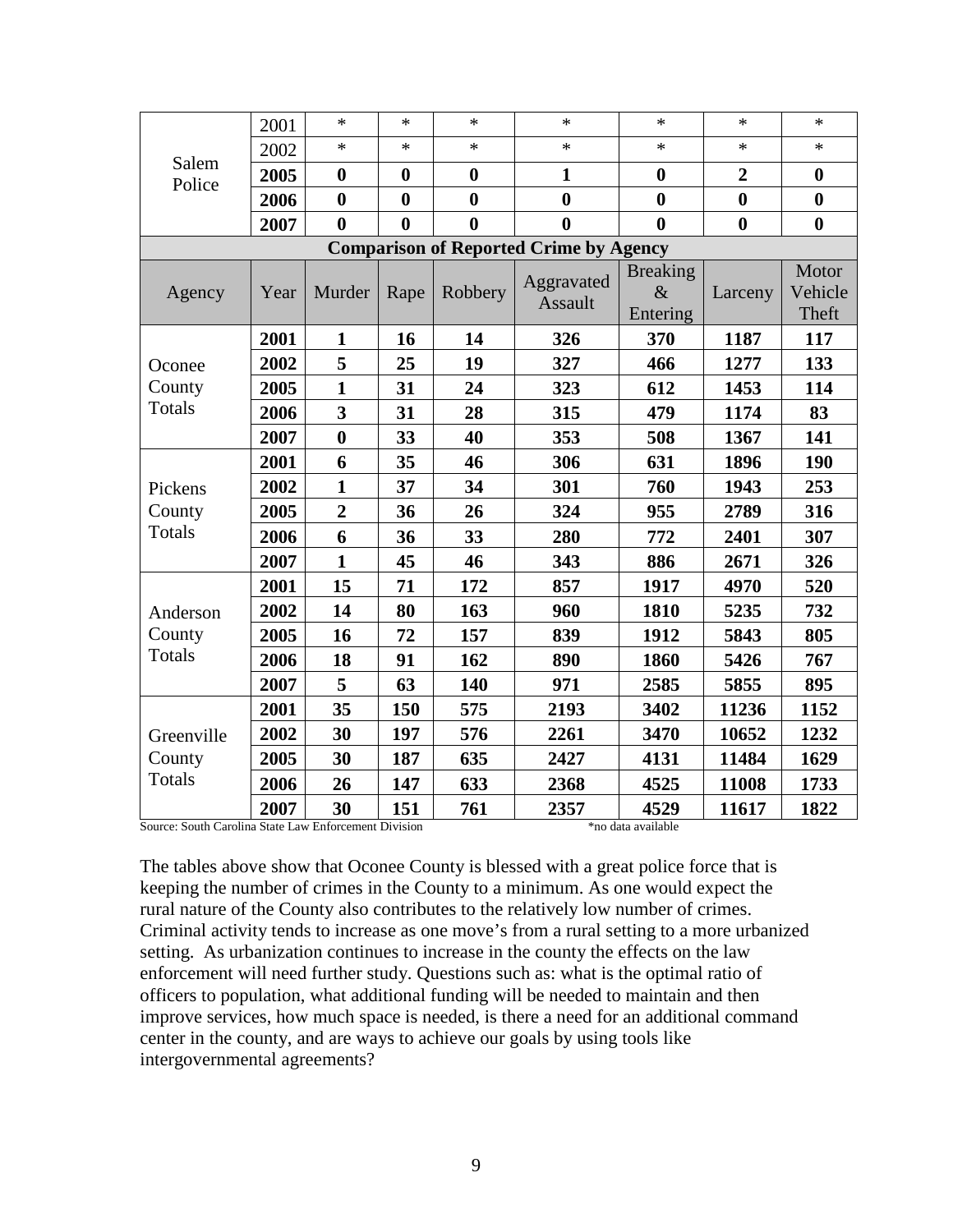| | | | | | | | | |
|---|---|---|---|---|---|---|---|---|
| Salem Police | 2001 | * | * | * | * | * | * | * |
| | 2002 | * | * | * | * | * | * | * |
| | **2005** | **0** | **0** | **0** | **1** | **0** | **2** | **0** |
| | **2006** | **0** | **0** | **0** | **0** | **0** | **0** | **0** |
| | **2007** | **0** | **0** | **0** | **0** | **0** | **0** | **0** |
| **Comparison of Reported Crime by Agency** | | | | | | | | |
| Agency | Year | Murder | Rape | Robbery | Aggravated Assault | Breaking & Entering | Larceny | Motor Vehicle Theft |
| Oconee County Totals | **2001** | **1** | **16** | **14** | **326** | **370** | **1187** | **117** |
| | **2002** | **5** | **25** | **19** | **327** | **466** | **1277** | **133** |
| | **2005** | **1** | **31** | **24** | **323** | **612** | **1453** | **114** |
| | **2006** | **3** | **31** | **28** | **315** | **479** | **1174** | **83** |
| | **2007** | **0** | **33** | **40** | **353** | **508** | **1367** | **141** |
| Pickens County Totals | **2001** | **6** | **35** | **46** | **306** | **631** | **1896** | **190** |
| | **2002** | **1** | **37** | **34** | **301** | **760** | **1943** | **253** |
| | **2005** | **2** | **36** | **26** | **324** | **955** | **2789** | **316** |
| | **2006** | **6** | **36** | **33** | **280** | **772** | **2401** | **307** |
| | **2007** | **1** | **45** | **46** | **343** | **886** | **2671** | **326** |
| Anderson County Totals | **2001** | **15** | **71** | **172** | **857** | **1917** | **4970** | **520** |
| | **2002** | **14** | **80** | **163** | **960** | **1810** | **5235** | **732** |
| | **2005** | **16** | **72** | **157** | **839** | **1912** | **5843** | **805** |
| | **2006** | **18** | **91** | **162** | **890** | **1860** | **5426** | **767** |
| | **2007** | **5** | **63** | **140** | **971** | **2585** | **5855** | **895** |
| Greenville County Totals | **2001** | **35** | **150** | **575** | **2193** | **3402** | **11236** | **1152** |
| | **2002** | **30** | **197** | **576** | **2261** | **3470** | **10652** | **1232** |
| | **2005** | **30** | **187** | **635** | **2427** | **4131** | **11484** | **1629** |
| | **2006** | **26** | **147** | **633** | **2368** | **4525** | **11008** | **1733** |
| | **2007** | **30** | **151** | **761** | **2357** | **4529** | **11617** | **1822** |

Source: South Carolina State Law Enforcement Division *no data available

The tables above show that Oconee County is blessed with a great police force that is keeping the number of crimes in the County to a minimum. As one would expect the rural nature of the County also contributes to the relatively low number of crimes. Criminal activity tends to increase as one move's from a rural setting to a more urbanized setting. As urbanization continues to increase in the county the effects on the law enforcement will need further study. Questions such as: what is the optimal ratio of officers to population, what additional funding will be needed to maintain and then improve services, how much space is needed, is there a need for an additional command center in the county, and are ways to achieve our goals by using tools like intergovernmental agreements?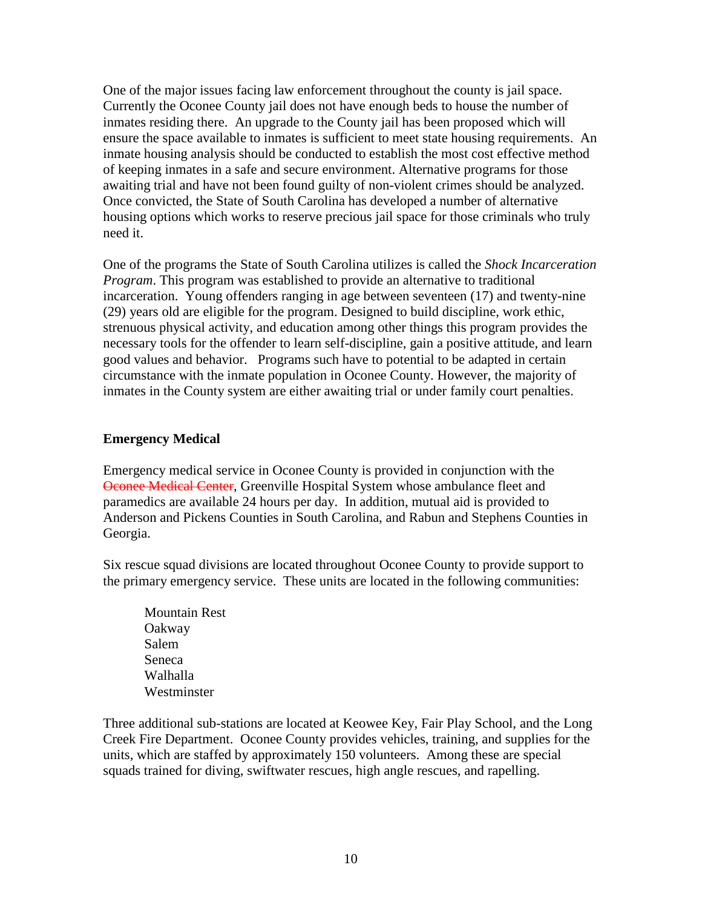One of the major issues facing law enforcement throughout the county is jail space. Currently the Oconee County jail does not have enough beds to house the number of inmates residing there. An upgrade to the County jail has been proposed which will ensure the space available to inmates is sufficient to meet state housing requirements. An inmate housing analysis should be conducted to establish the most cost effective method of keeping inmates in a safe and secure environment. Alternative programs for those awaiting trial and have not been found guilty of non-violent crimes should be analyzed. Once convicted, the State of South Carolina has developed a number of alternative housing options which works to reserve precious jail space for those criminals who truly need it.

One of the programs the State of South Carolina utilizes is called the *Shock Incarceration Program*. This program was established to provide an alternative to traditional incarceration. Young offenders ranging in age between seventeen (17) and twenty-nine (29) years old are eligible for the program. Designed to build discipline, work ethic, strenuous physical activity, and education among other things this program provides the necessary tools for the offender to learn self-discipline, gain a positive attitude, and learn good values and behavior. Programs such have to potential to be adapted in certain circumstance with the inmate population in Oconee County. However, the majority of inmates in the County system are either awaiting trial or under family court penalties.

**Emergency Medical**

Emergency medical service in Oconee County is provided in conjunction with the ~~Oconee Medical Center~~, Greenville Hospital System whose ambulance fleet and paramedics are available 24 hours per day. In addition, mutual aid is provided to Anderson and Pickens Counties in South Carolina, and Rabun and Stephens Counties in Georgia.

Six rescue squad divisions are located throughout Oconee County to provide support to the primary emergency service. These units are located in the following communities:

Mountain Rest
Oakway
Salem
Seneca
Walhalla
Westminster

Three additional sub-stations are located at Keowee Key, Fair Play School, and the Long Creek Fire Department. Oconee County provides vehicles, training, and supplies for the units, which are staffed by approximately 150 volunteers. Among these are special squads trained for diving, swiftwater rescues, high angle rescues, and rapelling.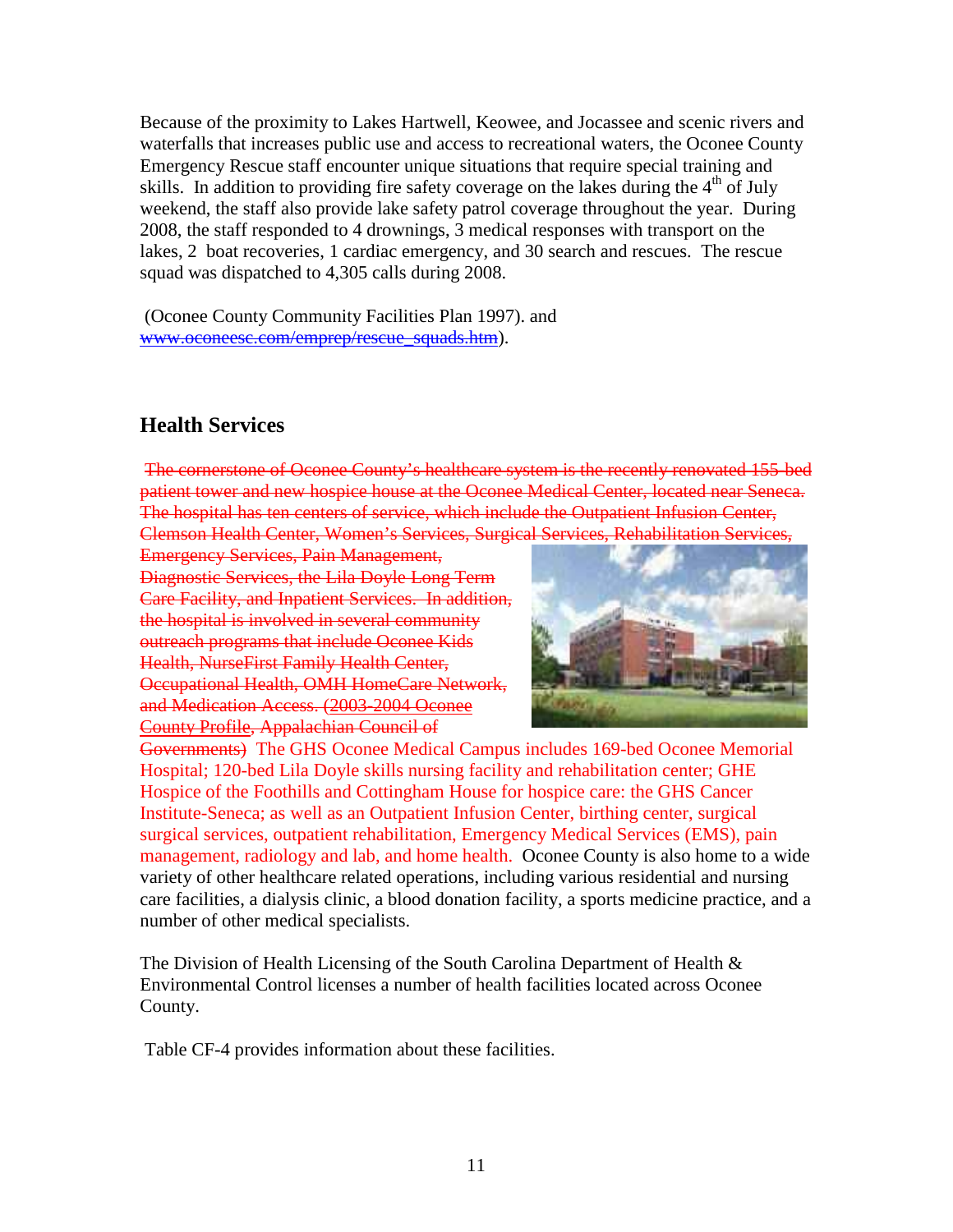Because of the proximity to Lakes Hartwell, Keowee, and Jocassee and scenic rivers and waterfalls that increases public use and access to recreational waters, the Oconee County Emergency Rescue staff encounter unique situations that require special training and skills. In addition to providing fire safety coverage on the lakes during the 4th of July weekend, the staff also provide lake safety patrol coverage throughout the year. During 2008, the staff responded to 4 drownings, 3 medical responses with transport on the lakes, 2 boat recoveries, 1 cardiac emergency, and 30 search and rescues. The rescue squad was dispatched to 4,305 calls during 2008.

(Oconee County Community Facilities Plan 1997). and www.oconeesc.com/emprep/rescue_squads.htm).

## Health Services

~~The cornerstone of Oconee County's healthcare system is the recently renovated 155-bed patient tower and new hospice house at the Oconee Medical Center, located near Seneca. The hospital has ten centers of service, which include the Outpatient Infusion Center, Clemson Health Center, Women's Services, Surgical Services, Rehabilitation Services, Emergency Services, Pain Management, Diagnostic Services, the Lila Doyle Long Term Care Facility, and Inpatient Services. In addition, the hospital is involved in several community outreach programs that include Oconee Kids Health, NurseFirst Family Health Center, Occupational Health, OMH HomeCare Network, and Medication Access. (2003-2004 Oconee County Profile, Appalachian Council of Governments)~~ The GHS Oconee Medical Campus includes 169-bed Oconee Memorial Hospital; 120-bed Lila Doyle skills nursing facility and rehabilitation center; GHE Hospice of the Foothills and Cottingham House for hospice care: the GHS Cancer Institute-Seneca; as well as an Outpatient Infusion Center, birthing center, surgical surgical services, outpatient rehabilitation, Emergency Medical Services (EMS), pain management, radiology and lab, and home health. Oconee County is also home to a wide variety of other healthcare related operations, including various residential and nursing care facilities, a dialysis clinic, a blood donation facility, a sports medicine practice, and a number of other medical specialists.

The Division of Health Licensing of the South Carolina Department of Health & Environmental Control licenses a number of health facilities located across Oconee County.

Table CF-4 provides information about these facilities.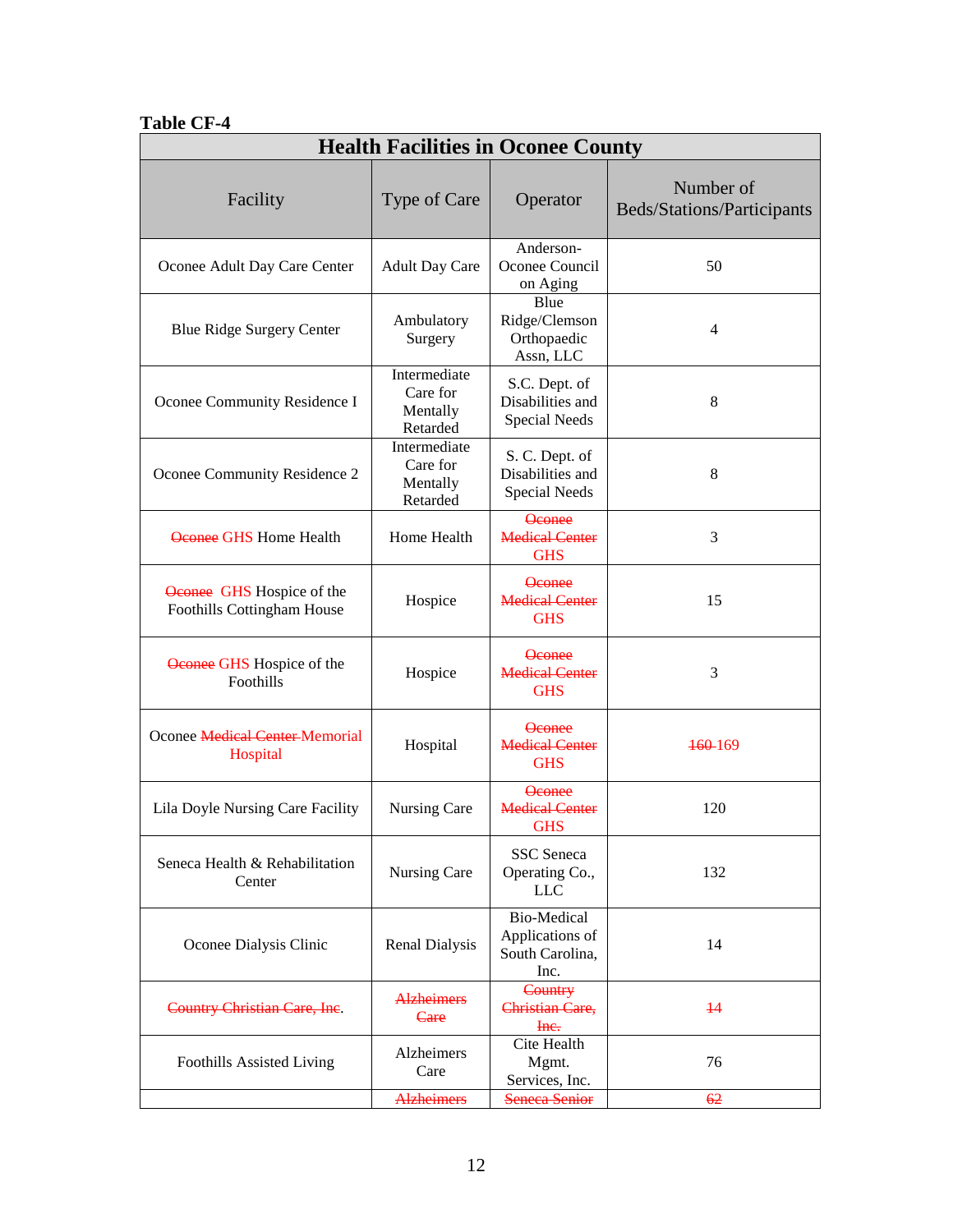**Table CF-4**

| Health Facilities in Oconee County | | | |
|---|---|---|---|
| Facility | Type of Care | Operator | Number of Beds/Stations/Participants |
| Oconee Adult Day Care Center | Adult Day Care | Anderson-Oconee Council on Aging | 50 |
| Blue Ridge Surgery Center | Ambulatory Surgery | Blue Ridge/Clemson Orthopaedic Assn, LLC | 4 |
| Oconee Community Residence I | Intermediate Care for Mentally Retarded | S.C. Dept. of Disabilities and Special Needs | 8 |
| Oconee Community Residence 2 | Intermediate Care for Mentally Retarded | S. C. Dept. of Disabilities and Special Needs | 8 |
| ~~Oconee~~ GHS Home Health | Home Health | ~~Oconee Medical Center~~ GHS | 3 |
| ~~Oconee~~ GHS Hospice of the Foothills Cottingham House | Hospice | ~~Oconee Medical Center~~ GHS | 15 |
| ~~Oconee~~ GHS Hospice of the Foothills | Hospice | ~~Oconee Medical Center~~ GHS | 3 |
| Oconee ~~Medical Center~~ Memorial Hospital | Hospital | ~~Oconee Medical Center~~ GHS | ~~160~~ 169 |
| Lila Doyle Nursing Care Facility | Nursing Care | ~~Oconee Medical Center~~ GHS | 120 |
| Seneca Health & Rehabilitation Center | Nursing Care | SSC Seneca Operating Co., LLC | 132 |
| Oconee Dialysis Clinic | Renal Dialysis | Bio-Medical Applications of South Carolina, Inc. | 14 |
| ~~Country Christian Care, Inc~~. | ~~Alzheimers Care~~ | ~~Country Christian Care, Inc.~~ | ~~14~~ |
| Foothills Assisted Living | Alzheimers Care | Cite Health Mgmt. Services, Inc. | 76 |
| | ~~Alzheimers~~ | ~~Seneca Senior~~ | ~~62~~ |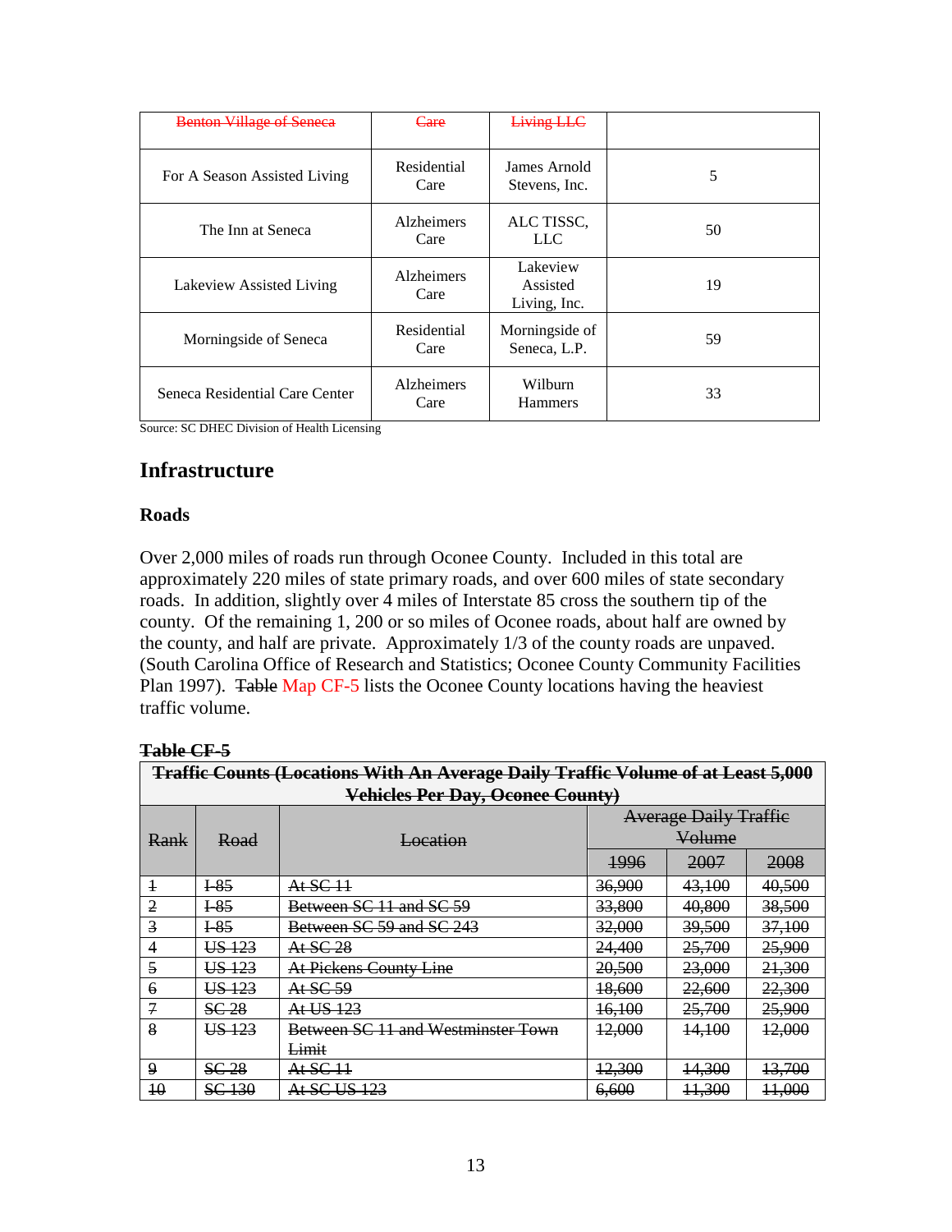| | | | |
|---|---|---|---|
| ~~Benton Village of Seneca~~ | ~~Care~~ | ~~Living LLC~~ | |
| For A Season Assisted Living | Residential Care | James Arnold Stevens, Inc. | 5 |
| The Inn at Seneca | Alzheimers Care | ALC TISSC, LLC | 50 |
| Lakeview Assisted Living | Alzheimers Care | Lakeview Assisted Living, Inc. | 19 |
| Morningside of Seneca | Residential Care | Morningside of Seneca, L.P. | 59 |
| Seneca Residential Care Center | Alzheimers Care | Wilburn Hammers | 33 |

Source: SC DHEC Division of Health Licensing

## Infrastructure

### Roads

Over 2,000 miles of roads run through Oconee County. Included in this total are approximately 220 miles of state primary roads, and over 600 miles of state secondary roads. In addition, slightly over 4 miles of Interstate 85 cross the southern tip of the county. Of the remaining 1, 200 or so miles of Oconee roads, about half are owned by the county, and half are private. Approximately 1/3 of the county roads are unpaved. (South Carolina Office of Research and Statistics; Oconee County Community Facilities Plan 1997). ~~Table~~ Map CF-5 lists the Oconee County locations having the heaviest traffic volume.

~~**Table CF-5**~~

~~**Traffic Counts (Locations With An Average Daily Traffic Volume of at Least 5,000 Vehicles Per Day, Oconee County)**~~

| ~~Rank~~ | ~~Road~~ | ~~Location~~ | ~~Average Daily Traffic Volume~~ | | |
|---|---|---|---|---|---|
| | | | ~~1996~~ | ~~2007~~ | ~~2008~~ |
| ~~1~~ | ~~I-85~~ | ~~At SC 11~~ | ~~36,900~~ | ~~43,100~~ | ~~40,500~~ |
| ~~2~~ | ~~I-85~~ | ~~Between SC 11 and SC 59~~ | ~~33,800~~ | ~~40,800~~ | ~~38,500~~ |
| ~~3~~ | ~~I-85~~ | ~~Between SC 59 and SC 243~~ | ~~32,000~~ | ~~39,500~~ | ~~37,100~~ |
| ~~4~~ | ~~US 123~~ | ~~At SC 28~~ | ~~24,400~~ | ~~25,700~~ | ~~25,900~~ |
| ~~5~~ | ~~US 123~~ | ~~At Pickens County Line~~ | ~~20,500~~ | ~~23,000~~ | ~~21,300~~ |
| ~~6~~ | ~~US 123~~ | ~~At SC 59~~ | ~~18,600~~ | ~~22,600~~ | ~~22,300~~ |
| ~~7~~ | ~~SC 28~~ | ~~At US 123~~ | ~~16,100~~ | ~~25,700~~ | ~~25,900~~ |
| ~~8~~ | ~~US 123~~ | ~~Between SC 11 and Westminster Town Limit~~ | ~~12,000~~ | ~~14,100~~ | ~~12,000~~ |
| ~~9~~ | ~~SC 28~~ | ~~At SC 11~~ | ~~12,300~~ | ~~14,300~~ | ~~13,700~~ |
| ~~10~~ | ~~SC 130~~ | ~~At SC US 123~~ | ~~6,600~~ | ~~11,300~~ | ~~11,000~~ |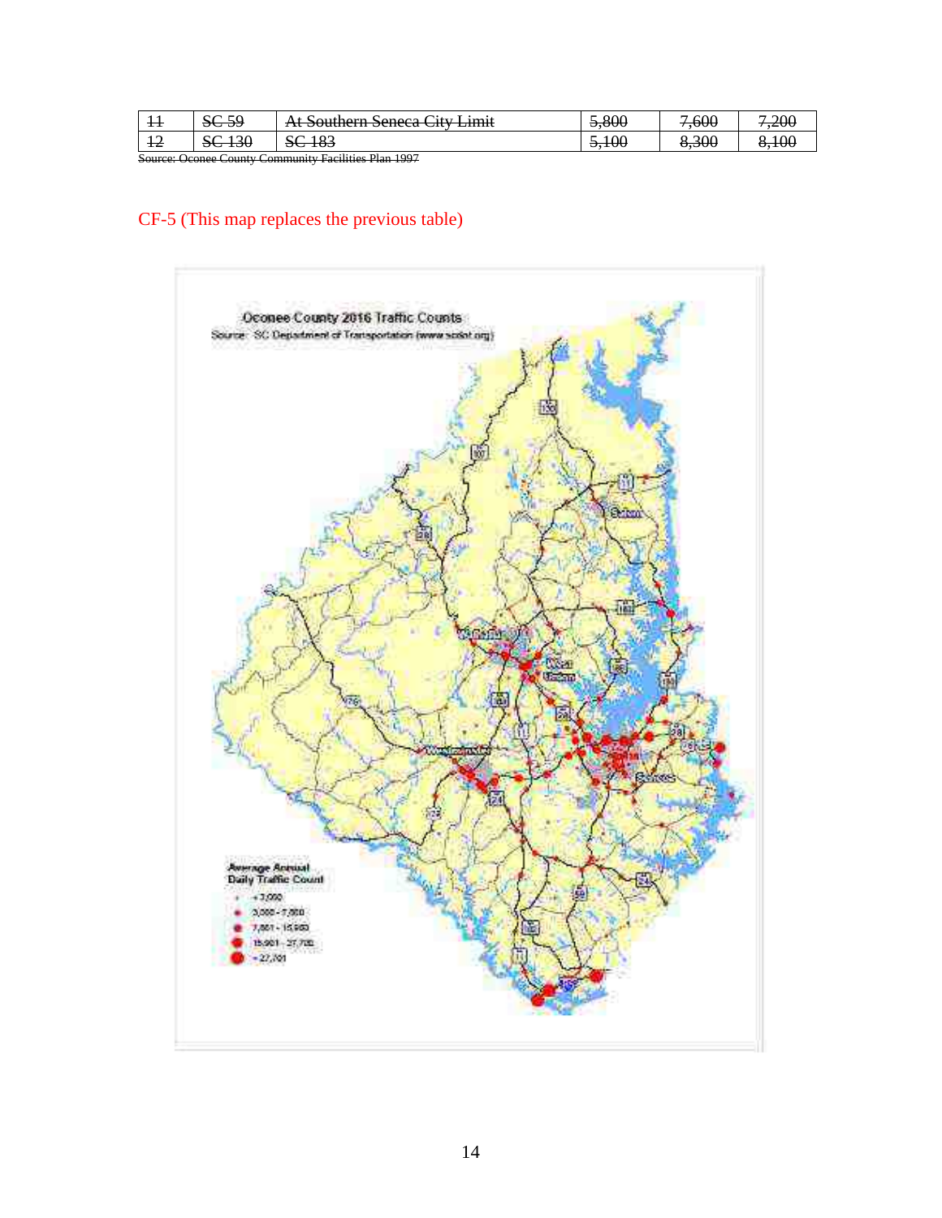| | | | | | |
|---|---|---|---|---|---|
| ~~11~~ | ~~SC 59~~ | ~~At Southern Seneca City Limit~~ | ~~5,800~~ | ~~7,600~~ | ~~7,200~~ |
| ~~12~~ | ~~SC 130~~ | ~~SC 183~~ | ~~5,100~~ | ~~8,300~~ | ~~8,100~~ |

~~Source: Oconee County Community Facilities Plan 1997~~

CF-5 (This map replaces the previous table)

Oconee County 2016 Traffic Counts

Source: SC Department of Transportation (www.scdot.org)

Average Annual Daily Traffic Count

< 3,000

3,000 - 7,600

7,601 - 15,900

15,901 - 27,700

> 27,701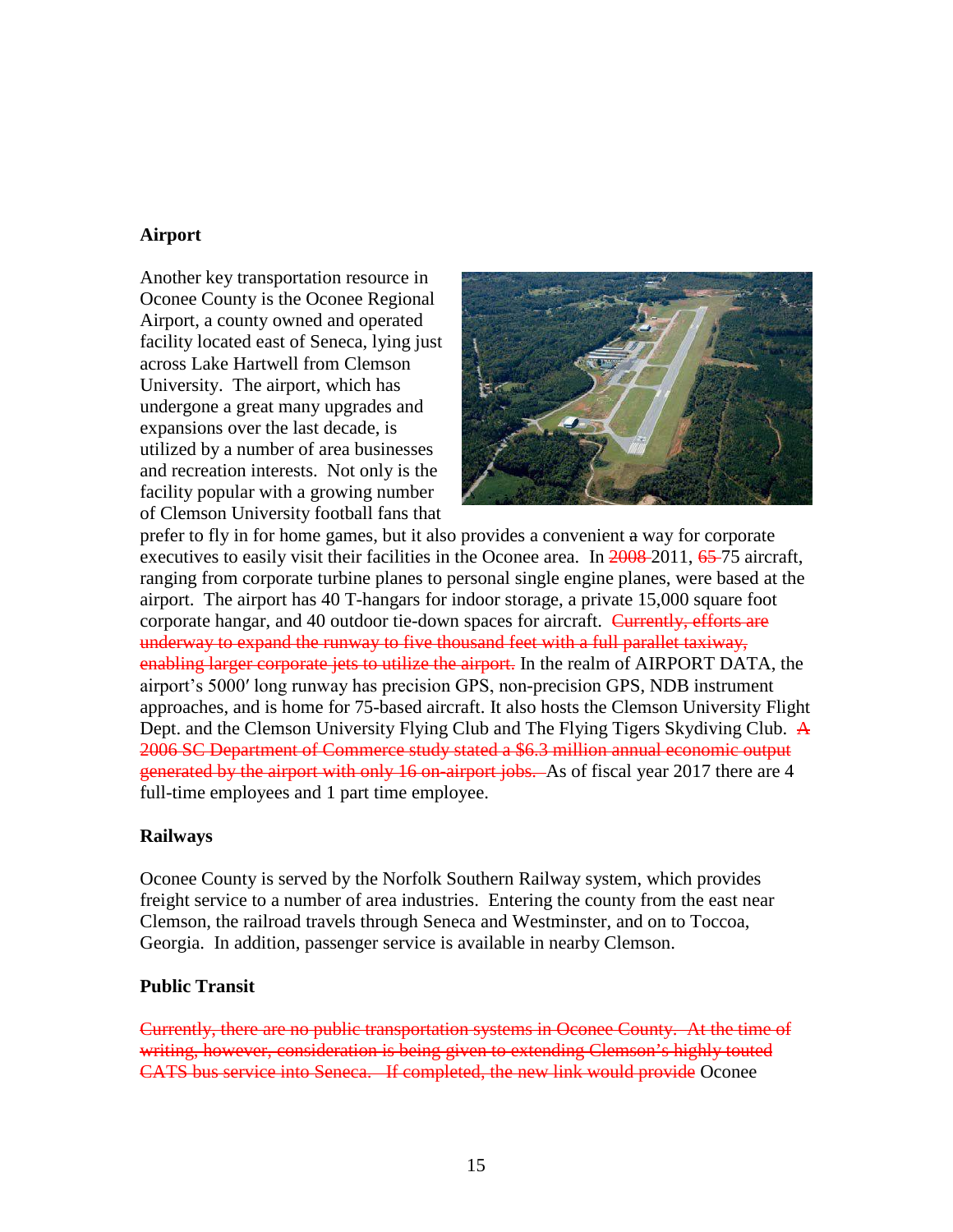**Airport**

Another key transportation resource in Oconee County is the Oconee Regional Airport, a county owned and operated facility located east of Seneca, lying just across Lake Hartwell from Clemson University. The airport, which has undergone a great many upgrades and expansions over the last decade, is utilized by a number of area businesses and recreation interests. Not only is the facility popular with a growing number of Clemson University football fans that prefer to fly in for home games, but it also provides a convenient ~~a~~ way for corporate executives to easily visit their facilities in the Oconee area. In ~~2008~~ 2011, ~~65~~ 75 aircraft, ranging from corporate turbine planes to personal single engine planes, were based at the airport. The airport has 40 T-hangars for indoor storage, a private 15,000 square foot corporate hangar, and 40 outdoor tie-down spaces for aircraft. ~~Currently, efforts are underway to expand the runway to five thousand feet with a full parallel taxiway, enabling larger corporate jets to utilize the airport.~~ In the realm of AIRPORT DATA, the airport's 5000′ long runway has precision GPS, non-precision GPS, NDB instrument approaches, and is home for 75-based aircraft. It also hosts the Clemson University Flight Dept. and the Clemson University Flying Club and The Flying Tigers Skydiving Club. ~~A 2006 SC Department of Commerce study stated a $6.3 million annual economic output generated by the airport with only 16 on-airport jobs.~~ As of fiscal year 2017 there are 4 full-time employees and 1 part time employee.

**Railways**

Oconee County is served by the Norfolk Southern Railway system, which provides freight service to a number of area industries. Entering the county from the east near Clemson, the railroad travels through Seneca and Westminster, and on to Toccoa, Georgia. In addition, passenger service is available in nearby Clemson.

**Public Transit**

~~Currently, there are no public transportation systems in Oconee County. At the time of writing, however, consideration is being given to extending Clemson's highly touted CATS bus service into Seneca. If completed, the new link would provide~~ Oconee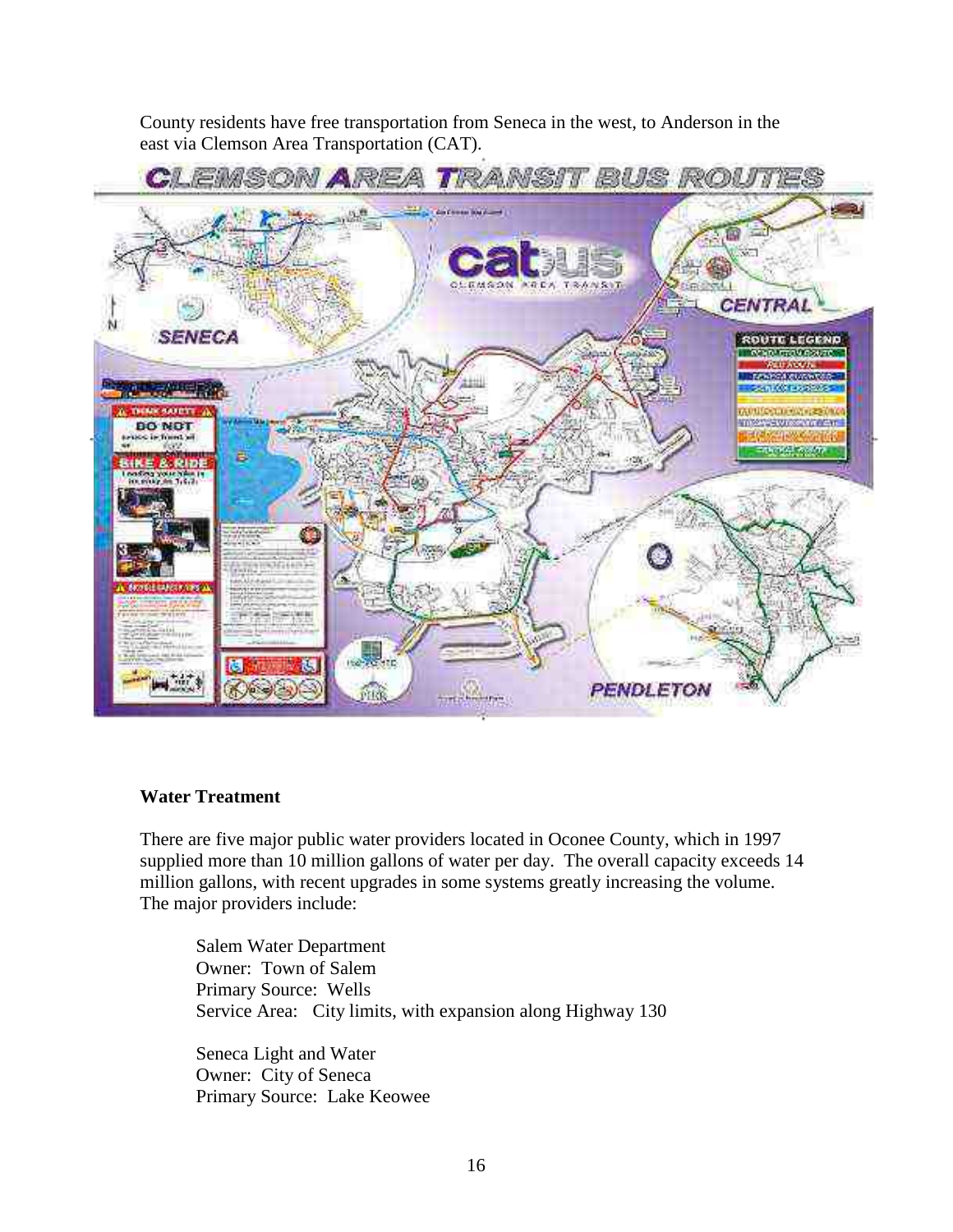County residents have free transportation from Seneca in the west, to Anderson in the east via Clemson Area Transportation (CAT).

## Water Treatment

There are five major public water providers located in Oconee County, which in 1997 supplied more than 10 million gallons of water per day. The overall capacity exceeds 14 million gallons, with recent upgrades in some systems greatly increasing the volume. The major providers include:

Salem Water Department
Owner: Town of Salem
Primary Source: Wells
Service Area: City limits, with expansion along Highway 130

Seneca Light and Water
Owner: City of Seneca
Primary Source: Lake Keowee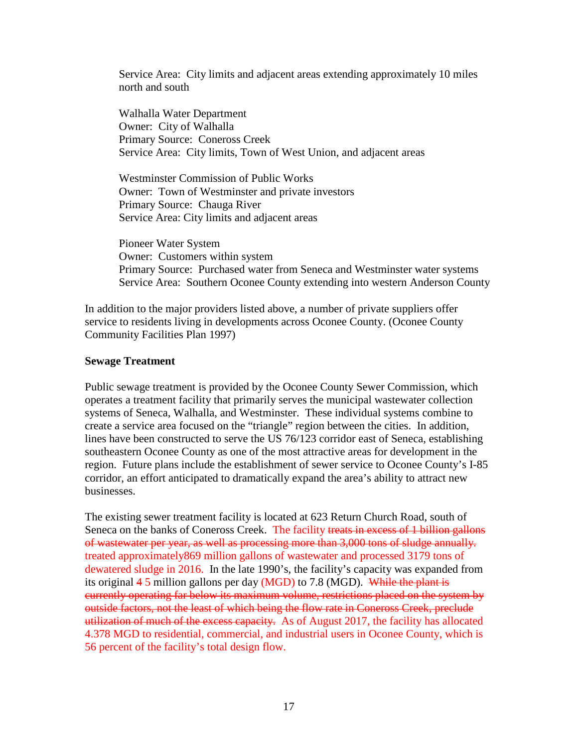Service Area: City limits and adjacent areas extending approximately 10 miles north and south

Walhalla Water Department
Owner: City of Walhalla
Primary Source: Coneross Creek
Service Area: City limits, Town of West Union, and adjacent areas

Westminster Commission of Public Works
Owner: Town of Westminster and private investors
Primary Source: Chauga River
Service Area: City limits and adjacent areas

Pioneer Water System
Owner: Customers within system
Primary Source: Purchased water from Seneca and Westminster water systems
Service Area: Southern Oconee County extending into western Anderson County

In addition to the major providers listed above, a number of private suppliers offer service to residents living in developments across Oconee County. (Oconee County Community Facilities Plan 1997)

**Sewage Treatment**

Public sewage treatment is provided by the Oconee County Sewer Commission, which operates a treatment facility that primarily serves the municipal wastewater collection systems of Seneca, Walhalla, and Westminster. These individual systems combine to create a service area focused on the "triangle" region between the cities. In addition, lines have been constructed to serve the US 76/123 corridor east of Seneca, establishing southeastern Oconee County as one of the most attractive areas for development in the region. Future plans include the establishment of sewer service to Oconee County's I-85 corridor, an effort anticipated to dramatically expand the area's ability to attract new businesses.

The existing sewer treatment facility is located at 623 Return Church Road, south of Seneca on the banks of Coneross Creek. The facility ~~treats in excess of 1 billion gallons of wastewater per year, as well as processing more than 3,000 tons of sludge annually.~~ treated approximately869 million gallons of wastewater and processed 3179 tons of dewatered sludge in 2016. In the late 1990's, the facility's capacity was expanded from its original ~~4~~ 5 million gallons per day (MGD) to 7.8 (MGD). ~~While the plant is currently operating far below its maximum volume, restrictions placed on the system by outside factors, not the least of which being the flow rate in Coneross Creek, preclude utilization of much of the excess capacity.~~ As of August 2017, the facility has allocated 4.378 MGD to residential, commercial, and industrial users in Oconee County, which is 56 percent of the facility's total design flow.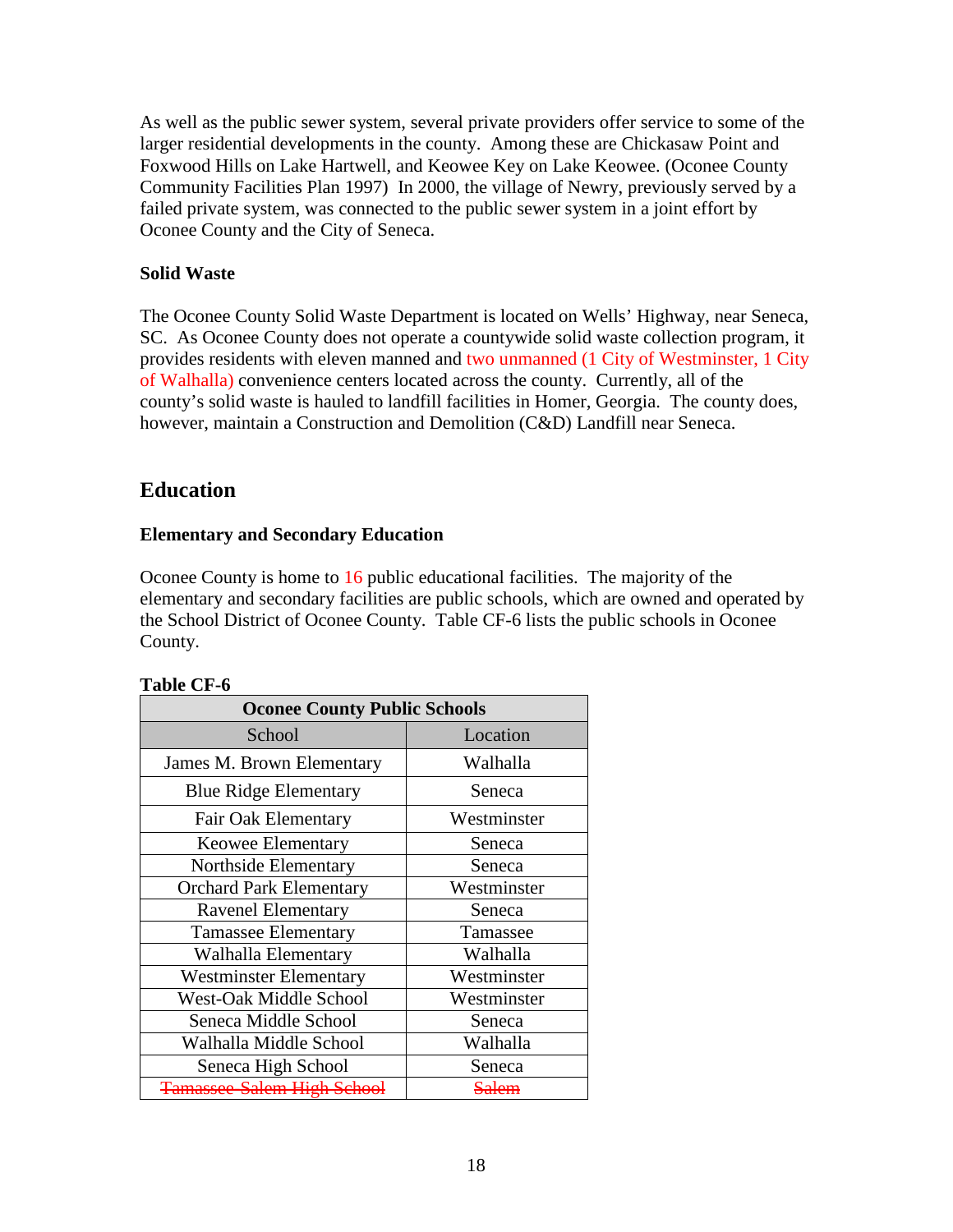As well as the public sewer system, several private providers offer service to some of the larger residential developments in the county. Among these are Chickasaw Point and Foxwood Hills on Lake Hartwell, and Keowee Key on Lake Keowee. (Oconee County Community Facilities Plan 1997) In 2000, the village of Newry, previously served by a failed private system, was connected to the public sewer system in a joint effort by Oconee County and the City of Seneca.

### Solid Waste

The Oconee County Solid Waste Department is located on Wells' Highway, near Seneca, SC. As Oconee County does not operate a countywide solid waste collection program, it provides residents with eleven manned and two unmanned (1 City of Westminster, 1 City of Walhalla) convenience centers located across the county. Currently, all of the county's solid waste is hauled to landfill facilities in Homer, Georgia. The county does, however, maintain a Construction and Demolition (C&D) Landfill near Seneca.

## Education

### Elementary and Secondary Education

Oconee County is home to 16 public educational facilities. The majority of the elementary and secondary facilities are public schools, which are owned and operated by the School District of Oconee County. Table CF-6 lists the public schools in Oconee County.

**Table CF-6**

| Oconee County Public Schools | |
|---|---|
| School | Location |
| James M. Brown Elementary | Walhalla |
| Blue Ridge Elementary | Seneca |
| Fair Oak Elementary | Westminster |
| Keowee Elementary | Seneca |
| Northside Elementary | Seneca |
| Orchard Park Elementary | Westminster |
| Ravenel Elementary | Seneca |
| Tamassee Elementary | Tamassee |
| Walhalla Elementary | Walhalla |
| Westminster Elementary | Westminster |
| West-Oak Middle School | Westminster |
| Seneca Middle School | Seneca |
| Walhalla Middle School | Walhalla |
| Seneca High School | Seneca |
| ~~Tamassee-Salem High School~~ | ~~Salem~~ |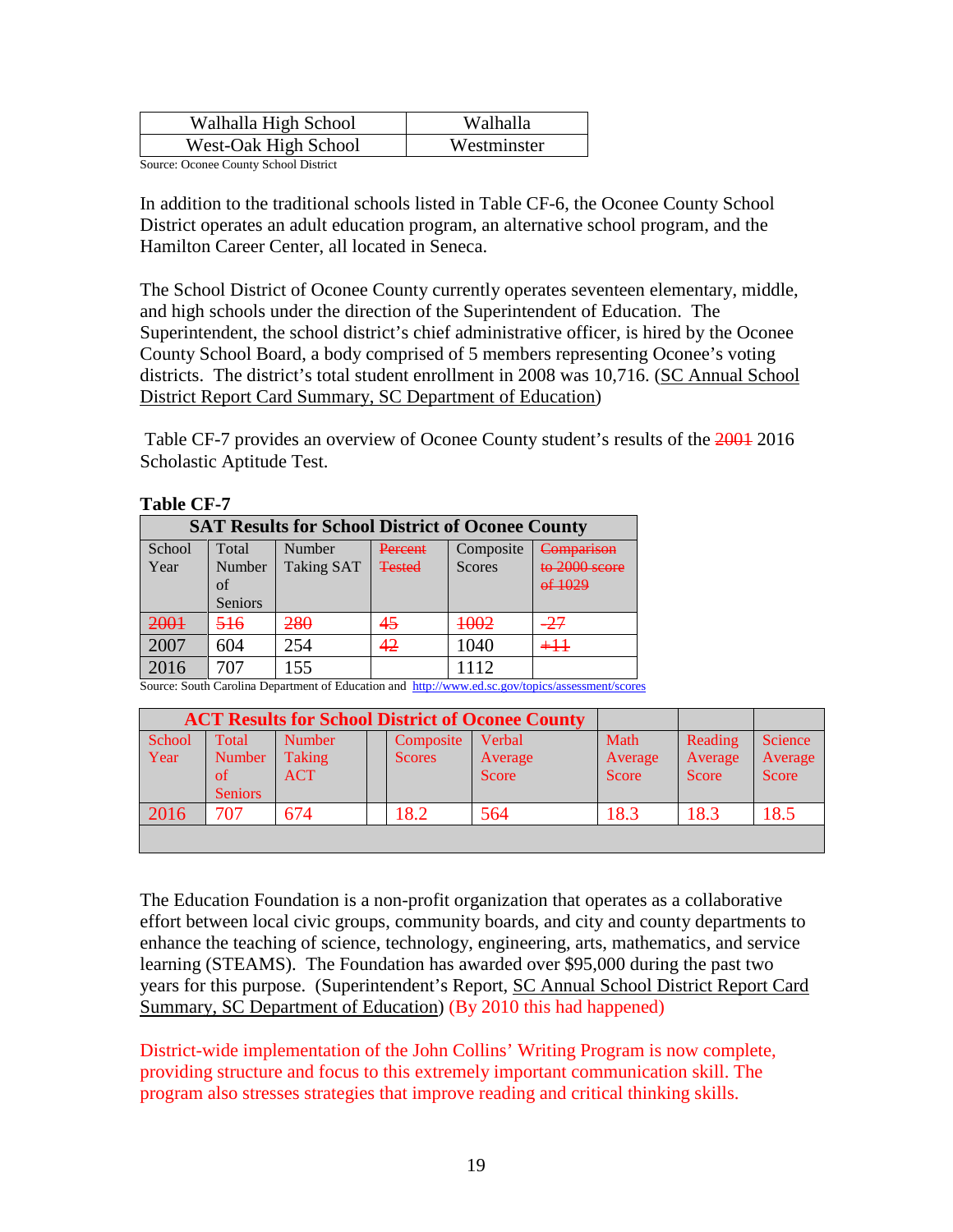| Walhalla High School | Walhalla |
|---|---|
| West-Oak High School | Westminster |

Source: Oconee County School District

In addition to the traditional schools listed in Table CF-6, the Oconee County School District operates an adult education program, an alternative school program, and the Hamilton Career Center, all located in Seneca.

The School District of Oconee County currently operates seventeen elementary, middle, and high schools under the direction of the Superintendent of Education. The Superintendent, the school district's chief administrative officer, is hired by the Oconee County School Board, a body comprised of 5 members representing Oconee's voting districts. The district's total student enrollment in 2008 was 10,716. (SC Annual School District Report Card Summary, SC Department of Education)

Table CF-7 provides an overview of Oconee County student's results of the ~~2001~~ 2016 Scholastic Aptitude Test.

**Table CF-7**

| **SAT Results for School District of Oconee County** | | | | | |
|---|---|---|---|---|---|
| School Year | Total Number of Seniors | Number Taking SAT | ~~Percent Tested~~ | Composite Scores | ~~Comparison to 2000 score of 1029~~ |
| ~~2001~~ | ~~516~~ | ~~280~~ | ~~45~~ | ~~1002~~ | ~~-27~~ |
| 2007 | 604 | 254 | ~~42~~ | 1040 | ~~+11~~ |
| 2016 | 707 | 155 | | 1112 | |

Source: South Carolina Department of Education and http://www.ed.sc.gov/topics/assessment/scores

| **ACT Results for School District of Oconee County** | | | | | | | | |
|---|---|---|---|---|---|---|---|---|
| School Year | Total Number of Seniors | Number Taking ACT | | Composite Scores | Verbal Average Score | Math Average Score | Reading Average Score | Science Average Score |
| 2016 | 707 | 674 | | 18.2 | 564 | 18.3 | 18.3 | 18.5 |

The Education Foundation is a non-profit organization that operates as a collaborative effort between local civic groups, community boards, and city and county departments to enhance the teaching of science, technology, engineering, arts, mathematics, and service learning (STEAMS). The Foundation has awarded over $95,000 during the past two years for this purpose. (Superintendent's Report, SC Annual School District Report Card Summary, SC Department of Education) (By 2010 this had happened)

District-wide implementation of the John Collins' Writing Program is now complete, providing structure and focus to this extremely important communication skill. The program also stresses strategies that improve reading and critical thinking skills.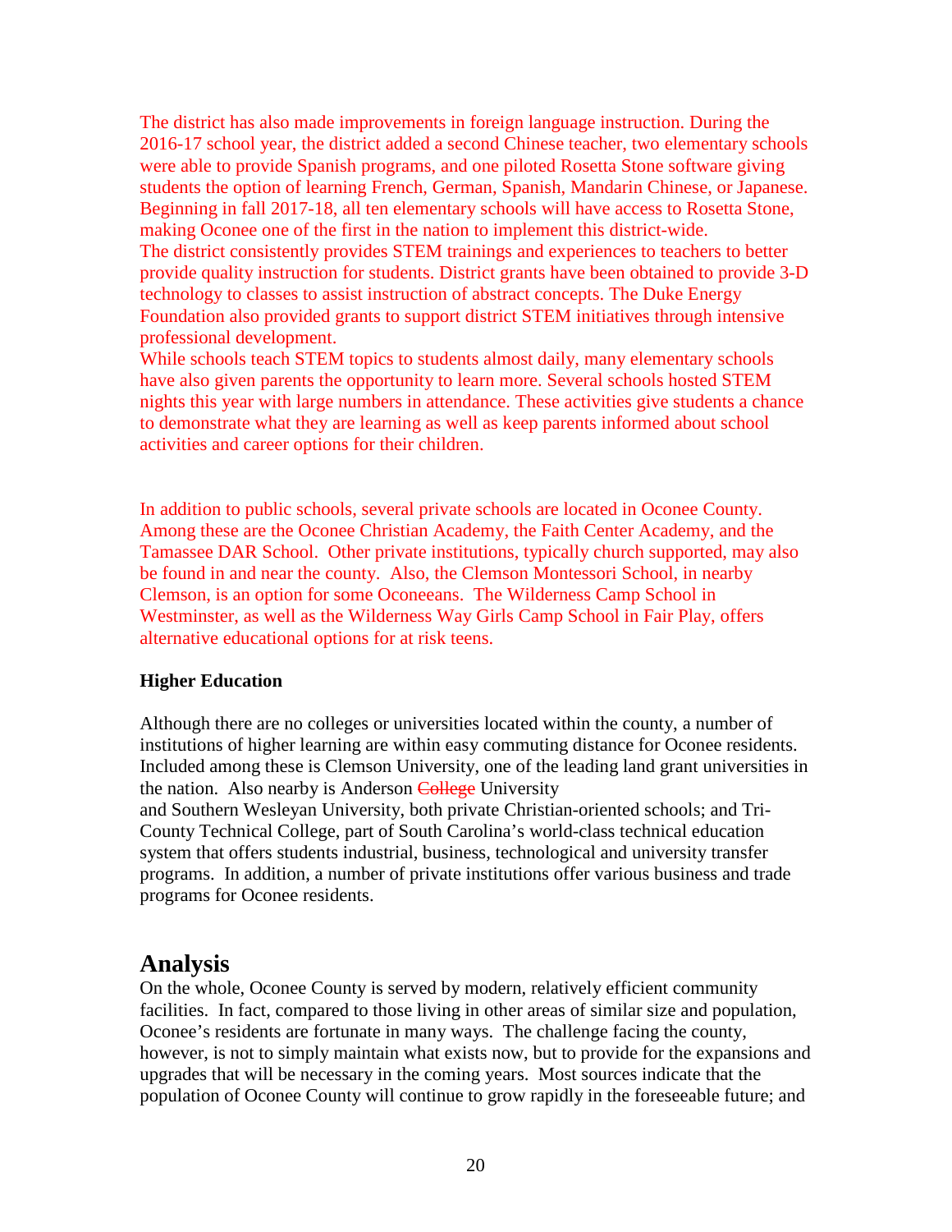The district has also made improvements in foreign language instruction. During the 2016-17 school year, the district added a second Chinese teacher, two elementary schools were able to provide Spanish programs, and one piloted Rosetta Stone software giving students the option of learning French, German, Spanish, Mandarin Chinese, or Japanese. Beginning in fall 2017-18, all ten elementary schools will have access to Rosetta Stone, making Oconee one of the first in the nation to implement this district-wide.

The district consistently provides STEM trainings and experiences to teachers to better provide quality instruction for students. District grants have been obtained to provide 3-D technology to classes to assist instruction of abstract concepts. The Duke Energy Foundation also provided grants to support district STEM initiatives through intensive professional development.

While schools teach STEM topics to students almost daily, many elementary schools have also given parents the opportunity to learn more. Several schools hosted STEM nights this year with large numbers in attendance. These activities give students a chance to demonstrate what they are learning as well as keep parents informed about school activities and career options for their children.

In addition to public schools, several private schools are located in Oconee County. Among these are the Oconee Christian Academy, the Faith Center Academy, and the Tamassee DAR School. Other private institutions, typically church supported, may also be found in and near the county. Also, the Clemson Montessori School, in nearby Clemson, is an option for some Oconeeans. The Wilderness Camp School in Westminster, as well as the Wilderness Way Girls Camp School in Fair Play, offers alternative educational options for at risk teens.

**Higher Education**

Although there are no colleges or universities located within the county, a number of institutions of higher learning are within easy commuting distance for Oconee residents. Included among these is Clemson University, one of the leading land grant universities in the nation. Also nearby is Anderson ~~College~~ University and Southern Wesleyan University, both private Christian-oriented schools; and Tri-County Technical College, part of South Carolina's world-class technical education system that offers students industrial, business, technological and university transfer programs. In addition, a number of private institutions offer various business and trade programs for Oconee residents.

## Analysis

On the whole, Oconee County is served by modern, relatively efficient community facilities. In fact, compared to those living in other areas of similar size and population, Oconee's residents are fortunate in many ways. The challenge facing the county, however, is not to simply maintain what exists now, but to provide for the expansions and upgrades that will be necessary in the coming years. Most sources indicate that the population of Oconee County will continue to grow rapidly in the foreseeable future; and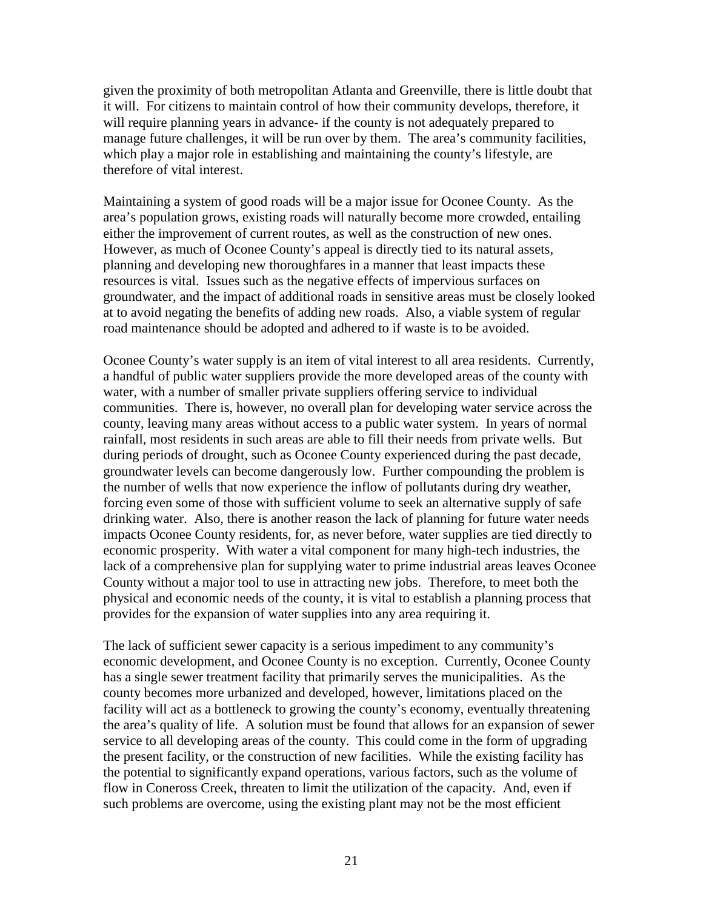given the proximity of both metropolitan Atlanta and Greenville, there is little doubt that it will. For citizens to maintain control of how their community develops, therefore, it will require planning years in advance- if the county is not adequately prepared to manage future challenges, it will be run over by them. The area's community facilities, which play a major role in establishing and maintaining the county's lifestyle, are therefore of vital interest.

Maintaining a system of good roads will be a major issue for Oconee County. As the area's population grows, existing roads will naturally become more crowded, entailing either the improvement of current routes, as well as the construction of new ones. However, as much of Oconee County's appeal is directly tied to its natural assets, planning and developing new thoroughfares in a manner that least impacts these resources is vital. Issues such as the negative effects of impervious surfaces on groundwater, and the impact of additional roads in sensitive areas must be closely looked at to avoid negating the benefits of adding new roads. Also, a viable system of regular road maintenance should be adopted and adhered to if waste is to be avoided.

Oconee County's water supply is an item of vital interest to all area residents. Currently, a handful of public water suppliers provide the more developed areas of the county with water, with a number of smaller private suppliers offering service to individual communities. There is, however, no overall plan for developing water service across the county, leaving many areas without access to a public water system. In years of normal rainfall, most residents in such areas are able to fill their needs from private wells. But during periods of drought, such as Oconee County experienced during the past decade, groundwater levels can become dangerously low. Further compounding the problem is the number of wells that now experience the inflow of pollutants during dry weather, forcing even some of those with sufficient volume to seek an alternative supply of safe drinking water. Also, there is another reason the lack of planning for future water needs impacts Oconee County residents, for, as never before, water supplies are tied directly to economic prosperity. With water a vital component for many high-tech industries, the lack of a comprehensive plan for supplying water to prime industrial areas leaves Oconee County without a major tool to use in attracting new jobs. Therefore, to meet both the physical and economic needs of the county, it is vital to establish a planning process that provides for the expansion of water supplies into any area requiring it.

The lack of sufficient sewer capacity is a serious impediment to any community's economic development, and Oconee County is no exception. Currently, Oconee County has a single sewer treatment facility that primarily serves the municipalities. As the county becomes more urbanized and developed, however, limitations placed on the facility will act as a bottleneck to growing the county's economy, eventually threatening the area's quality of life. A solution must be found that allows for an expansion of sewer service to all developing areas of the county. This could come in the form of upgrading the present facility, or the construction of new facilities. While the existing facility has the potential to significantly expand operations, various factors, such as the volume of flow in Coneross Creek, threaten to limit the utilization of the capacity. And, even if such problems are overcome, using the existing plant may not be the most efficient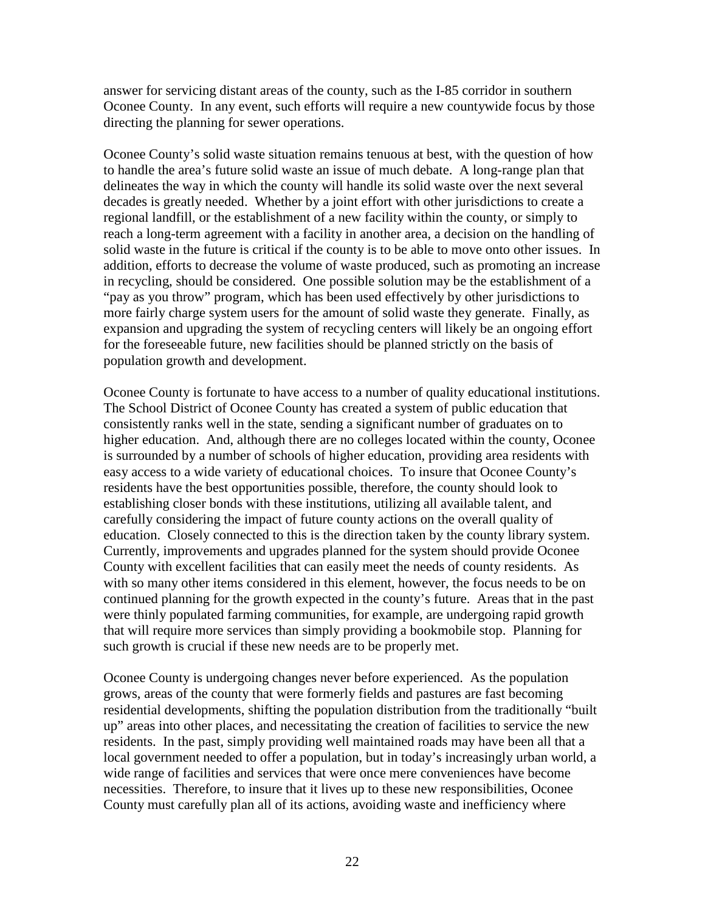answer for servicing distant areas of the county, such as the I-85 corridor in southern Oconee County. In any event, such efforts will require a new countywide focus by those directing the planning for sewer operations.

Oconee County's solid waste situation remains tenuous at best, with the question of how to handle the area's future solid waste an issue of much debate. A long-range plan that delineates the way in which the county will handle its solid waste over the next several decades is greatly needed. Whether by a joint effort with other jurisdictions to create a regional landfill, or the establishment of a new facility within the county, or simply to reach a long-term agreement with a facility in another area, a decision on the handling of solid waste in the future is critical if the county is to be able to move onto other issues. In addition, efforts to decrease the volume of waste produced, such as promoting an increase in recycling, should be considered. One possible solution may be the establishment of a "pay as you throw" program, which has been used effectively by other jurisdictions to more fairly charge system users for the amount of solid waste they generate. Finally, as expansion and upgrading the system of recycling centers will likely be an ongoing effort for the foreseeable future, new facilities should be planned strictly on the basis of population growth and development.

Oconee County is fortunate to have access to a number of quality educational institutions. The School District of Oconee County has created a system of public education that consistently ranks well in the state, sending a significant number of graduates on to higher education. And, although there are no colleges located within the county, Oconee is surrounded by a number of schools of higher education, providing area residents with easy access to a wide variety of educational choices. To insure that Oconee County's residents have the best opportunities possible, therefore, the county should look to establishing closer bonds with these institutions, utilizing all available talent, and carefully considering the impact of future county actions on the overall quality of education. Closely connected to this is the direction taken by the county library system. Currently, improvements and upgrades planned for the system should provide Oconee County with excellent facilities that can easily meet the needs of county residents. As with so many other items considered in this element, however, the focus needs to be on continued planning for the growth expected in the county's future. Areas that in the past were thinly populated farming communities, for example, are undergoing rapid growth that will require more services than simply providing a bookmobile stop. Planning for such growth is crucial if these new needs are to be properly met.

Oconee County is undergoing changes never before experienced. As the population grows, areas of the county that were formerly fields and pastures are fast becoming residential developments, shifting the population distribution from the traditionally "built up" areas into other places, and necessitating the creation of facilities to service the new residents. In the past, simply providing well maintained roads may have been all that a local government needed to offer a population, but in today's increasingly urban world, a wide range of facilities and services that were once mere conveniences have become necessities. Therefore, to insure that it lives up to these new responsibilities, Oconee County must carefully plan all of its actions, avoiding waste and inefficiency where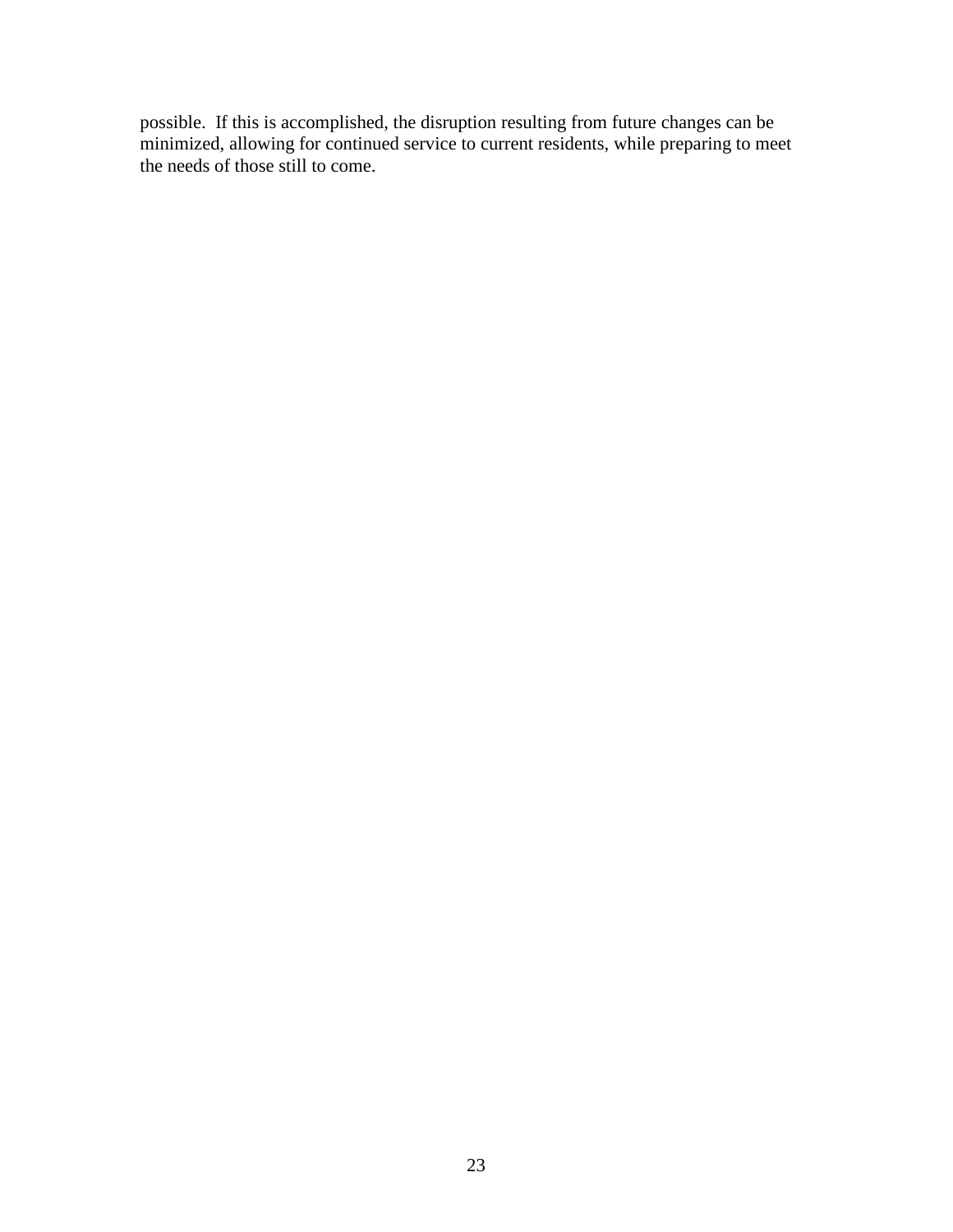possible. If this is accomplished, the disruption resulting from future changes can be minimized, allowing for continued service to current residents, while preparing to meet the needs of those still to come.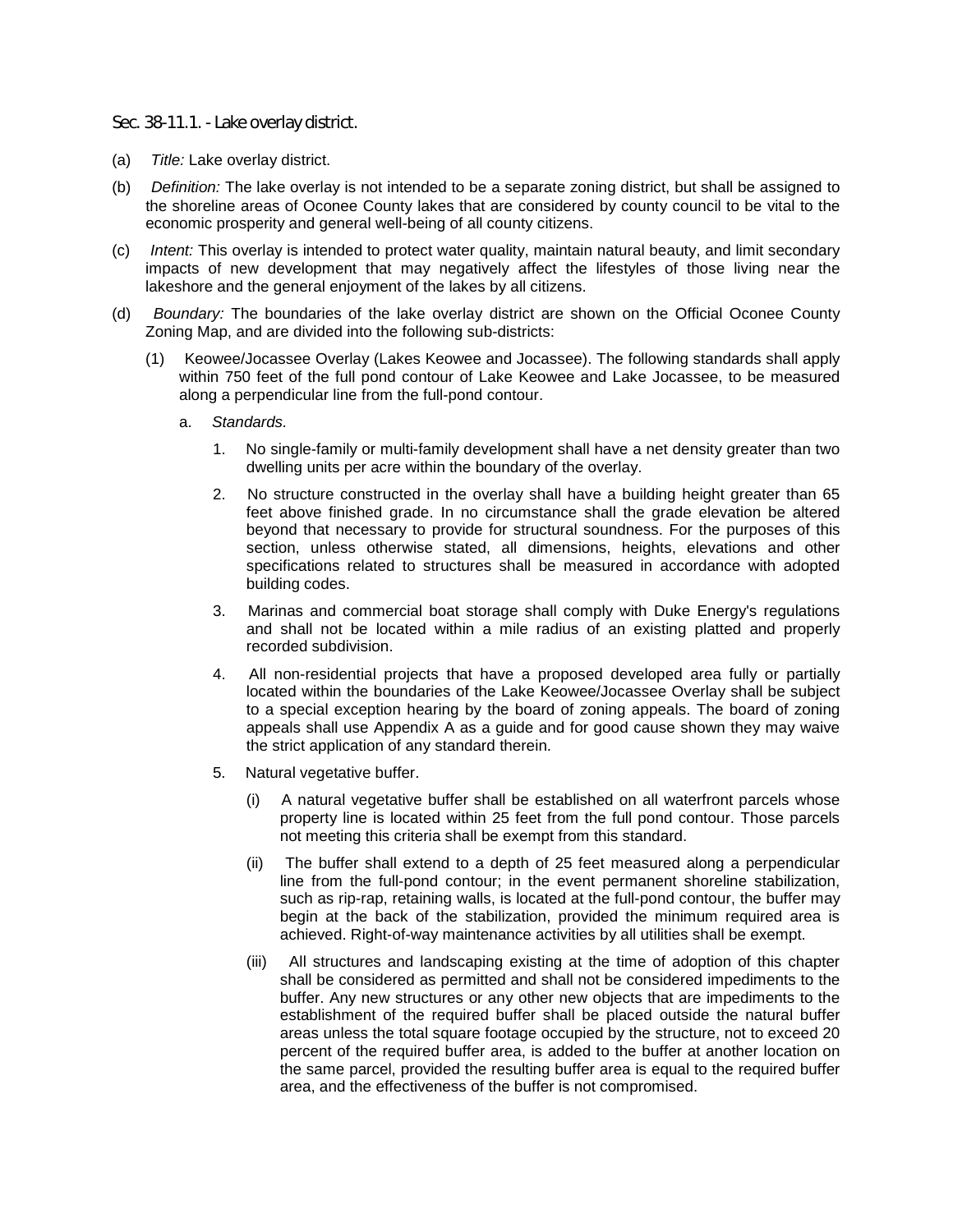### Sec. 38-11.1. - Lake overlay district.

(a) *Title:* Lake overlay district.

(b) *Definition:* The lake overlay is not intended to be a separate zoning district, but shall be assigned to the shoreline areas of Oconee County lakes that are considered by county council to be vital to the economic prosperity and general well-being of all county citizens.

(c) *Intent:* This overlay is intended to protect water quality, maintain natural beauty, and limit secondary impacts of new development that may negatively affect the lifestyles of those living near the lakeshore and the general enjoyment of the lakes by all citizens.

(d) *Boundary:* The boundaries of the lake overlay district are shown on the Official Oconee County Zoning Map, and are divided into the following sub-districts:

(1) Keowee/Jocassee Overlay (Lakes Keowee and Jocassee). The following standards shall apply within 750 feet of the full pond contour of Lake Keowee and Lake Jocassee, to be measured along a perpendicular line from the full-pond contour.

a. *Standards.*

1. No single-family or multi-family development shall have a net density greater than two dwelling units per acre within the boundary of the overlay.

2. No structure constructed in the overlay shall have a building height greater than 65 feet above finished grade. In no circumstance shall the grade elevation be altered beyond that necessary to provide for structural soundness. For the purposes of this section, unless otherwise stated, all dimensions, heights, elevations and other specifications related to structures shall be measured in accordance with adopted building codes.

3. Marinas and commercial boat storage shall comply with Duke Energy's regulations and shall not be located within a mile radius of an existing platted and properly recorded subdivision.

4. All non-residential projects that have a proposed developed area fully or partially located within the boundaries of the Lake Keowee/Jocassee Overlay shall be subject to a special exception hearing by the board of zoning appeals. The board of zoning appeals shall use Appendix A as a guide and for good cause shown they may waive the strict application of any standard therein.

5. Natural vegetative buffer.

(i) A natural vegetative buffer shall be established on all waterfront parcels whose property line is located within 25 feet from the full pond contour. Those parcels not meeting this criteria shall be exempt from this standard.

(ii) The buffer shall extend to a depth of 25 feet measured along a perpendicular line from the full-pond contour; in the event permanent shoreline stabilization, such as rip-rap, retaining walls, is located at the full-pond contour, the buffer may begin at the back of the stabilization, provided the minimum required area is achieved. Right-of-way maintenance activities by all utilities shall be exempt.

(iii) All structures and landscaping existing at the time of adoption of this chapter shall be considered as permitted and shall not be considered impediments to the buffer. Any new structures or any other new objects that are impediments to the establishment of the required buffer shall be placed outside the natural buffer areas unless the total square footage occupied by the structure, not to exceed 20 percent of the required buffer area, is added to the buffer at another location on the same parcel, provided the resulting buffer area is equal to the required buffer area, and the effectiveness of the buffer is not compromised.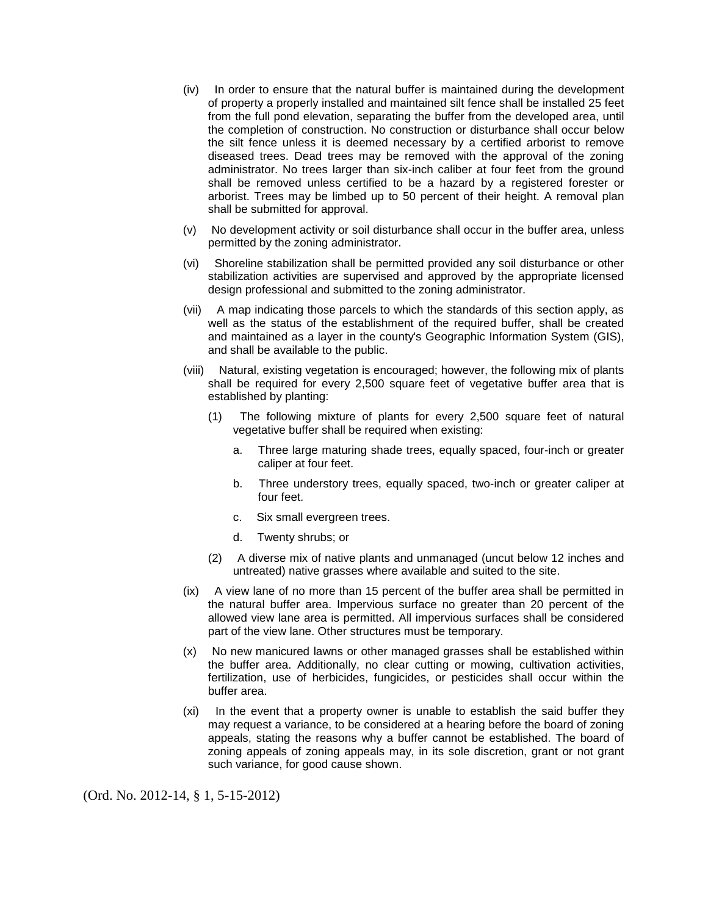(iv) In order to ensure that the natural buffer is maintained during the development of property a properly installed and maintained silt fence shall be installed 25 feet from the full pond elevation, separating the buffer from the developed area, until the completion of construction. No construction or disturbance shall occur below the silt fence unless it is deemed necessary by a certified arborist to remove diseased trees. Dead trees may be removed with the approval of the zoning administrator. No trees larger than six-inch caliber at four feet from the ground shall be removed unless certified to be a hazard by a registered forester or arborist. Trees may be limbed up to 50 percent of their height. A removal plan shall be submitted for approval.

(v) No development activity or soil disturbance shall occur in the buffer area, unless permitted by the zoning administrator.

(vi) Shoreline stabilization shall be permitted provided any soil disturbance or other stabilization activities are supervised and approved by the appropriate licensed design professional and submitted to the zoning administrator.

(vii) A map indicating those parcels to which the standards of this section apply, as well as the status of the establishment of the required buffer, shall be created and maintained as a layer in the county's Geographic Information System (GIS), and shall be available to the public.

(viii) Natural, existing vegetation is encouraged; however, the following mix of plants shall be required for every 2,500 square feet of vegetative buffer area that is established by planting:

- (1) The following mixture of plants for every 2,500 square feet of natural vegetative buffer shall be required when existing:
  - a. Three large maturing shade trees, equally spaced, four-inch or greater caliper at four feet.
  - b. Three understory trees, equally spaced, two-inch or greater caliper at four feet.
  - c. Six small evergreen trees.
  - d. Twenty shrubs; or
- (2) A diverse mix of native plants and unmanaged (uncut below 12 inches and untreated) native grasses where available and suited to the site.

(ix) A view lane of no more than 15 percent of the buffer area shall be permitted in the natural buffer area. Impervious surface no greater than 20 percent of the allowed view lane area is permitted. All impervious surfaces shall be considered part of the view lane. Other structures must be temporary.

(x) No new manicured lawns or other managed grasses shall be established within the buffer area. Additionally, no clear cutting or mowing, cultivation activities, fertilization, use of herbicides, fungicides, or pesticides shall occur within the buffer area.

(xi) In the event that a property owner is unable to establish the said buffer they may request a variance, to be considered at a hearing before the board of zoning appeals, stating the reasons why a buffer cannot be established. The board of zoning appeals of zoning appeals may, in its sole discretion, grant or not grant such variance, for good cause shown.

(Ord. No. 2012-14, § 1, 5-15-2012)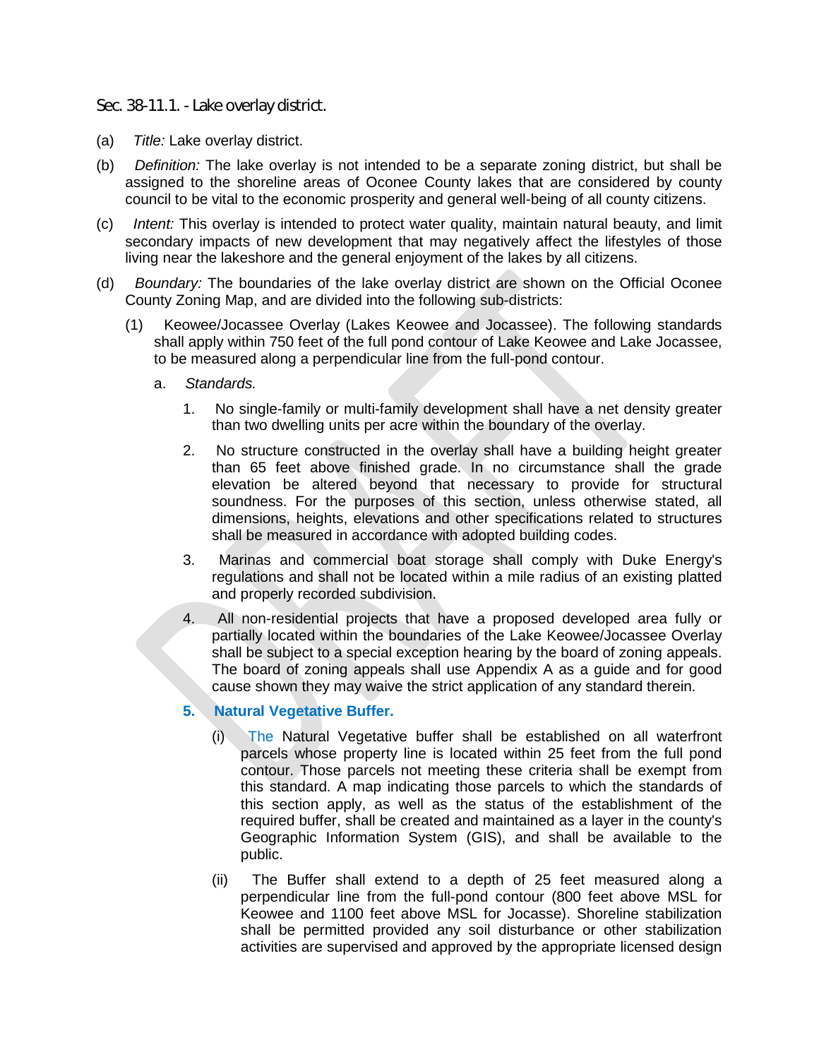### Sec. 38-11.1. - Lake overlay district.

(a) *Title:* Lake overlay district.

(b) *Definition:* The lake overlay is not intended to be a separate zoning district, but shall be assigned to the shoreline areas of Oconee County lakes that are considered by county council to be vital to the economic prosperity and general well-being of all county citizens.

(c) *Intent:* This overlay is intended to protect water quality, maintain natural beauty, and limit secondary impacts of new development that may negatively affect the lifestyles of those living near the lakeshore and the general enjoyment of the lakes by all citizens.

(d) *Boundary:* The boundaries of the lake overlay district are shown on the Official Oconee County Zoning Map, and are divided into the following sub-districts:

(1) Keowee/Jocassee Overlay (Lakes Keowee and Jocassee). The following standards shall apply within 750 feet of the full pond contour of Lake Keowee and Lake Jocassee, to be measured along a perpendicular line from the full-pond contour.

a. *Standards.*

1. No single-family or multi-family development shall have a net density greater than two dwelling units per acre within the boundary of the overlay.

2. No structure constructed in the overlay shall have a building height greater than 65 feet above finished grade. In no circumstance shall the grade elevation be altered beyond that necessary to provide for structural soundness. For the purposes of this section, unless otherwise stated, all dimensions, heights, elevations and other specifications related to structures shall be measured in accordance with adopted building codes.

3. Marinas and commercial boat storage shall comply with Duke Energy's regulations and shall not be located within a mile radius of an existing platted and properly recorded subdivision.

4. All non-residential projects that have a proposed developed area fully or partially located within the boundaries of the Lake Keowee/Jocassee Overlay shall be subject to a special exception hearing by the board of zoning appeals. The board of zoning appeals shall use Appendix A as a guide and for good cause shown they may waive the strict application of any standard therein.

5. **Natural Vegetative Buffer.**

(i) The Natural Vegetative buffer shall be established on all waterfront parcels whose property line is located within 25 feet from the full pond contour. Those parcels not meeting these criteria shall be exempt from this standard. A map indicating those parcels to which the standards of this section apply, as well as the status of the establishment of the required buffer, shall be created and maintained as a layer in the county's Geographic Information System (GIS), and shall be available to the public.

(ii) The Buffer shall extend to a depth of 25 feet measured along a perpendicular line from the full-pond contour (800 feet above MSL for Keowee and 1100 feet above MSL for Jocasse). Shoreline stabilization shall be permitted provided any soil disturbance or other stabilization activities are supervised and approved by the appropriate licensed design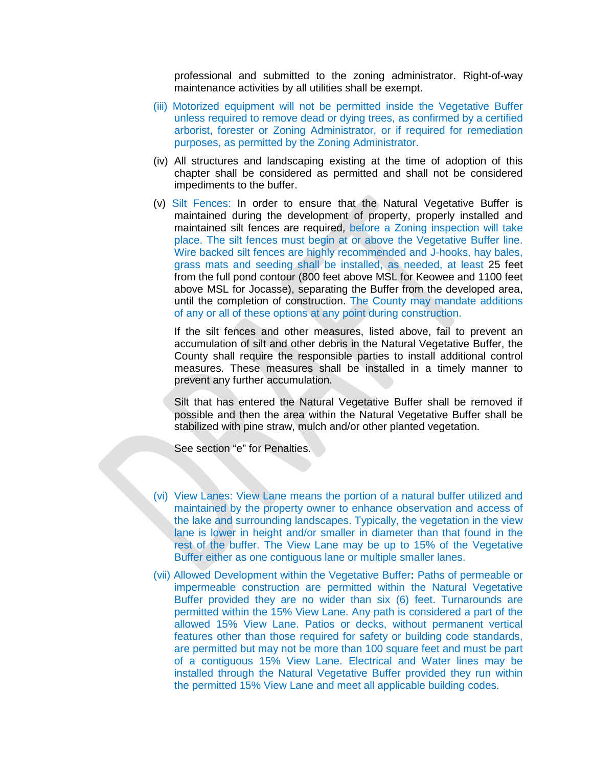professional and submitted to the zoning administrator. Right-of-way maintenance activities by all utilities shall be exempt.

(iii) Motorized equipment will not be permitted inside the Vegetative Buffer unless required to remove dead or dying trees, as confirmed by a certified arborist, forester or Zoning Administrator, or if required for remediation purposes, as permitted by the Zoning Administrator.

(iv) All structures and landscaping existing at the time of adoption of this chapter shall be considered as permitted and shall not be considered impediments to the buffer.

(v) Silt Fences: In order to ensure that the Natural Vegetative Buffer is maintained during the development of property, properly installed and maintained silt fences are required, before a Zoning inspection will take place. The silt fences must begin at or above the Vegetative Buffer line. Wire backed silt fences are highly recommended and J-hooks, hay bales, grass mats and seeding shall be installed, as needed, at least 25 feet from the full pond contour (800 feet above MSL for Keowee and 1100 feet above MSL for Jocasse), separating the Buffer from the developed area, until the completion of construction. The County may mandate additions of any or all of these options at any point during construction.

If the silt fences and other measures, listed above, fail to prevent an accumulation of silt and other debris in the Natural Vegetative Buffer, the County shall require the responsible parties to install additional control measures. These measures shall be installed in a timely manner to prevent any further accumulation.

Silt that has entered the Natural Vegetative Buffer shall be removed if possible and then the area within the Natural Vegetative Buffer shall be stabilized with pine straw, mulch and/or other planted vegetation.

See section "e" for Penalties.

(vi) View Lanes: View Lane means the portion of a natural buffer utilized and maintained by the property owner to enhance observation and access of the lake and surrounding landscapes. Typically, the vegetation in the view lane is lower in height and/or smaller in diameter than that found in the rest of the buffer. The View Lane may be up to 15% of the Vegetative Buffer either as one contiguous lane or multiple smaller lanes.

(vii) Allowed Development within the Vegetative Buffer**:** Paths of permeable or impermeable construction are permitted within the Natural Vegetative Buffer provided they are no wider than six (6) feet. Turnarounds are permitted within the 15% View Lane. Any path is considered a part of the allowed 15% View Lane. Patios or decks, without permanent vertical features other than those required for safety or building code standards, are permitted but may not be more than 100 square feet and must be part of a contiguous 15% View Lane. Electrical and Water lines may be installed through the Natural Vegetative Buffer provided they run within the permitted 15% View Lane and meet all applicable building codes.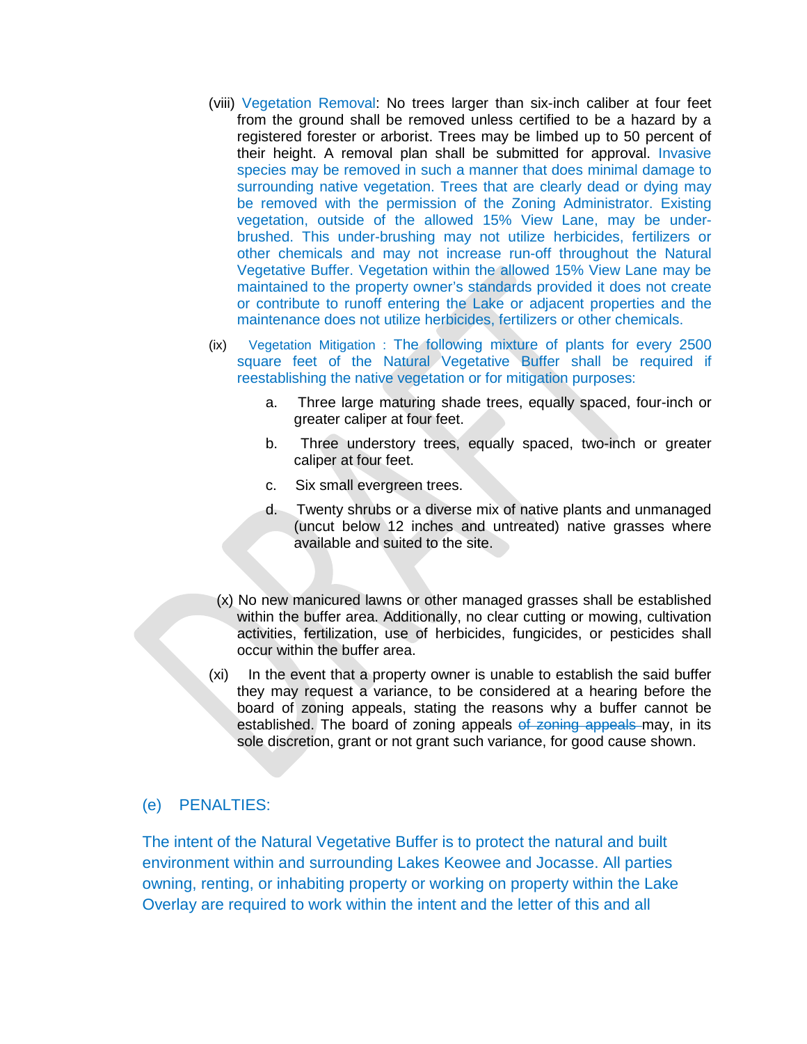(viii) Vegetation Removal: No trees larger than six-inch caliber at four feet from the ground shall be removed unless certified to be a hazard by a registered forester or arborist. Trees may be limbed up to 50 percent of their height. A removal plan shall be submitted for approval. Invasive species may be removed in such a manner that does minimal damage to surrounding native vegetation. Trees that are clearly dead or dying may be removed with the permission of the Zoning Administrator. Existing vegetation, outside of the allowed 15% View Lane, may be under-brushed. This under-brushing may not utilize herbicides, fertilizers or other chemicals and may not increase run-off throughout the Natural Vegetative Buffer. Vegetation within the allowed 15% View Lane may be maintained to the property owner's standards provided it does not create or contribute to runoff entering the Lake or adjacent properties and the maintenance does not utilize herbicides, fertilizers or other chemicals.

(ix) Vegetation Mitigation : The following mixture of plants for every 2500 square feet of the Natural Vegetative Buffer shall be required if reestablishing the native vegetation or for mitigation purposes:

a. Three large maturing shade trees, equally spaced, four-inch or greater caliper at four feet.

b. Three understory trees, equally spaced, two-inch or greater caliper at four feet.

c. Six small evergreen trees.

d. Twenty shrubs or a diverse mix of native plants and unmanaged (uncut below 12 inches and untreated) native grasses where available and suited to the site.

(x) No new manicured lawns or other managed grasses shall be established within the buffer area. Additionally, no clear cutting or mowing, cultivation activities, fertilization, use of herbicides, fungicides, or pesticides shall occur within the buffer area.

(xi) In the event that a property owner is unable to establish the said buffer they may request a variance, to be considered at a hearing before the board of zoning appeals, stating the reasons why a buffer cannot be established. The board of zoning appeals ~~of zoning appeals~~ may, in its sole discretion, grant or not grant such variance, for good cause shown.

## (e) PENALTIES:

The intent of the Natural Vegetative Buffer is to protect the natural and built environment within and surrounding Lakes Keowee and Jocasse. All parties owning, renting, or inhabiting property or working on property within the Lake Overlay are required to work within the intent and the letter of this and all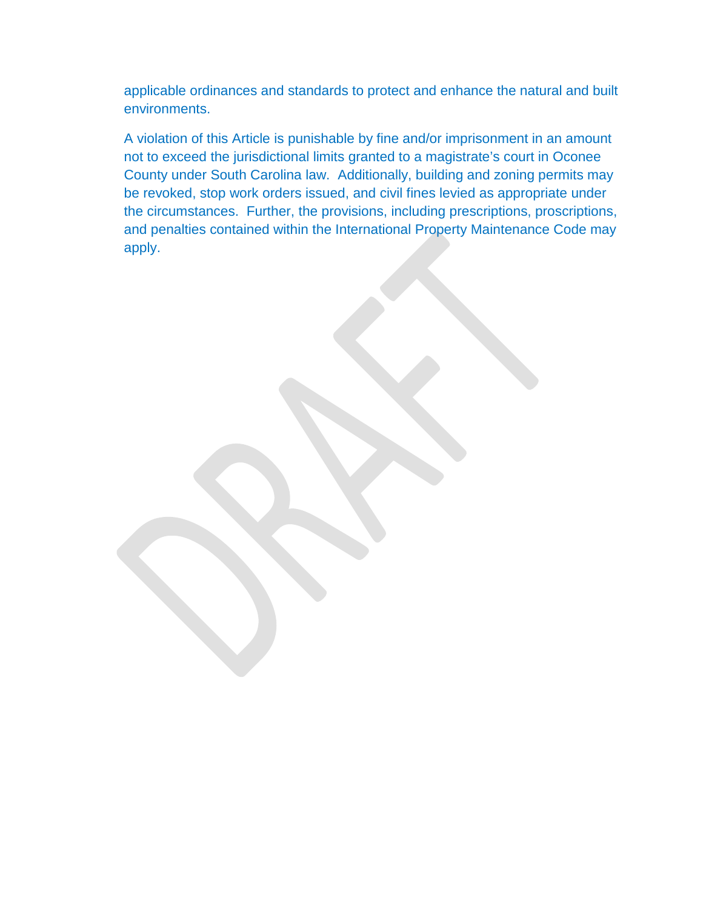applicable ordinances and standards to protect and enhance the natural and built environments.

A violation of this Article is punishable by fine and/or imprisonment in an amount not to exceed the jurisdictional limits granted to a magistrate's court in Oconee County under South Carolina law. Additionally, building and zoning permits may be revoked, stop work orders issued, and civil fines levied as appropriate under the circumstances. Further, the provisions, including prescriptions, proscriptions, and penalties contained within the International Property Maintenance Code may apply.